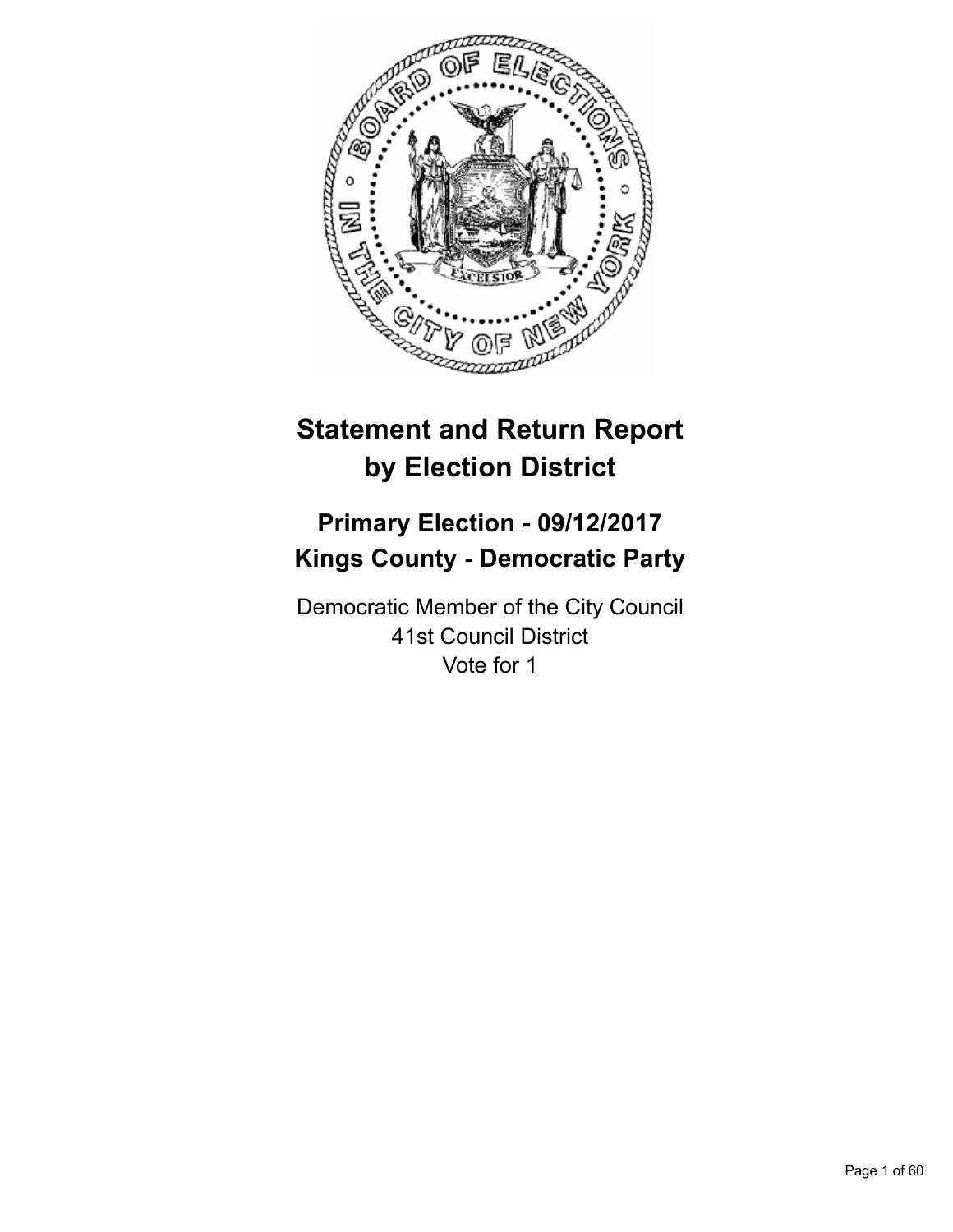# Statement and Return Report by Election District

## Primary Election - 09/12/2017
## Kings County - Democratic Party

Democratic Member of the City Council
41st Council District
Vote for 1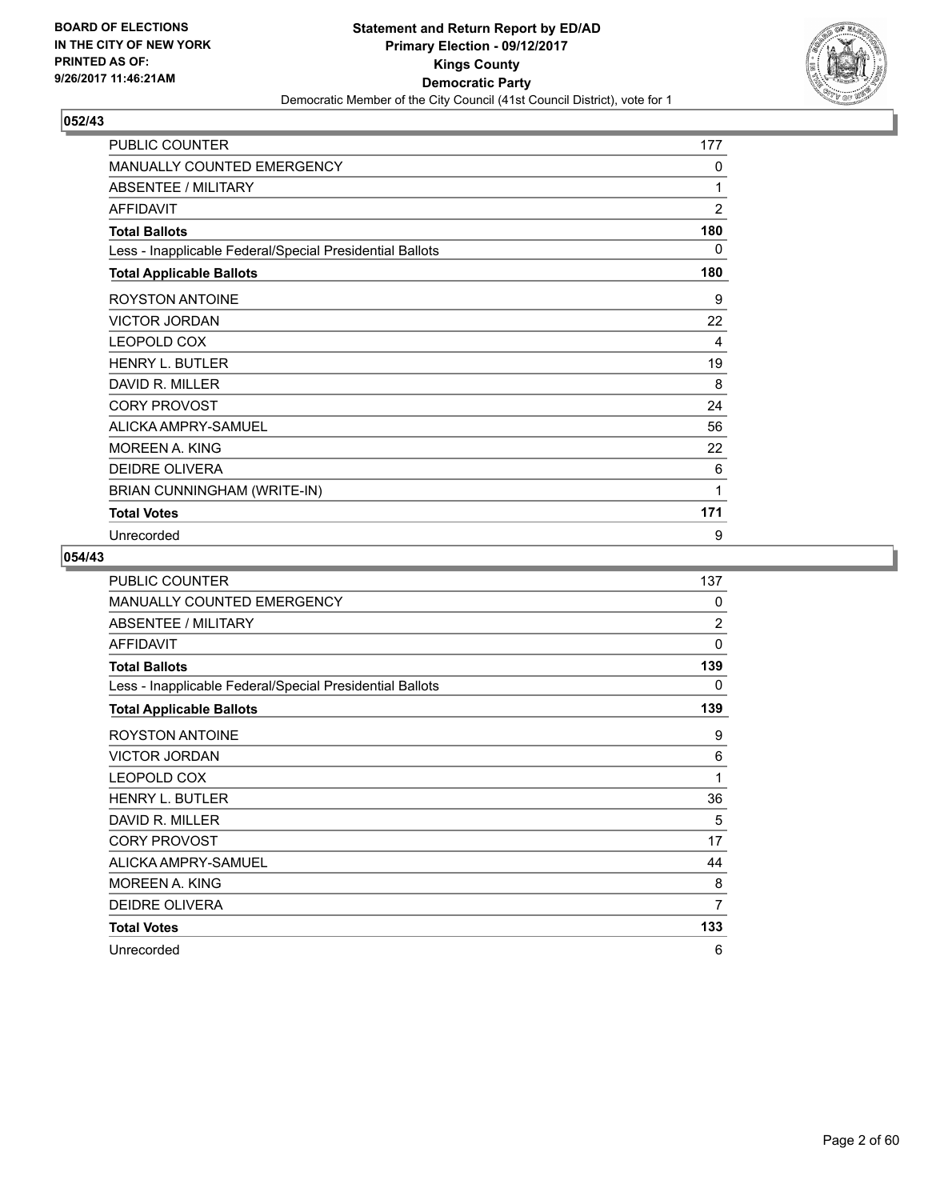**BOARD OF ELECTIONS IN THE CITY OF NEW YORK PRINTED AS OF: 9/26/2017 11:46:21AM**

**Statement and Return Report by ED/AD Primary Election - 09/12/2017 Kings County Democratic Party**

Democratic Member of the City Council (41st Council District), vote for 1

## 052/43

| | |
|---|---|
| PUBLIC COUNTER | 177 |
| MANUALLY COUNTED EMERGENCY | 0 |
| ABSENTEE / MILITARY | 1 |
| AFFIDAVIT | 2 |
| **Total Ballots** | **180** |
| Less - Inapplicable Federal/Special Presidential Ballots | 0 |
| **Total Applicable Ballots** | **180** |
| ROYSTON ANTOINE | 9 |
| VICTOR JORDAN | 22 |
| LEOPOLD COX | 4 |
| HENRY L. BUTLER | 19 |
| DAVID R. MILLER | 8 |
| CORY PROVOST | 24 |
| ALICKA AMPRY-SAMUEL | 56 |
| MOREEN A. KING | 22 |
| DEIDRE OLIVERA | 6 |
| BRIAN CUNNINGHAM (WRITE-IN) | 1 |
| **Total Votes** | **171** |
| Unrecorded | 9 |

## 054/43

| | |
|---|---|
| PUBLIC COUNTER | 137 |
| MANUALLY COUNTED EMERGENCY | 0 |
| ABSENTEE / MILITARY | 2 |
| AFFIDAVIT | 0 |
| **Total Ballots** | **139** |
| Less - Inapplicable Federal/Special Presidential Ballots | 0 |
| **Total Applicable Ballots** | **139** |
| ROYSTON ANTOINE | 9 |
| VICTOR JORDAN | 6 |
| LEOPOLD COX | 1 |
| HENRY L. BUTLER | 36 |
| DAVID R. MILLER | 5 |
| CORY PROVOST | 17 |
| ALICKA AMPRY-SAMUEL | 44 |
| MOREEN A. KING | 8 |
| DEIDRE OLIVERA | 7 |
| **Total Votes** | **133** |
| Unrecorded | 6 |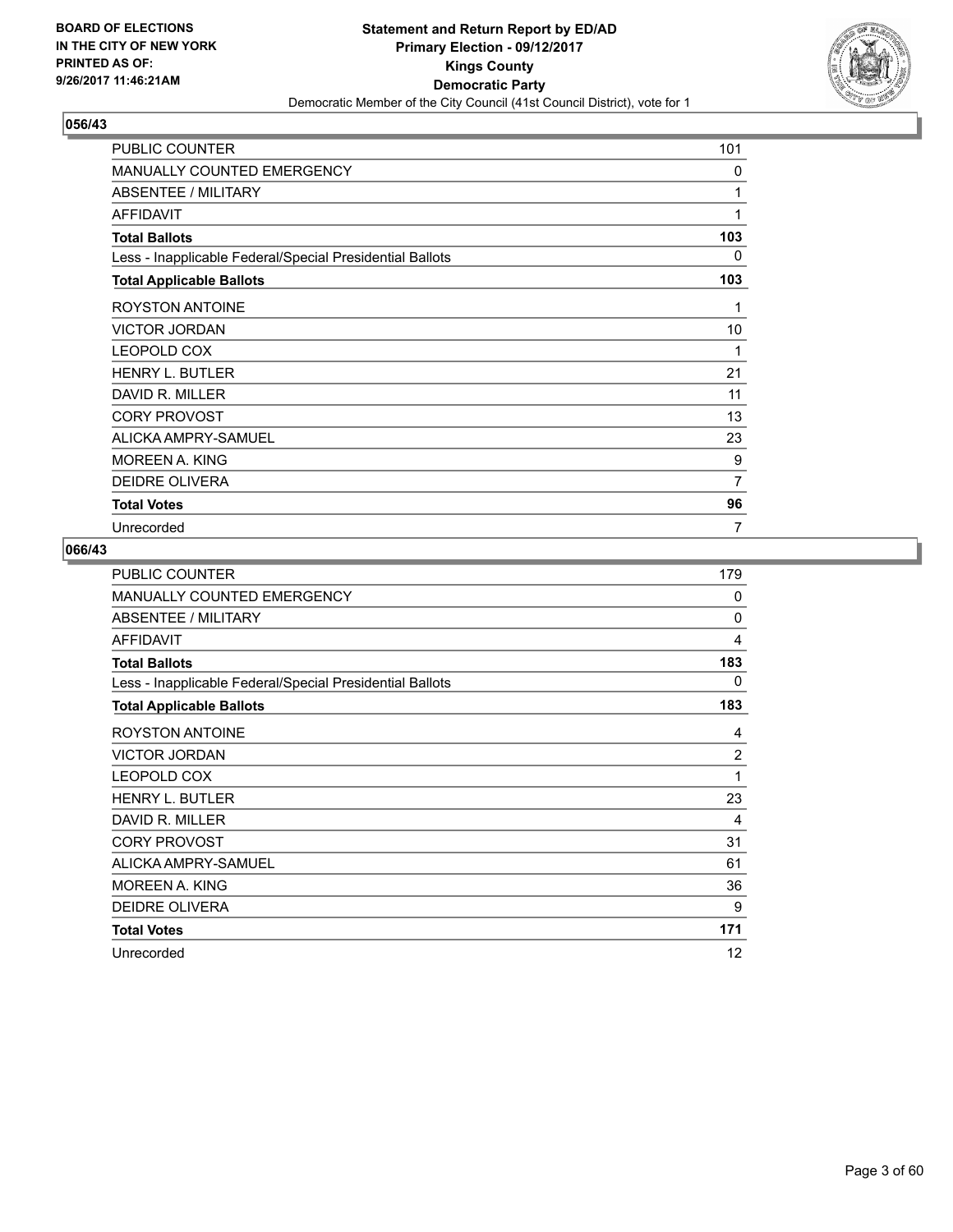## 056/43

| | |
|---|---|
| PUBLIC COUNTER | 101 |
| MANUALLY COUNTED EMERGENCY | 0 |
| ABSENTEE / MILITARY | 1 |
| AFFIDAVIT | 1 |
| **Total Ballots** | **103** |
| Less - Inapplicable Federal/Special Presidential Ballots | 0 |
| **Total Applicable Ballots** | **103** |
| ROYSTON ANTOINE | 1 |
| VICTOR JORDAN | 10 |
| LEOPOLD COX | 1 |
| HENRY L. BUTLER | 21 |
| DAVID R. MILLER | 11 |
| CORY PROVOST | 13 |
| ALICKA AMPRY-SAMUEL | 23 |
| MOREEN A. KING | 9 |
| DEIDRE OLIVERA | 7 |
| **Total Votes** | **96** |
| Unrecorded | 7 |

## 066/43

| | |
|---|---|
| PUBLIC COUNTER | 179 |
| MANUALLY COUNTED EMERGENCY | 0 |
| ABSENTEE / MILITARY | 0 |
| AFFIDAVIT | 4 |
| **Total Ballots** | **183** |
| Less - Inapplicable Federal/Special Presidential Ballots | 0 |
| **Total Applicable Ballots** | **183** |
| ROYSTON ANTOINE | 4 |
| VICTOR JORDAN | 2 |
| LEOPOLD COX | 1 |
| HENRY L. BUTLER | 23 |
| DAVID R. MILLER | 4 |
| CORY PROVOST | 31 |
| ALICKA AMPRY-SAMUEL | 61 |
| MOREEN A. KING | 36 |
| DEIDRE OLIVERA | 9 |
| **Total Votes** | **171** |
| Unrecorded | 12 |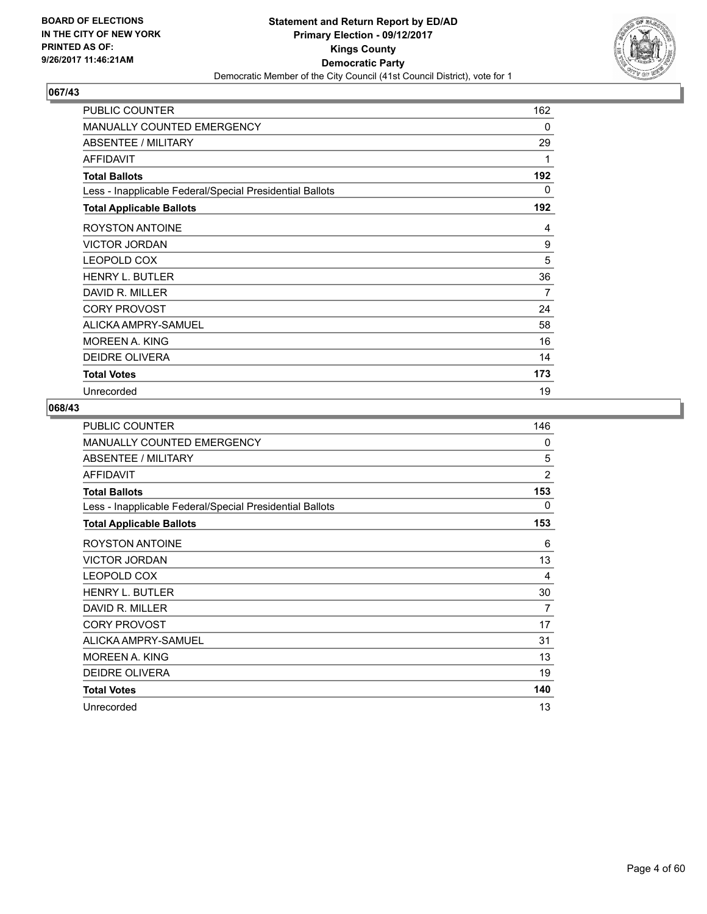BOARD OF ELECTIONS
IN THE CITY OF NEW YORK
PRINTED AS OF:
9/26/2017 11:46:21AM

**Statement and Return Report by ED/AD**
**Primary Election - 09/12/2017**
**Kings County**
**Democratic Party**
Democratic Member of the City Council (41st Council District), vote for 1

## 067/43

| | |
|---|---|
| PUBLIC COUNTER | 162 |
| MANUALLY COUNTED EMERGENCY | 0 |
| ABSENTEE / MILITARY | 29 |
| AFFIDAVIT | 1 |
| **Total Ballots** | **192** |
| Less - Inapplicable Federal/Special Presidential Ballots | 0 |
| **Total Applicable Ballots** | **192** |
| ROYSTON ANTOINE | 4 |
| VICTOR JORDAN | 9 |
| LEOPOLD COX | 5 |
| HENRY L. BUTLER | 36 |
| DAVID R. MILLER | 7 |
| CORY PROVOST | 24 |
| ALICKA AMPRY-SAMUEL | 58 |
| MOREEN A. KING | 16 |
| DEIDRE OLIVERA | 14 |
| **Total Votes** | **173** |
| Unrecorded | 19 |

## 068/43

| | |
|---|---|
| PUBLIC COUNTER | 146 |
| MANUALLY COUNTED EMERGENCY | 0 |
| ABSENTEE / MILITARY | 5 |
| AFFIDAVIT | 2 |
| **Total Ballots** | **153** |
| Less - Inapplicable Federal/Special Presidential Ballots | 0 |
| **Total Applicable Ballots** | **153** |
| ROYSTON ANTOINE | 6 |
| VICTOR JORDAN | 13 |
| LEOPOLD COX | 4 |
| HENRY L. BUTLER | 30 |
| DAVID R. MILLER | 7 |
| CORY PROVOST | 17 |
| ALICKA AMPRY-SAMUEL | 31 |
| MOREEN A. KING | 13 |
| DEIDRE OLIVERA | 19 |
| **Total Votes** | **140** |
| Unrecorded | 13 |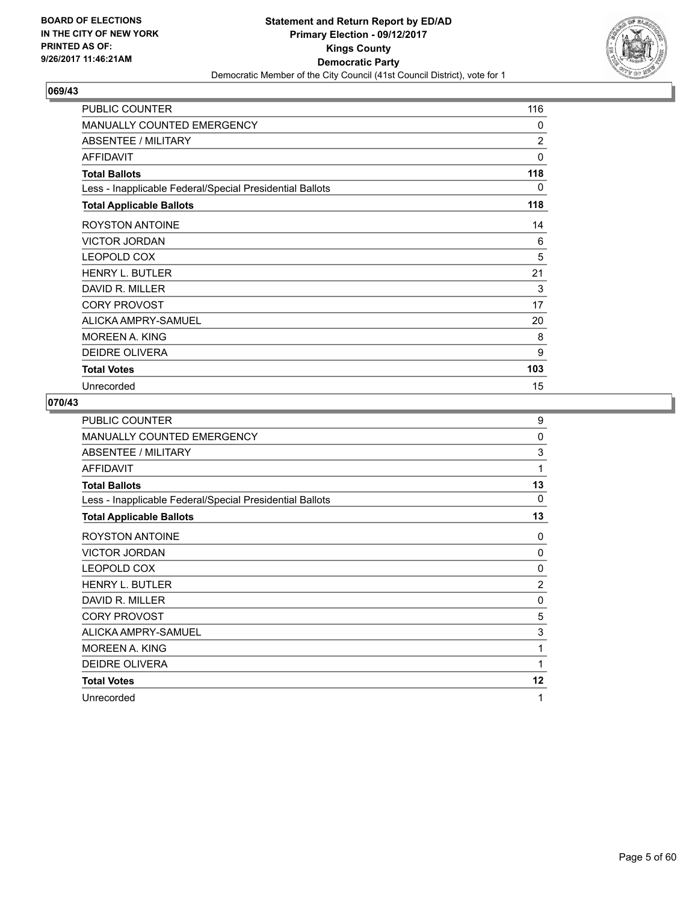**BOARD OF ELECTIONS IN THE CITY OF NEW YORK PRINTED AS OF: 9/26/2017 11:46:21AM**

**Statement and Return Report by ED/AD Primary Election - 09/12/2017 Kings County Democratic Party**
Democratic Member of the City Council (41st Council District), vote for 1

## 069/43

| | |
|---|---|
| PUBLIC COUNTER | 116 |
| MANUALLY COUNTED EMERGENCY | 0 |
| ABSENTEE / MILITARY | 2 |
| AFFIDAVIT | 0 |
| **Total Ballots** | **118** |
| Less - Inapplicable Federal/Special Presidential Ballots | 0 |
| **Total Applicable Ballots** | **118** |
| ROYSTON ANTOINE | 14 |
| VICTOR JORDAN | 6 |
| LEOPOLD COX | 5 |
| HENRY L. BUTLER | 21 |
| DAVID R. MILLER | 3 |
| CORY PROVOST | 17 |
| ALICKA AMPRY-SAMUEL | 20 |
| MOREEN A. KING | 8 |
| DEIDRE OLIVERA | 9 |
| **Total Votes** | **103** |
| Unrecorded | 15 |

## 070/43

| | |
|---|---|
| PUBLIC COUNTER | 9 |
| MANUALLY COUNTED EMERGENCY | 0 |
| ABSENTEE / MILITARY | 3 |
| AFFIDAVIT | 1 |
| **Total Ballots** | **13** |
| Less - Inapplicable Federal/Special Presidential Ballots | 0 |
| **Total Applicable Ballots** | **13** |
| ROYSTON ANTOINE | 0 |
| VICTOR JORDAN | 0 |
| LEOPOLD COX | 0 |
| HENRY L. BUTLER | 2 |
| DAVID R. MILLER | 0 |
| CORY PROVOST | 5 |
| ALICKA AMPRY-SAMUEL | 3 |
| MOREEN A. KING | 1 |
| DEIDRE OLIVERA | 1 |
| **Total Votes** | **12** |
| Unrecorded | 1 |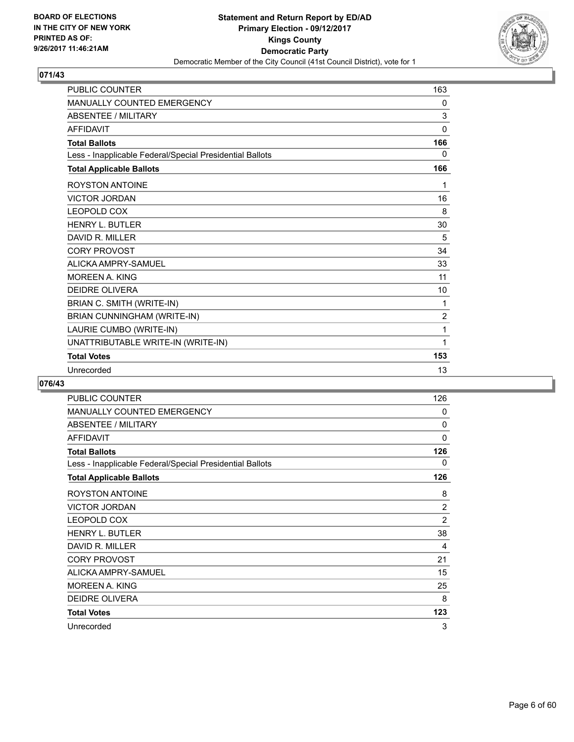BOARD OF ELECTIONS
IN THE CITY OF NEW YORK
PRINTED AS OF:
9/26/2017 11:46:21AM

**Statement and Return Report by ED/AD**
**Primary Election - 09/12/2017**
**Kings County**
**Democratic Party**
Democratic Member of the City Council (41st Council District), vote for 1

## 071/43

| | |
|---|---|
| PUBLIC COUNTER | 163 |
| MANUALLY COUNTED EMERGENCY | 0 |
| ABSENTEE / MILITARY | 3 |
| AFFIDAVIT | 0 |
| **Total Ballots** | **166** |
| Less - Inapplicable Federal/Special Presidential Ballots | 0 |
| **Total Applicable Ballots** | **166** |
| ROYSTON ANTOINE | 1 |
| VICTOR JORDAN | 16 |
| LEOPOLD COX | 8 |
| HENRY L. BUTLER | 30 |
| DAVID R. MILLER | 5 |
| CORY PROVOST | 34 |
| ALICKA AMPRY-SAMUEL | 33 |
| MOREEN A. KING | 11 |
| DEIDRE OLIVERA | 10 |
| BRIAN C. SMITH (WRITE-IN) | 1 |
| BRIAN CUNNINGHAM (WRITE-IN) | 2 |
| LAURIE CUMBO (WRITE-IN) | 1 |
| UNATTRIBUTABLE WRITE-IN (WRITE-IN) | 1 |
| **Total Votes** | **153** |
| Unrecorded | 13 |

## 076/43

| | |
|---|---|
| PUBLIC COUNTER | 126 |
| MANUALLY COUNTED EMERGENCY | 0 |
| ABSENTEE / MILITARY | 0 |
| AFFIDAVIT | 0 |
| **Total Ballots** | **126** |
| Less - Inapplicable Federal/Special Presidential Ballots | 0 |
| **Total Applicable Ballots** | **126** |
| ROYSTON ANTOINE | 8 |
| VICTOR JORDAN | 2 |
| LEOPOLD COX | 2 |
| HENRY L. BUTLER | 38 |
| DAVID R. MILLER | 4 |
| CORY PROVOST | 21 |
| ALICKA AMPRY-SAMUEL | 15 |
| MOREEN A. KING | 25 |
| DEIDRE OLIVERA | 8 |
| **Total Votes** | **123** |
| Unrecorded | 3 |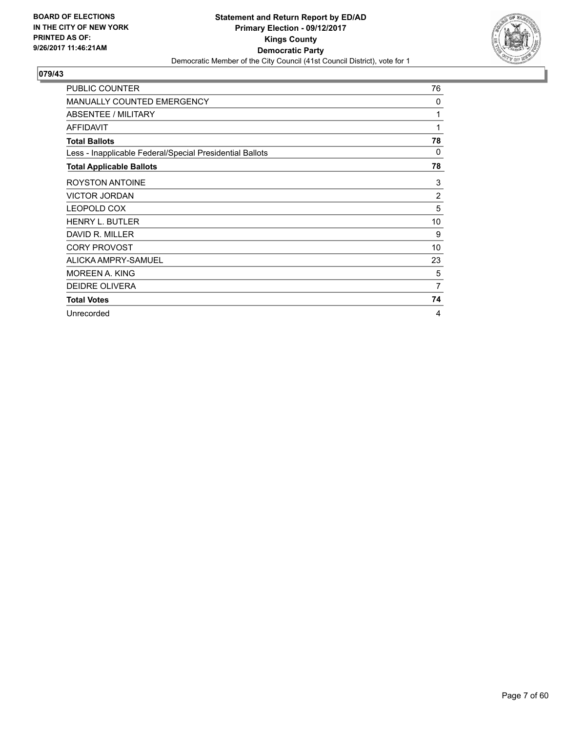**BOARD OF ELECTIONS IN THE CITY OF NEW YORK PRINTED AS OF: 9/26/2017 11:46:21AM**

**Statement and Return Report by ED/AD**
**Primary Election - 09/12/2017**
**Kings County**
**Democratic Party**
Democratic Member of the City Council (41st Council District), vote for 1

## 079/43

| | |
|---|---|
| PUBLIC COUNTER | 76 |
| MANUALLY COUNTED EMERGENCY | 0 |
| ABSENTEE / MILITARY | 1 |
| AFFIDAVIT | 1 |
| **Total Ballots** | **78** |
| Less - Inapplicable Federal/Special Presidential Ballots | 0 |
| **Total Applicable Ballots** | **78** |
| ROYSTON ANTOINE | 3 |
| VICTOR JORDAN | 2 |
| LEOPOLD COX | 5 |
| HENRY L. BUTLER | 10 |
| DAVID R. MILLER | 9 |
| CORY PROVOST | 10 |
| ALICKA AMPRY-SAMUEL | 23 |
| MOREEN A. KING | 5 |
| DEIDRE OLIVERA | 7 |
| **Total Votes** | **74** |
| Unrecorded | 4 |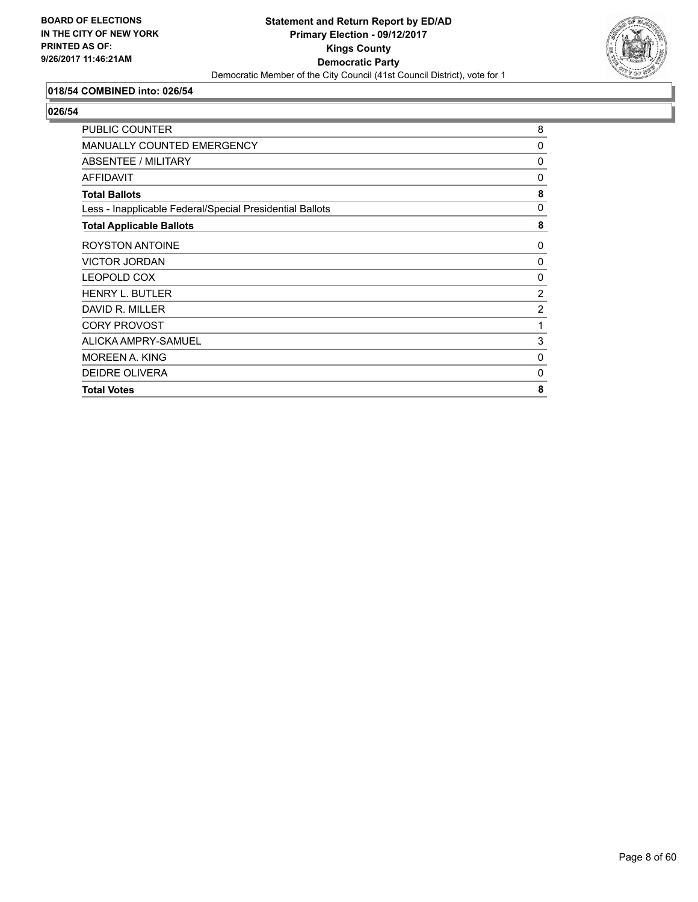**BOARD OF ELECTIONS IN THE CITY OF NEW YORK PRINTED AS OF: 9/26/2017 11:46:21AM**

**Statement and Return Report by ED/AD**
**Primary Election - 09/12/2017**
**Kings County**
**Democratic Party**
Democratic Member of the City Council (41st Council District), vote for 1

### 018/54 COMBINED into: 026/54

### 026/54

| | |
|---|---|
| PUBLIC COUNTER | 8 |
| MANUALLY COUNTED EMERGENCY | 0 |
| ABSENTEE / MILITARY | 0 |
| AFFIDAVIT | 0 |
| **Total Ballots** | **8** |
| Less - Inapplicable Federal/Special Presidential Ballots | 0 |
| **Total Applicable Ballots** | **8** |
| ROYSTON ANTOINE | 0 |
| VICTOR JORDAN | 0 |
| LEOPOLD COX | 0 |
| HENRY L. BUTLER | 2 |
| DAVID R. MILLER | 2 |
| CORY PROVOST | 1 |
| ALICKA AMPRY-SAMUEL | 3 |
| MOREEN A. KING | 0 |
| DEIDRE OLIVERA | 0 |
| **Total Votes** | **8** |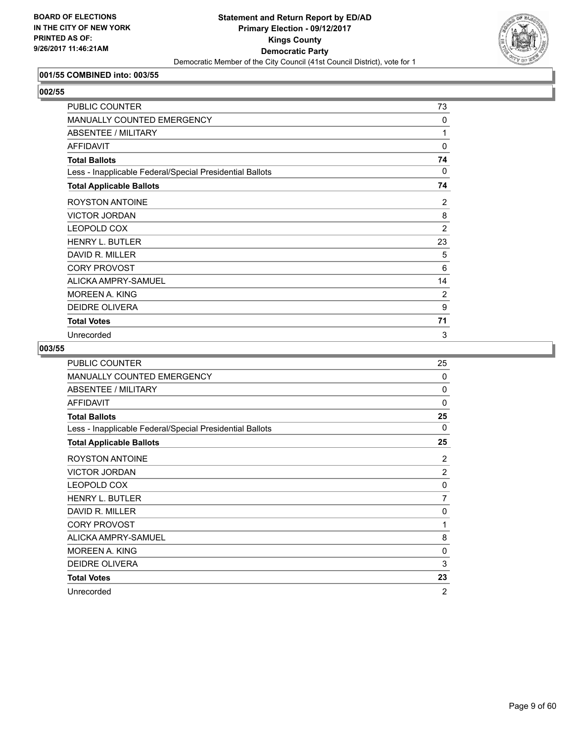BOARD OF ELECTIONS
IN THE CITY OF NEW YORK
PRINTED AS OF:
9/26/2017 11:46:21AM

# Statement and Return Report by ED/AD
## Primary Election - 09/12/2017
## Kings County
## Democratic Party
Democratic Member of the City Council (41st Council District), vote for 1

### 001/55 COMBINED into: 003/55

### 002/55

| | |
|---|---|
| PUBLIC COUNTER | 73 |
| MANUALLY COUNTED EMERGENCY | 0 |
| ABSENTEE / MILITARY | 1 |
| AFFIDAVIT | 0 |
| **Total Ballots** | **74** |
| Less - Inapplicable Federal/Special Presidential Ballots | 0 |
| **Total Applicable Ballots** | **74** |
| ROYSTON ANTOINE | 2 |
| VICTOR JORDAN | 8 |
| LEOPOLD COX | 2 |
| HENRY L. BUTLER | 23 |
| DAVID R. MILLER | 5 |
| CORY PROVOST | 6 |
| ALICKA AMPRY-SAMUEL | 14 |
| MOREEN A. KING | 2 |
| DEIDRE OLIVERA | 9 |
| **Total Votes** | **71** |
| Unrecorded | 3 |

### 003/55

| | |
|---|---|
| PUBLIC COUNTER | 25 |
| MANUALLY COUNTED EMERGENCY | 0 |
| ABSENTEE / MILITARY | 0 |
| AFFIDAVIT | 0 |
| **Total Ballots** | **25** |
| Less - Inapplicable Federal/Special Presidential Ballots | 0 |
| **Total Applicable Ballots** | **25** |
| ROYSTON ANTOINE | 2 |
| VICTOR JORDAN | 2 |
| LEOPOLD COX | 0 |
| HENRY L. BUTLER | 7 |
| DAVID R. MILLER | 0 |
| CORY PROVOST | 1 |
| ALICKA AMPRY-SAMUEL | 8 |
| MOREEN A. KING | 0 |
| DEIDRE OLIVERA | 3 |
| **Total Votes** | **23** |
| Unrecorded | 2 |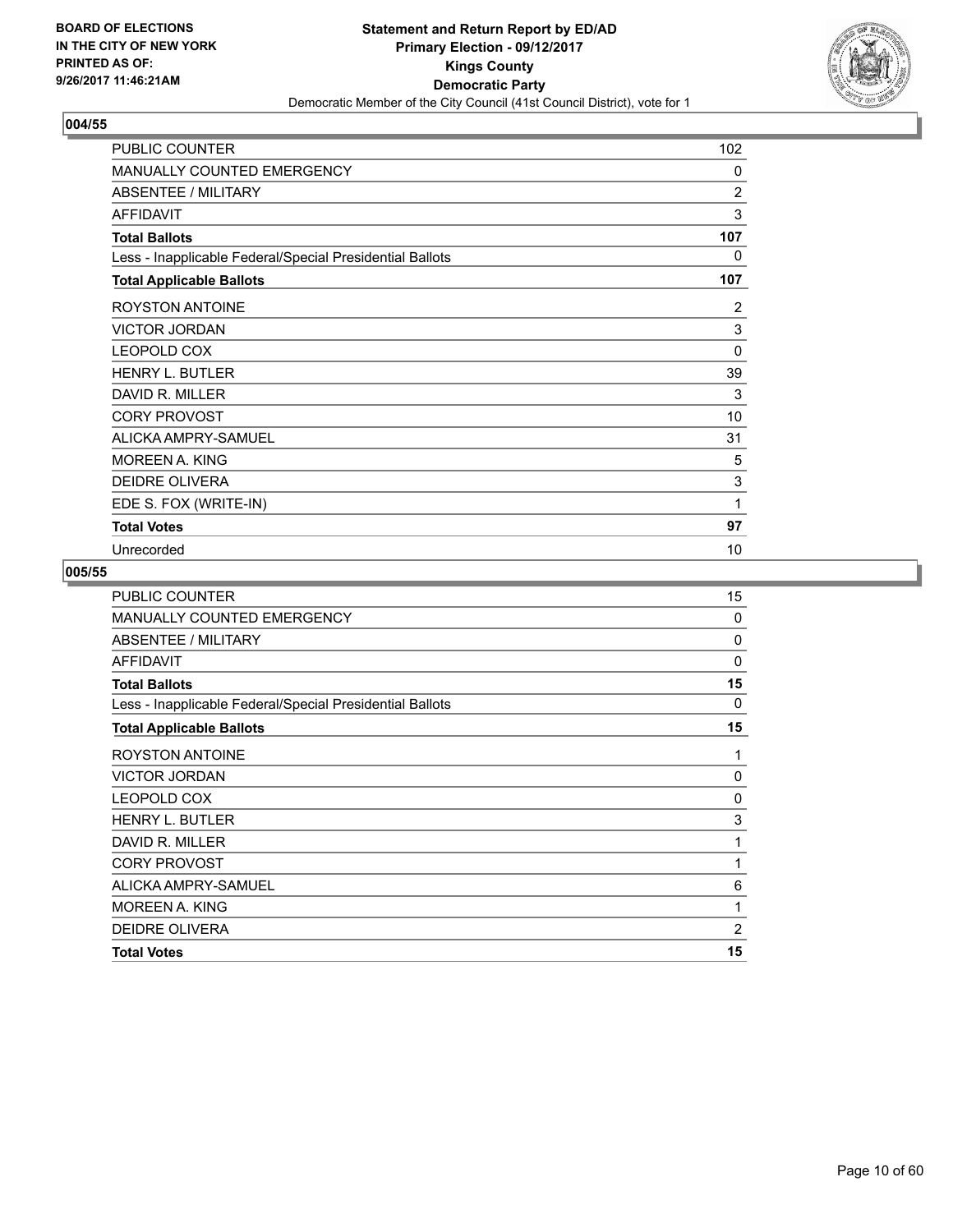## 004/55

| | |
|---|---|
| PUBLIC COUNTER | 102 |
| MANUALLY COUNTED EMERGENCY | 0 |
| ABSENTEE / MILITARY | 2 |
| AFFIDAVIT | 3 |
| **Total Ballots** | **107** |
| Less - Inapplicable Federal/Special Presidential Ballots | 0 |
| **Total Applicable Ballots** | **107** |
| ROYSTON ANTOINE | 2 |
| VICTOR JORDAN | 3 |
| LEOPOLD COX | 0 |
| HENRY L. BUTLER | 39 |
| DAVID R. MILLER | 3 |
| CORY PROVOST | 10 |
| ALICKA AMPRY-SAMUEL | 31 |
| MOREEN A. KING | 5 |
| DEIDRE OLIVERA | 3 |
| EDE S. FOX (WRITE-IN) | 1 |
| **Total Votes** | **97** |
| Unrecorded | 10 |

## 005/55

| | |
|---|---|
| PUBLIC COUNTER | 15 |
| MANUALLY COUNTED EMERGENCY | 0 |
| ABSENTEE / MILITARY | 0 |
| AFFIDAVIT | 0 |
| **Total Ballots** | **15** |
| Less - Inapplicable Federal/Special Presidential Ballots | 0 |
| **Total Applicable Ballots** | **15** |
| ROYSTON ANTOINE | 1 |
| VICTOR JORDAN | 0 |
| LEOPOLD COX | 0 |
| HENRY L. BUTLER | 3 |
| DAVID R. MILLER | 1 |
| CORY PROVOST | 1 |
| ALICKA AMPRY-SAMUEL | 6 |
| MOREEN A. KING | 1 |
| DEIDRE OLIVERA | 2 |
| **Total Votes** | **15** |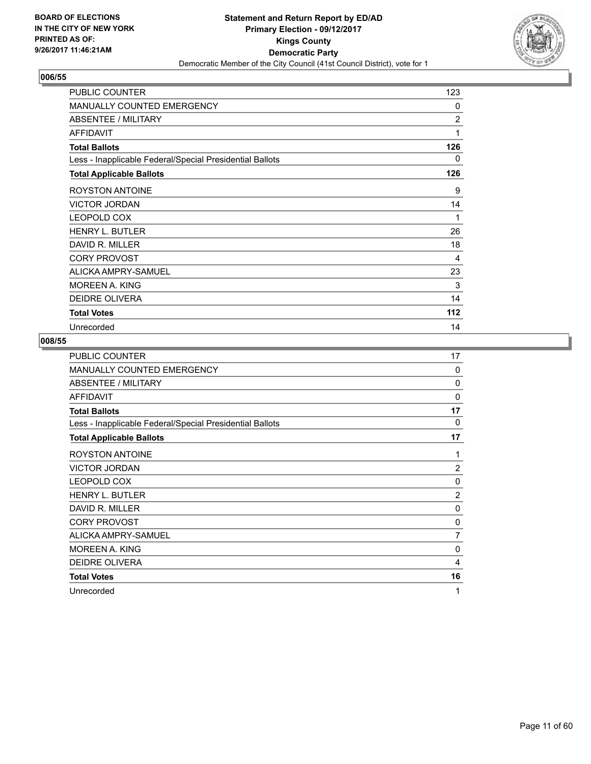BOARD OF ELECTIONS
IN THE CITY OF NEW YORK
PRINTED AS OF:
9/26/2017 11:46:21AM

**Statement and Return Report by ED/AD**
**Primary Election - 09/12/2017**
**Kings County**
**Democratic Party**
Democratic Member of the City Council (41st Council District), vote for 1

## 006/55

| | |
|---|---|
| PUBLIC COUNTER | 123 |
| MANUALLY COUNTED EMERGENCY | 0 |
| ABSENTEE / MILITARY | 2 |
| AFFIDAVIT | 1 |
| **Total Ballots** | **126** |
| Less - Inapplicable Federal/Special Presidential Ballots | 0 |
| **Total Applicable Ballots** | **126** |
| ROYSTON ANTOINE | 9 |
| VICTOR JORDAN | 14 |
| LEOPOLD COX | 1 |
| HENRY L. BUTLER | 26 |
| DAVID R. MILLER | 18 |
| CORY PROVOST | 4 |
| ALICKA AMPRY-SAMUEL | 23 |
| MOREEN A. KING | 3 |
| DEIDRE OLIVERA | 14 |
| **Total Votes** | **112** |
| Unrecorded | 14 |

## 008/55

| | |
|---|---|
| PUBLIC COUNTER | 17 |
| MANUALLY COUNTED EMERGENCY | 0 |
| ABSENTEE / MILITARY | 0 |
| AFFIDAVIT | 0 |
| **Total Ballots** | **17** |
| Less - Inapplicable Federal/Special Presidential Ballots | 0 |
| **Total Applicable Ballots** | **17** |
| ROYSTON ANTOINE | 1 |
| VICTOR JORDAN | 2 |
| LEOPOLD COX | 0 |
| HENRY L. BUTLER | 2 |
| DAVID R. MILLER | 0 |
| CORY PROVOST | 0 |
| ALICKA AMPRY-SAMUEL | 7 |
| MOREEN A. KING | 0 |
| DEIDRE OLIVERA | 4 |
| **Total Votes** | **16** |
| Unrecorded | 1 |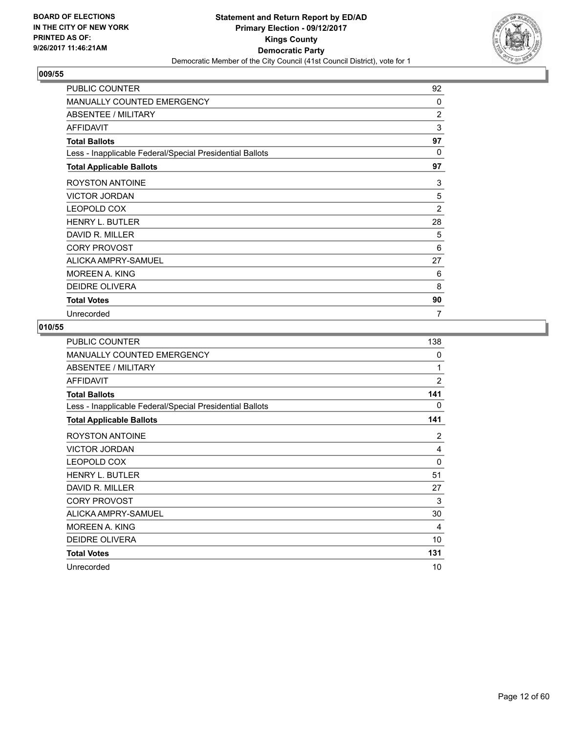**BOARD OF ELECTIONS IN THE CITY OF NEW YORK PRINTED AS OF: 9/26/2017 11:46:21AM**

**Statement and Return Report by ED/AD Primary Election - 09/12/2017 Kings County Democratic Party**

Democratic Member of the City Council (41st Council District), vote for 1

## 009/55

| | |
|---|---|
| PUBLIC COUNTER | 92 |
| MANUALLY COUNTED EMERGENCY | 0 |
| ABSENTEE / MILITARY | 2 |
| AFFIDAVIT | 3 |
| **Total Ballots** | **97** |
| Less - Inapplicable Federal/Special Presidential Ballots | 0 |
| **Total Applicable Ballots** | **97** |
| ROYSTON ANTOINE | 3 |
| VICTOR JORDAN | 5 |
| LEOPOLD COX | 2 |
| HENRY L. BUTLER | 28 |
| DAVID R. MILLER | 5 |
| CORY PROVOST | 6 |
| ALICKA AMPRY-SAMUEL | 27 |
| MOREEN A. KING | 6 |
| DEIDRE OLIVERA | 8 |
| **Total Votes** | **90** |
| Unrecorded | 7 |

## 010/55

| | |
|---|---|
| PUBLIC COUNTER | 138 |
| MANUALLY COUNTED EMERGENCY | 0 |
| ABSENTEE / MILITARY | 1 |
| AFFIDAVIT | 2 |
| **Total Ballots** | **141** |
| Less - Inapplicable Federal/Special Presidential Ballots | 0 |
| **Total Applicable Ballots** | **141** |
| ROYSTON ANTOINE | 2 |
| VICTOR JORDAN | 4 |
| LEOPOLD COX | 0 |
| HENRY L. BUTLER | 51 |
| DAVID R. MILLER | 27 |
| CORY PROVOST | 3 |
| ALICKA AMPRY-SAMUEL | 30 |
| MOREEN A. KING | 4 |
| DEIDRE OLIVERA | 10 |
| **Total Votes** | **131** |
| Unrecorded | 10 |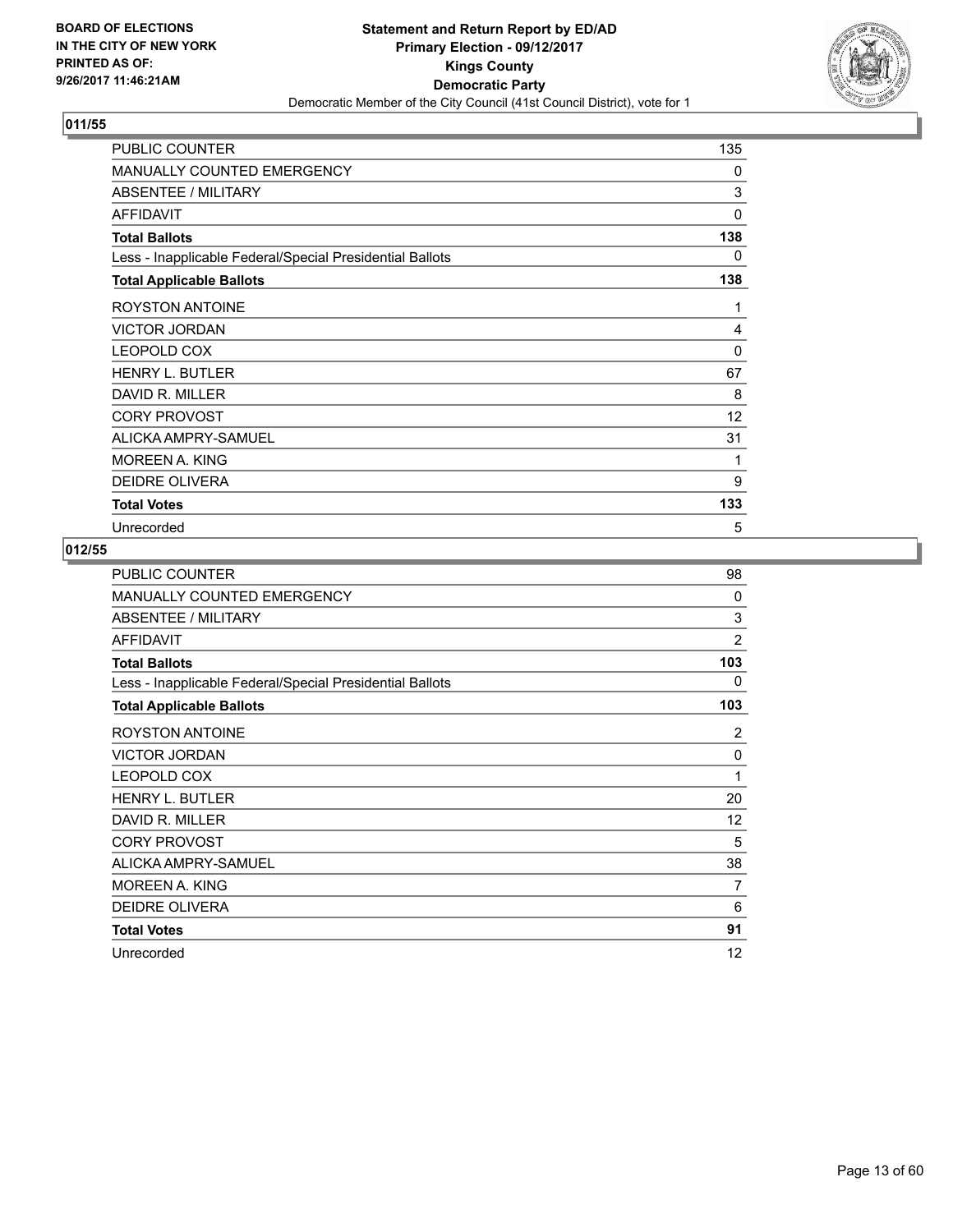BOARD OF ELECTIONS
IN THE CITY OF NEW YORK
PRINTED AS OF:
9/26/2017 11:46:21AM

**Statement and Return Report by ED/AD**
**Primary Election - 09/12/2017**
**Kings County**
**Democratic Party**
Democratic Member of the City Council (41st Council District), vote for 1

## 011/55

| | |
|---|---|
| PUBLIC COUNTER | 135 |
| MANUALLY COUNTED EMERGENCY | 0 |
| ABSENTEE / MILITARY | 3 |
| AFFIDAVIT | 0 |
| **Total Ballots** | **138** |
| Less - Inapplicable Federal/Special Presidential Ballots | 0 |
| **Total Applicable Ballots** | **138** |
| ROYSTON ANTOINE | 1 |
| VICTOR JORDAN | 4 |
| LEOPOLD COX | 0 |
| HENRY L. BUTLER | 67 |
| DAVID R. MILLER | 8 |
| CORY PROVOST | 12 |
| ALICKA AMPRY-SAMUEL | 31 |
| MOREEN A. KING | 1 |
| DEIDRE OLIVERA | 9 |
| **Total Votes** | **133** |
| Unrecorded | 5 |

## 012/55

| | |
|---|---|
| PUBLIC COUNTER | 98 |
| MANUALLY COUNTED EMERGENCY | 0 |
| ABSENTEE / MILITARY | 3 |
| AFFIDAVIT | 2 |
| **Total Ballots** | **103** |
| Less - Inapplicable Federal/Special Presidential Ballots | 0 |
| **Total Applicable Ballots** | **103** |
| ROYSTON ANTOINE | 2 |
| VICTOR JORDAN | 0 |
| LEOPOLD COX | 1 |
| HENRY L. BUTLER | 20 |
| DAVID R. MILLER | 12 |
| CORY PROVOST | 5 |
| ALICKA AMPRY-SAMUEL | 38 |
| MOREEN A. KING | 7 |
| DEIDRE OLIVERA | 6 |
| **Total Votes** | **91** |
| Unrecorded | 12 |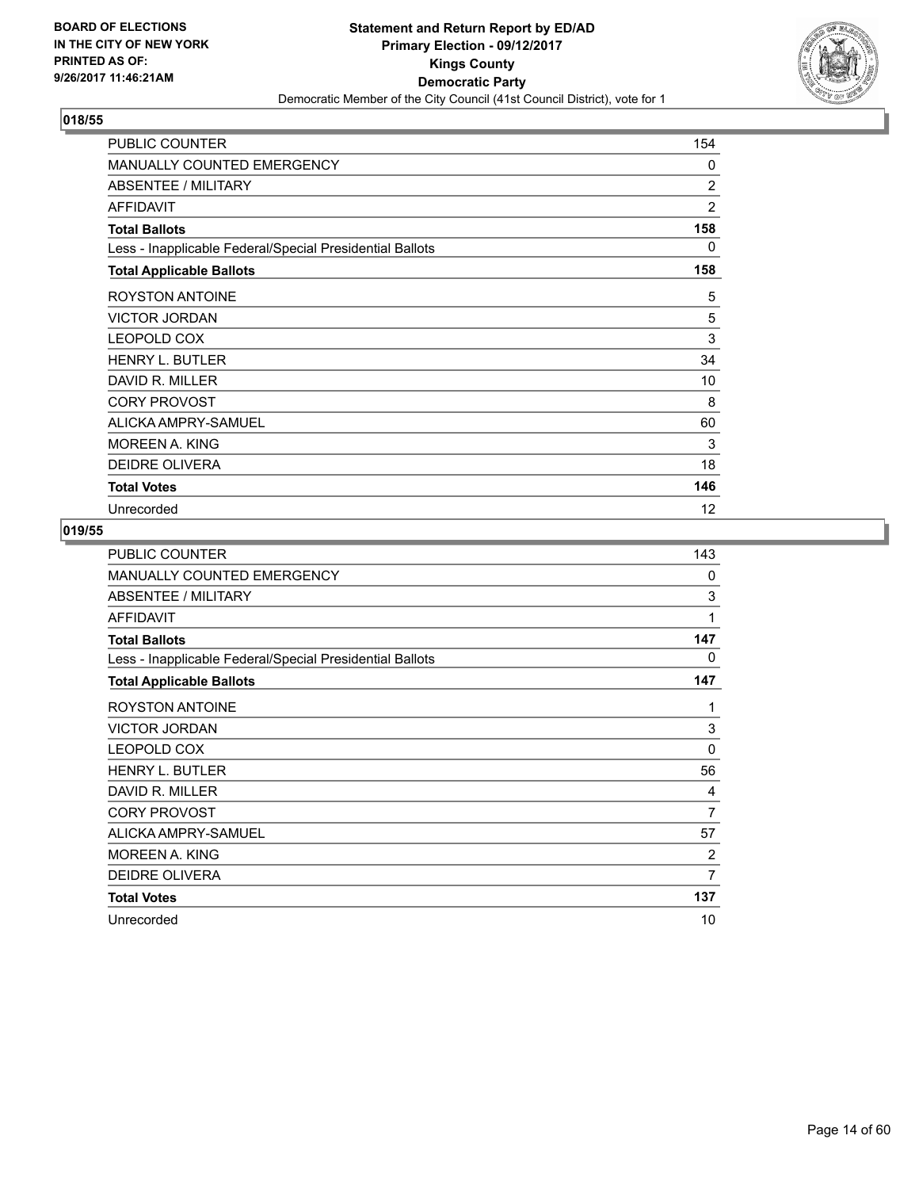**BOARD OF ELECTIONS IN THE CITY OF NEW YORK PRINTED AS OF: 9/26/2017 11:46:21AM**

**Statement and Return Report by ED/AD**
**Primary Election - 09/12/2017**
**Kings County**
**Democratic Party**
Democratic Member of the City Council (41st Council District), vote for 1

## 018/55

| | |
|---|---|
| PUBLIC COUNTER | 154 |
| MANUALLY COUNTED EMERGENCY | 0 |
| ABSENTEE / MILITARY | 2 |
| AFFIDAVIT | 2 |
| **Total Ballots** | **158** |
| Less - Inapplicable Federal/Special Presidential Ballots | 0 |
| **Total Applicable Ballots** | **158** |
| ROYSTON ANTOINE | 5 |
| VICTOR JORDAN | 5 |
| LEOPOLD COX | 3 |
| HENRY L. BUTLER | 34 |
| DAVID R. MILLER | 10 |
| CORY PROVOST | 8 |
| ALICKA AMPRY-SAMUEL | 60 |
| MOREEN A. KING | 3 |
| DEIDRE OLIVERA | 18 |
| **Total Votes** | **146** |
| Unrecorded | 12 |

## 019/55

| | |
|---|---|
| PUBLIC COUNTER | 143 |
| MANUALLY COUNTED EMERGENCY | 0 |
| ABSENTEE / MILITARY | 3 |
| AFFIDAVIT | 1 |
| **Total Ballots** | **147** |
| Less - Inapplicable Federal/Special Presidential Ballots | 0 |
| **Total Applicable Ballots** | **147** |
| ROYSTON ANTOINE | 1 |
| VICTOR JORDAN | 3 |
| LEOPOLD COX | 0 |
| HENRY L. BUTLER | 56 |
| DAVID R. MILLER | 4 |
| CORY PROVOST | 7 |
| ALICKA AMPRY-SAMUEL | 57 |
| MOREEN A. KING | 2 |
| DEIDRE OLIVERA | 7 |
| **Total Votes** | **137** |
| Unrecorded | 10 |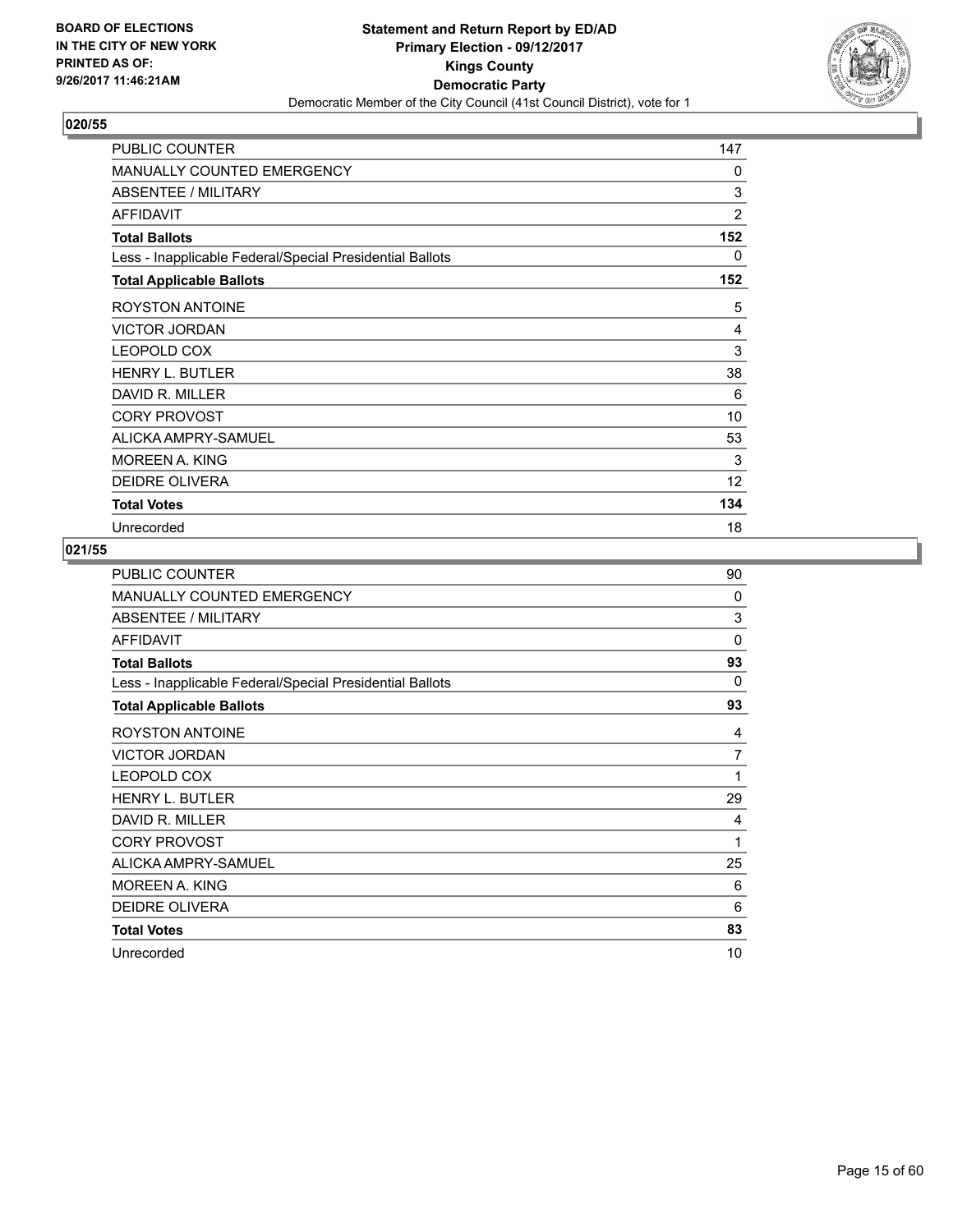BOARD OF ELECTIONS
IN THE CITY OF NEW YORK
PRINTED AS OF:
9/26/2017 11:46:21AM

**Statement and Return Report by ED/AD**
**Primary Election - 09/12/2017**
**Kings County**
**Democratic Party**
Democratic Member of the City Council (41st Council District), vote for 1

### 020/55

| | |
|---|---|
| PUBLIC COUNTER | 147 |
| MANUALLY COUNTED EMERGENCY | 0 |
| ABSENTEE / MILITARY | 3 |
| AFFIDAVIT | 2 |
| **Total Ballots** | **152** |
| Less - Inapplicable Federal/Special Presidential Ballots | 0 |
| **Total Applicable Ballots** | **152** |
| ROYSTON ANTOINE | 5 |
| VICTOR JORDAN | 4 |
| LEOPOLD COX | 3 |
| HENRY L. BUTLER | 38 |
| DAVID R. MILLER | 6 |
| CORY PROVOST | 10 |
| ALICKA AMPRY-SAMUEL | 53 |
| MOREEN A. KING | 3 |
| DEIDRE OLIVERA | 12 |
| **Total Votes** | **134** |
| Unrecorded | 18 |

### 021/55

| | |
|---|---|
| PUBLIC COUNTER | 90 |
| MANUALLY COUNTED EMERGENCY | 0 |
| ABSENTEE / MILITARY | 3 |
| AFFIDAVIT | 0 |
| **Total Ballots** | **93** |
| Less - Inapplicable Federal/Special Presidential Ballots | 0 |
| **Total Applicable Ballots** | **93** |
| ROYSTON ANTOINE | 4 |
| VICTOR JORDAN | 7 |
| LEOPOLD COX | 1 |
| HENRY L. BUTLER | 29 |
| DAVID R. MILLER | 4 |
| CORY PROVOST | 1 |
| ALICKA AMPRY-SAMUEL | 25 |
| MOREEN A. KING | 6 |
| DEIDRE OLIVERA | 6 |
| **Total Votes** | **83** |
| Unrecorded | 10 |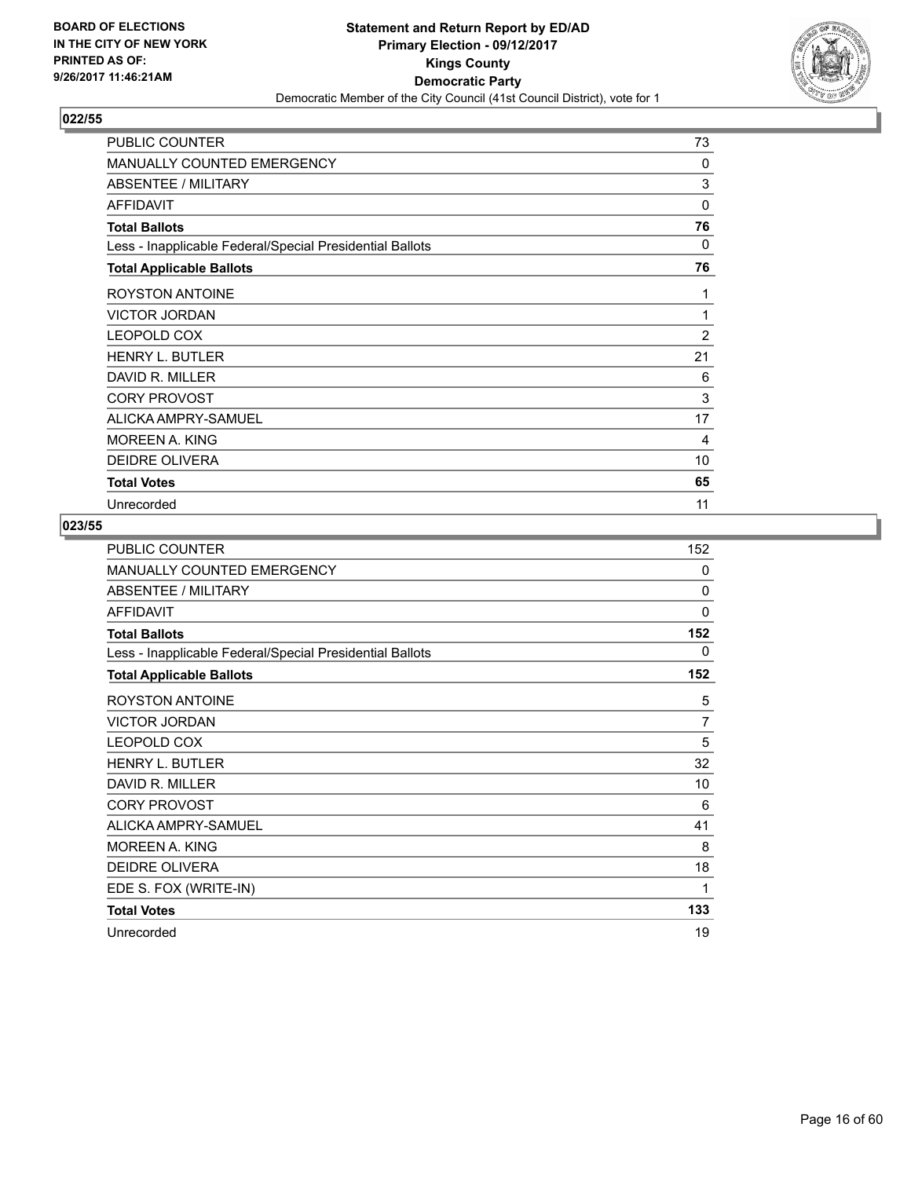**BOARD OF ELECTIONS IN THE CITY OF NEW YORK PRINTED AS OF: 9/26/2017 11:46:21AM**

**Statement and Return Report by ED/AD**
**Primary Election - 09/12/2017**
**Kings County**
**Democratic Party**
Democratic Member of the City Council (41st Council District), vote for 1

## 022/55

| | |
|---|---|
| PUBLIC COUNTER | 73 |
| MANUALLY COUNTED EMERGENCY | 0 |
| ABSENTEE / MILITARY | 3 |
| AFFIDAVIT | 0 |
| **Total Ballots** | **76** |
| Less - Inapplicable Federal/Special Presidential Ballots | 0 |
| **Total Applicable Ballots** | **76** |
| ROYSTON ANTOINE | 1 |
| VICTOR JORDAN | 1 |
| LEOPOLD COX | 2 |
| HENRY L. BUTLER | 21 |
| DAVID R. MILLER | 6 |
| CORY PROVOST | 3 |
| ALICKA AMPRY-SAMUEL | 17 |
| MOREEN A. KING | 4 |
| DEIDRE OLIVERA | 10 |
| **Total Votes** | **65** |
| Unrecorded | 11 |

## 023/55

| | |
|---|---|
| PUBLIC COUNTER | 152 |
| MANUALLY COUNTED EMERGENCY | 0 |
| ABSENTEE / MILITARY | 0 |
| AFFIDAVIT | 0 |
| **Total Ballots** | **152** |
| Less - Inapplicable Federal/Special Presidential Ballots | 0 |
| **Total Applicable Ballots** | **152** |
| ROYSTON ANTOINE | 5 |
| VICTOR JORDAN | 7 |
| LEOPOLD COX | 5 |
| HENRY L. BUTLER | 32 |
| DAVID R. MILLER | 10 |
| CORY PROVOST | 6 |
| ALICKA AMPRY-SAMUEL | 41 |
| MOREEN A. KING | 8 |
| DEIDRE OLIVERA | 18 |
| EDE S. FOX (WRITE-IN) | 1 |
| **Total Votes** | **133** |
| Unrecorded | 19 |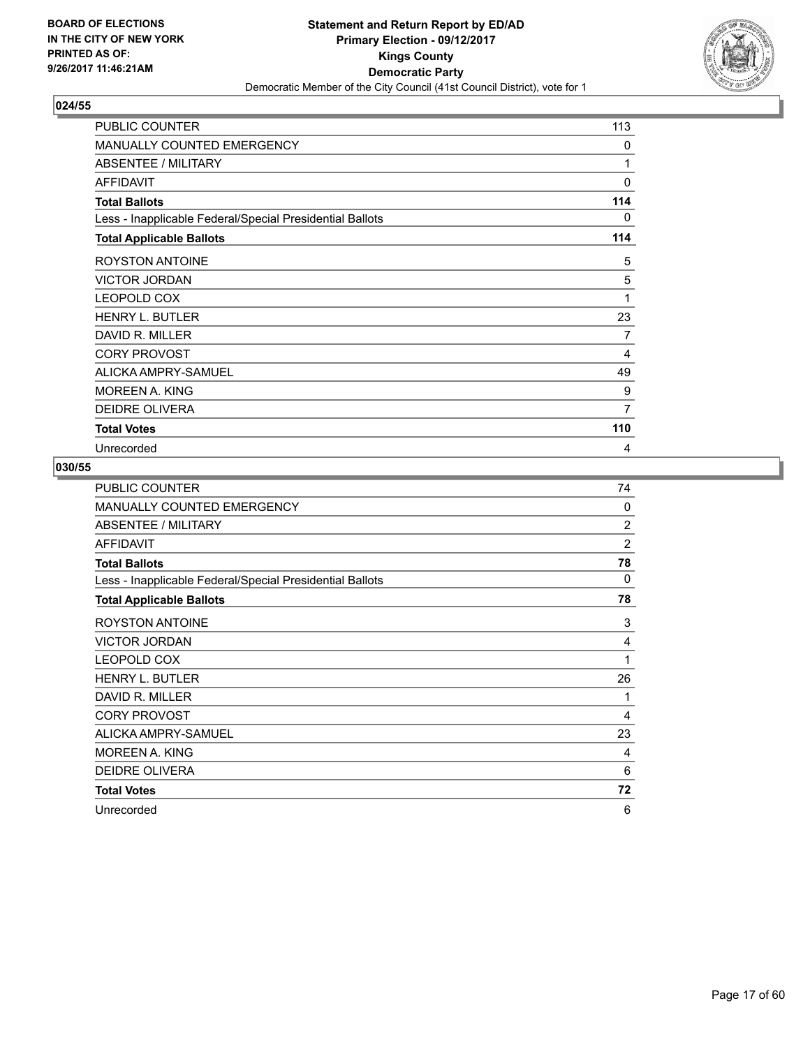**BOARD OF ELECTIONS IN THE CITY OF NEW YORK PRINTED AS OF: 9/26/2017 11:46:21AM**

**Statement and Return Report by ED/AD**
**Primary Election - 09/12/2017**
**Kings County**
**Democratic Party**
Democratic Member of the City Council (41st Council District), vote for 1

### 024/55

| | |
|---|---|
| PUBLIC COUNTER | 113 |
| MANUALLY COUNTED EMERGENCY | 0 |
| ABSENTEE / MILITARY | 1 |
| AFFIDAVIT | 0 |
| **Total Ballots** | **114** |
| Less - Inapplicable Federal/Special Presidential Ballots | 0 |
| **Total Applicable Ballots** | **114** |
| ROYSTON ANTOINE | 5 |
| VICTOR JORDAN | 5 |
| LEOPOLD COX | 1 |
| HENRY L. BUTLER | 23 |
| DAVID R. MILLER | 7 |
| CORY PROVOST | 4 |
| ALICKA AMPRY-SAMUEL | 49 |
| MOREEN A. KING | 9 |
| DEIDRE OLIVERA | 7 |
| **Total Votes** | **110** |
| Unrecorded | 4 |

### 030/55

| | |
|---|---|
| PUBLIC COUNTER | 74 |
| MANUALLY COUNTED EMERGENCY | 0 |
| ABSENTEE / MILITARY | 2 |
| AFFIDAVIT | 2 |
| **Total Ballots** | **78** |
| Less - Inapplicable Federal/Special Presidential Ballots | 0 |
| **Total Applicable Ballots** | **78** |
| ROYSTON ANTOINE | 3 |
| VICTOR JORDAN | 4 |
| LEOPOLD COX | 1 |
| HENRY L. BUTLER | 26 |
| DAVID R. MILLER | 1 |
| CORY PROVOST | 4 |
| ALICKA AMPRY-SAMUEL | 23 |
| MOREEN A. KING | 4 |
| DEIDRE OLIVERA | 6 |
| **Total Votes** | **72** |
| Unrecorded | 6 |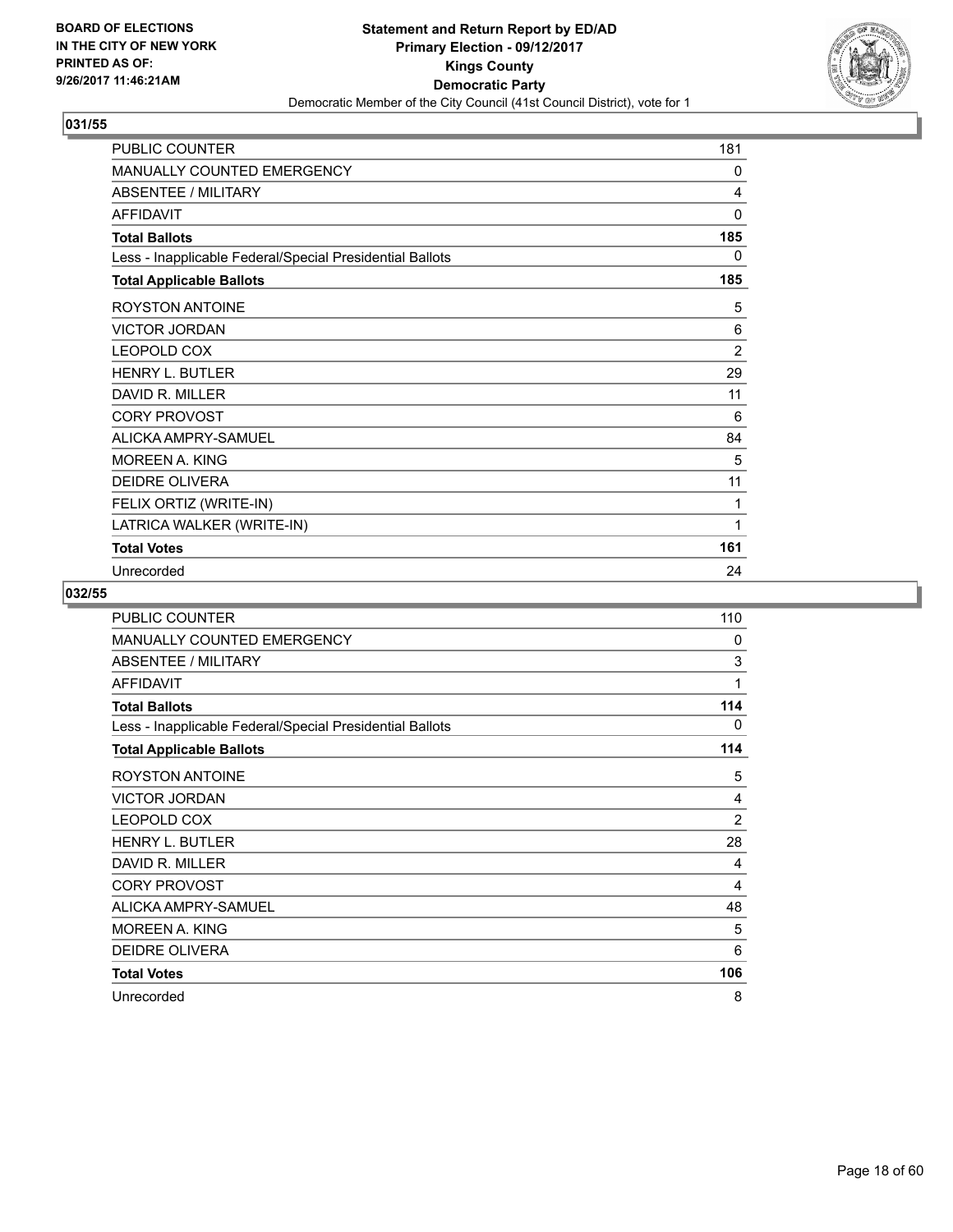**BOARD OF ELECTIONS IN THE CITY OF NEW YORK PRINTED AS OF: 9/26/2017 11:46:21AM**

**Statement and Return Report by ED/AD Primary Election - 09/12/2017 Kings County Democratic Party**
Democratic Member of the City Council (41st Council District), vote for 1

## 031/55

| | |
|---|---|
| PUBLIC COUNTER | 181 |
| MANUALLY COUNTED EMERGENCY | 0 |
| ABSENTEE / MILITARY | 4 |
| AFFIDAVIT | 0 |
| **Total Ballots** | **185** |
| Less - Inapplicable Federal/Special Presidential Ballots | 0 |
| **Total Applicable Ballots** | **185** |
| ROYSTON ANTOINE | 5 |
| VICTOR JORDAN | 6 |
| LEOPOLD COX | 2 |
| HENRY L. BUTLER | 29 |
| DAVID R. MILLER | 11 |
| CORY PROVOST | 6 |
| ALICKA AMPRY-SAMUEL | 84 |
| MOREEN A. KING | 5 |
| DEIDRE OLIVERA | 11 |
| FELIX ORTIZ (WRITE-IN) | 1 |
| LATRICA WALKER (WRITE-IN) | 1 |
| **Total Votes** | **161** |
| Unrecorded | 24 |

## 032/55

| | |
|---|---|
| PUBLIC COUNTER | 110 |
| MANUALLY COUNTED EMERGENCY | 0 |
| ABSENTEE / MILITARY | 3 |
| AFFIDAVIT | 1 |
| **Total Ballots** | **114** |
| Less - Inapplicable Federal/Special Presidential Ballots | 0 |
| **Total Applicable Ballots** | **114** |
| ROYSTON ANTOINE | 5 |
| VICTOR JORDAN | 4 |
| LEOPOLD COX | 2 |
| HENRY L. BUTLER | 28 |
| DAVID R. MILLER | 4 |
| CORY PROVOST | 4 |
| ALICKA AMPRY-SAMUEL | 48 |
| MOREEN A. KING | 5 |
| DEIDRE OLIVERA | 6 |
| **Total Votes** | **106** |
| Unrecorded | 8 |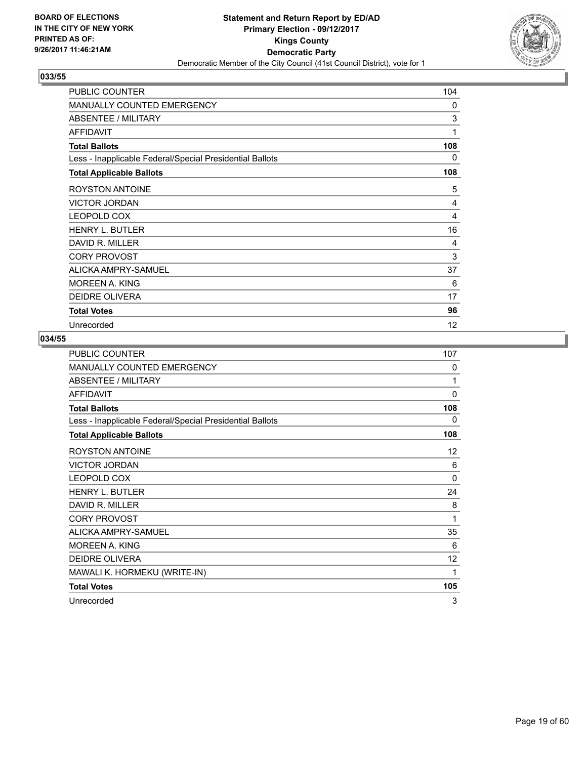BOARD OF ELECTIONS
IN THE CITY OF NEW YORK
PRINTED AS OF:
9/26/2017 11:46:21AM

**Statement and Return Report by ED/AD**
**Primary Election - 09/12/2017**
**Kings County**
**Democratic Party**
Democratic Member of the City Council (41st Council District), vote for 1

## 033/55

| | |
|---|---|
| PUBLIC COUNTER | 104 |
| MANUALLY COUNTED EMERGENCY | 0 |
| ABSENTEE / MILITARY | 3 |
| AFFIDAVIT | 1 |
| **Total Ballots** | **108** |
| Less - Inapplicable Federal/Special Presidential Ballots | 0 |
| **Total Applicable Ballots** | **108** |
| ROYSTON ANTOINE | 5 |
| VICTOR JORDAN | 4 |
| LEOPOLD COX | 4 |
| HENRY L. BUTLER | 16 |
| DAVID R. MILLER | 4 |
| CORY PROVOST | 3 |
| ALICKA AMPRY-SAMUEL | 37 |
| MOREEN A. KING | 6 |
| DEIDRE OLIVERA | 17 |
| **Total Votes** | **96** |
| Unrecorded | 12 |

## 034/55

| | |
|---|---|
| PUBLIC COUNTER | 107 |
| MANUALLY COUNTED EMERGENCY | 0 |
| ABSENTEE / MILITARY | 1 |
| AFFIDAVIT | 0 |
| **Total Ballots** | **108** |
| Less - Inapplicable Federal/Special Presidential Ballots | 0 |
| **Total Applicable Ballots** | **108** |
| ROYSTON ANTOINE | 12 |
| VICTOR JORDAN | 6 |
| LEOPOLD COX | 0 |
| HENRY L. BUTLER | 24 |
| DAVID R. MILLER | 8 |
| CORY PROVOST | 1 |
| ALICKA AMPRY-SAMUEL | 35 |
| MOREEN A. KING | 6 |
| DEIDRE OLIVERA | 12 |
| MAWALI K. HORMEKU (WRITE-IN) | 1 |
| **Total Votes** | **105** |
| Unrecorded | 3 |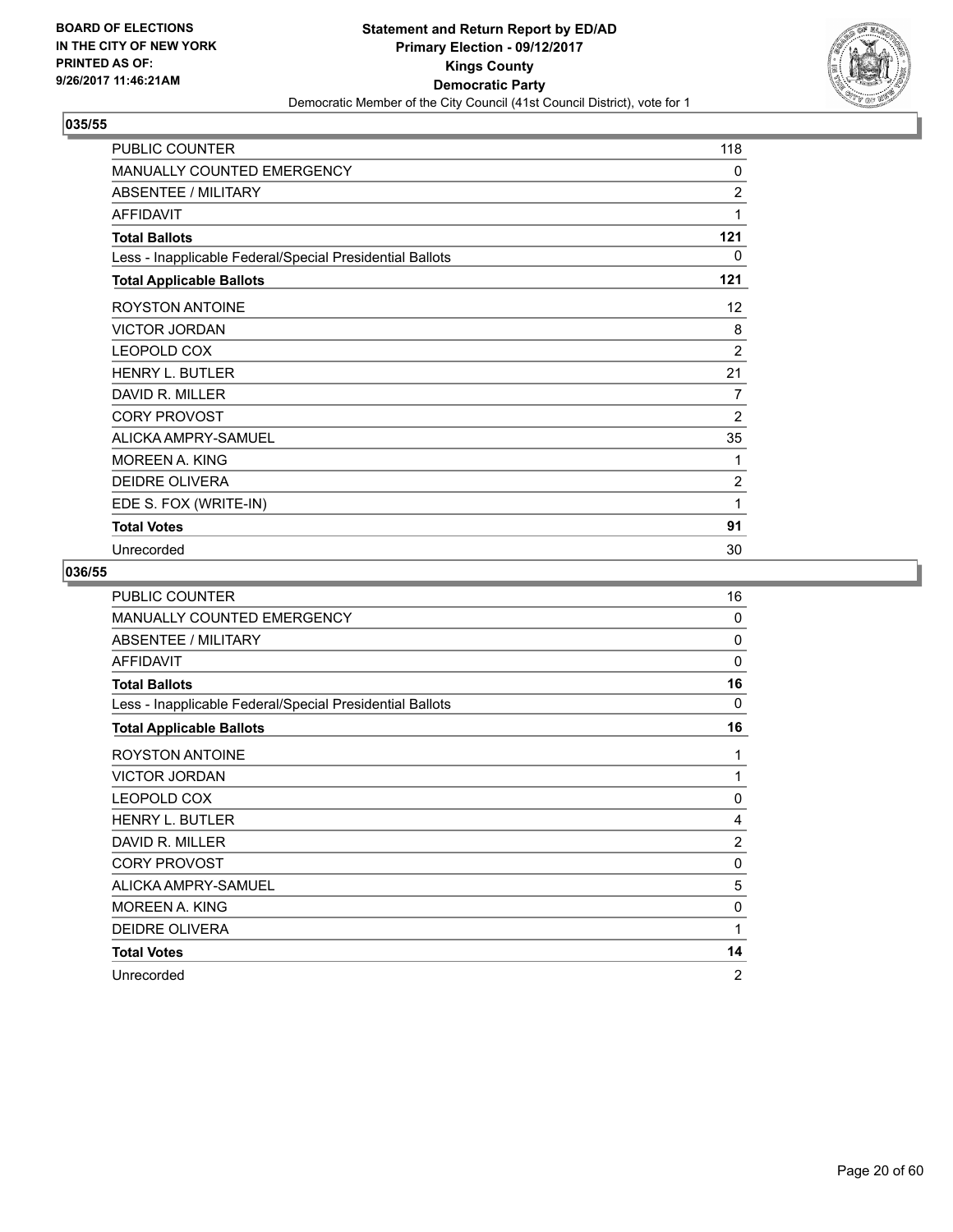**BOARD OF ELECTIONS IN THE CITY OF NEW YORK PRINTED AS OF: 9/26/2017 11:46:21AM**

**Statement and Return Report by ED/AD Primary Election - 09/12/2017 Kings County Democratic Party**

Democratic Member of the City Council (41st Council District), vote for 1

## 035/55

| | |
|---|---|
| PUBLIC COUNTER | 118 |
| MANUALLY COUNTED EMERGENCY | 0 |
| ABSENTEE / MILITARY | 2 |
| AFFIDAVIT | 1 |
| **Total Ballots** | **121** |
| Less - Inapplicable Federal/Special Presidential Ballots | 0 |
| **Total Applicable Ballots** | **121** |
| ROYSTON ANTOINE | 12 |
| VICTOR JORDAN | 8 |
| LEOPOLD COX | 2 |
| HENRY L. BUTLER | 21 |
| DAVID R. MILLER | 7 |
| CORY PROVOST | 2 |
| ALICKA AMPRY-SAMUEL | 35 |
| MOREEN A. KING | 1 |
| DEIDRE OLIVERA | 2 |
| EDE S. FOX (WRITE-IN) | 1 |
| **Total Votes** | **91** |
| Unrecorded | 30 |

## 036/55

| | |
|---|---|
| PUBLIC COUNTER | 16 |
| MANUALLY COUNTED EMERGENCY | 0 |
| ABSENTEE / MILITARY | 0 |
| AFFIDAVIT | 0 |
| **Total Ballots** | **16** |
| Less - Inapplicable Federal/Special Presidential Ballots | 0 |
| **Total Applicable Ballots** | **16** |
| ROYSTON ANTOINE | 1 |
| VICTOR JORDAN | 1 |
| LEOPOLD COX | 0 |
| HENRY L. BUTLER | 4 |
| DAVID R. MILLER | 2 |
| CORY PROVOST | 0 |
| ALICKA AMPRY-SAMUEL | 5 |
| MOREEN A. KING | 0 |
| DEIDRE OLIVERA | 1 |
| **Total Votes** | **14** |
| Unrecorded | 2 |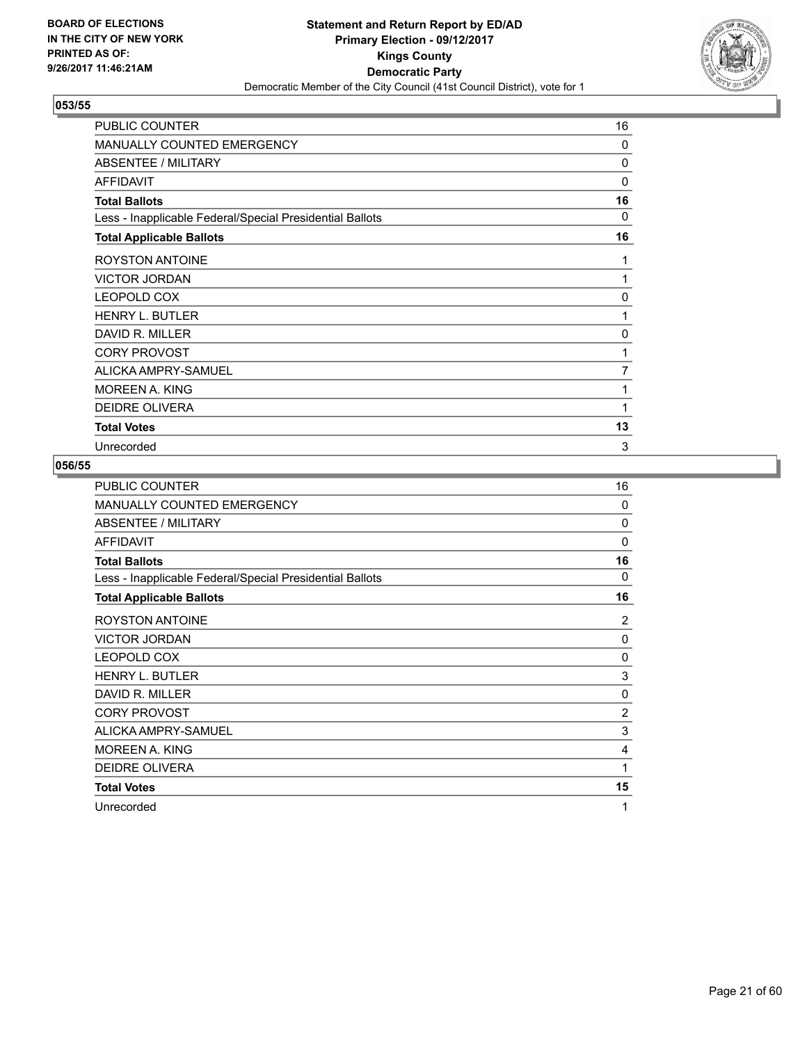**BOARD OF ELECTIONS IN THE CITY OF NEW YORK PRINTED AS OF: 9/26/2017 11:46:21AM**

**Statement and Return Report by ED/AD**
**Primary Election - 09/12/2017**
**Kings County**
**Democratic Party**
Democratic Member of the City Council (41st Council District), vote for 1

## 053/55

| | |
|---|---|
| PUBLIC COUNTER | 16 |
| MANUALLY COUNTED EMERGENCY | 0 |
| ABSENTEE / MILITARY | 0 |
| AFFIDAVIT | 0 |
| **Total Ballots** | **16** |
| Less - Inapplicable Federal/Special Presidential Ballots | 0 |
| **Total Applicable Ballots** | **16** |
| ROYSTON ANTOINE | 1 |
| VICTOR JORDAN | 1 |
| LEOPOLD COX | 0 |
| HENRY L. BUTLER | 1 |
| DAVID R. MILLER | 0 |
| CORY PROVOST | 1 |
| ALICKA AMPRY-SAMUEL | 7 |
| MOREEN A. KING | 1 |
| DEIDRE OLIVERA | 1 |
| **Total Votes** | **13** |
| Unrecorded | 3 |

## 056/55

| | |
|---|---|
| PUBLIC COUNTER | 16 |
| MANUALLY COUNTED EMERGENCY | 0 |
| ABSENTEE / MILITARY | 0 |
| AFFIDAVIT | 0 |
| **Total Ballots** | **16** |
| Less - Inapplicable Federal/Special Presidential Ballots | 0 |
| **Total Applicable Ballots** | **16** |
| ROYSTON ANTOINE | 2 |
| VICTOR JORDAN | 0 |
| LEOPOLD COX | 0 |
| HENRY L. BUTLER | 3 |
| DAVID R. MILLER | 0 |
| CORY PROVOST | 2 |
| ALICKA AMPRY-SAMUEL | 3 |
| MOREEN A. KING | 4 |
| DEIDRE OLIVERA | 1 |
| **Total Votes** | **15** |
| Unrecorded | 1 |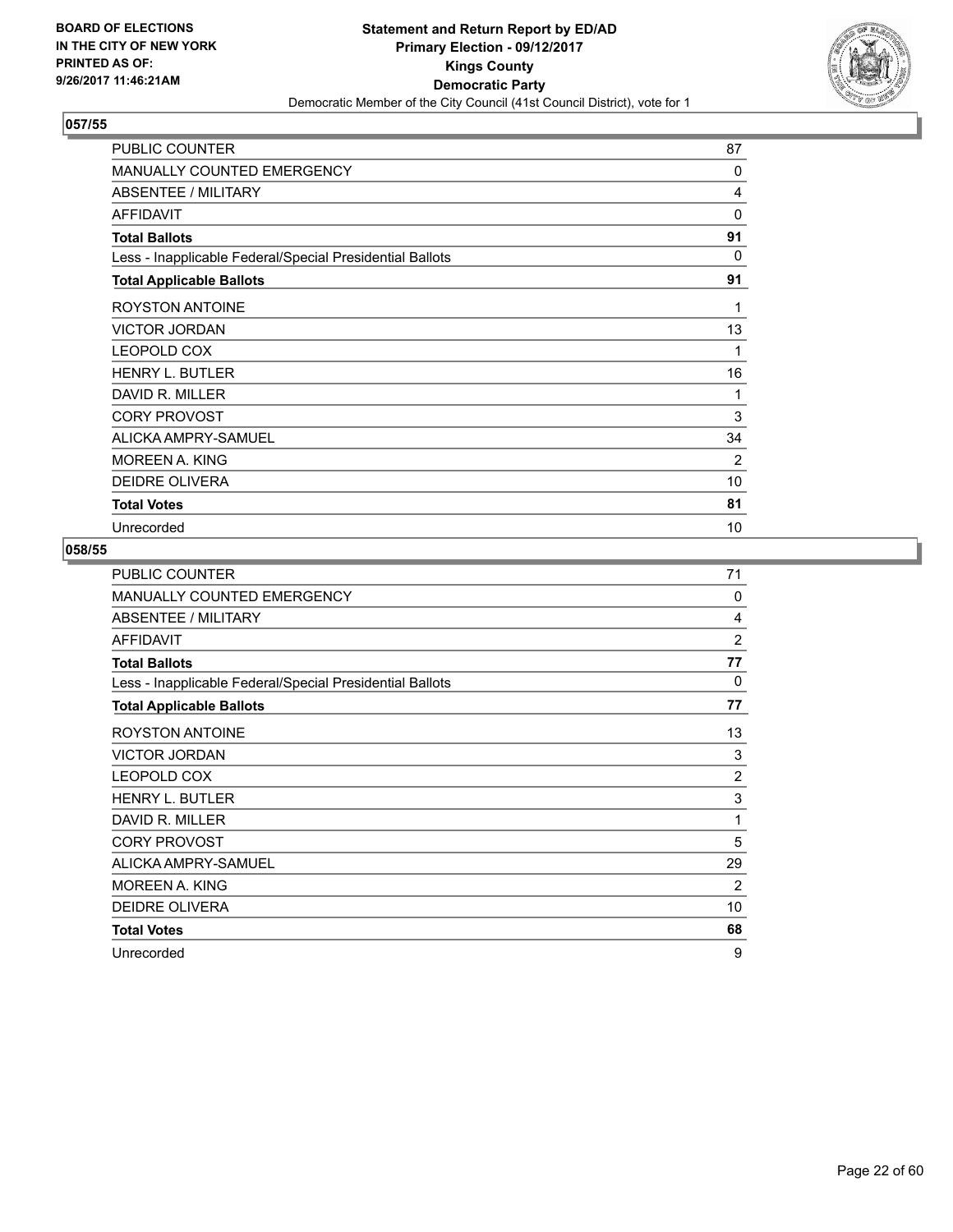**BOARD OF ELECTIONS IN THE CITY OF NEW YORK PRINTED AS OF: 9/26/2017 11:46:21AM**

**Statement and Return Report by ED/AD Primary Election - 09/12/2017 Kings County Democratic Party**
Democratic Member of the City Council (41st Council District), vote for 1

## 057/55

| | |
|---|---|
| PUBLIC COUNTER | 87 |
| MANUALLY COUNTED EMERGENCY | 0 |
| ABSENTEE / MILITARY | 4 |
| AFFIDAVIT | 0 |
| **Total Ballots** | **91** |
| Less - Inapplicable Federal/Special Presidential Ballots | 0 |
| **Total Applicable Ballots** | **91** |
| ROYSTON ANTOINE | 1 |
| VICTOR JORDAN | 13 |
| LEOPOLD COX | 1 |
| HENRY L. BUTLER | 16 |
| DAVID R. MILLER | 1 |
| CORY PROVOST | 3 |
| ALICKA AMPRY-SAMUEL | 34 |
| MOREEN A. KING | 2 |
| DEIDRE OLIVERA | 10 |
| **Total Votes** | **81** |
| Unrecorded | 10 |

## 058/55

| | |
|---|---|
| PUBLIC COUNTER | 71 |
| MANUALLY COUNTED EMERGENCY | 0 |
| ABSENTEE / MILITARY | 4 |
| AFFIDAVIT | 2 |
| **Total Ballots** | **77** |
| Less - Inapplicable Federal/Special Presidential Ballots | 0 |
| **Total Applicable Ballots** | **77** |
| ROYSTON ANTOINE | 13 |
| VICTOR JORDAN | 3 |
| LEOPOLD COX | 2 |
| HENRY L. BUTLER | 3 |
| DAVID R. MILLER | 1 |
| CORY PROVOST | 5 |
| ALICKA AMPRY-SAMUEL | 29 |
| MOREEN A. KING | 2 |
| DEIDRE OLIVERA | 10 |
| **Total Votes** | **68** |
| Unrecorded | 9 |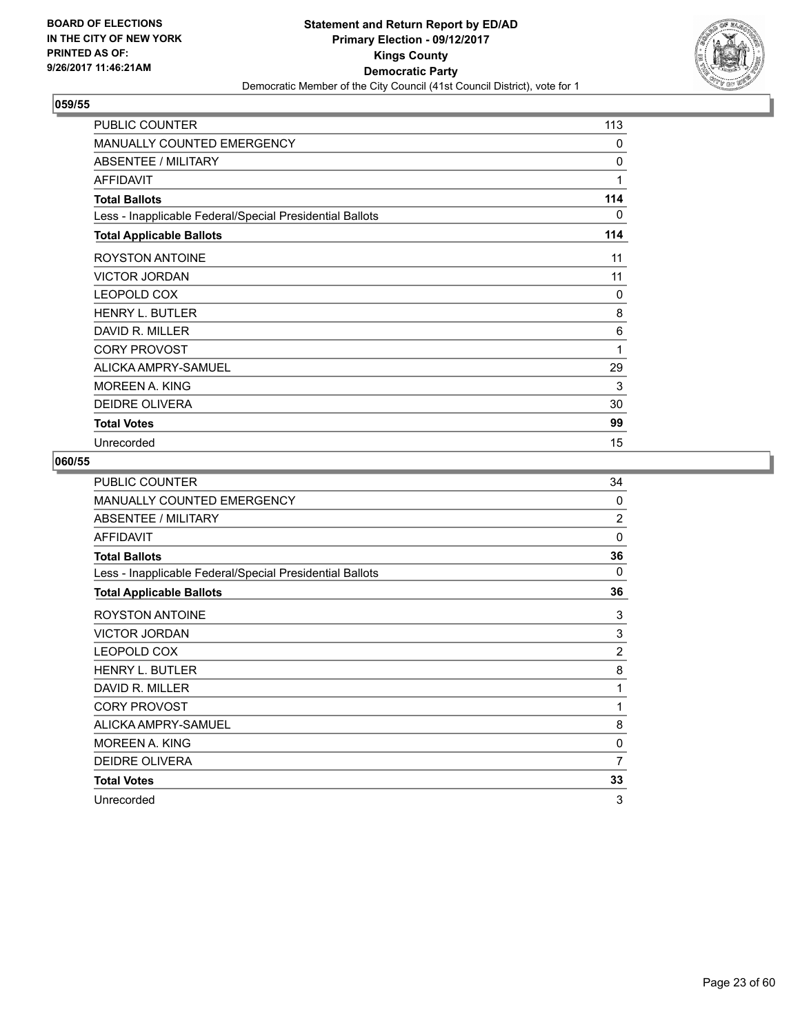BOARD OF ELECTIONS
IN THE CITY OF NEW YORK
PRINTED AS OF:
9/26/2017 11:46:21AM

**Statement and Return Report by ED/AD**
**Primary Election - 09/12/2017**
**Kings County**
**Democratic Party**
Democratic Member of the City Council (41st Council District), vote for 1

## 059/55

| | |
|---|---|
| PUBLIC COUNTER | 113 |
| MANUALLY COUNTED EMERGENCY | 0 |
| ABSENTEE / MILITARY | 0 |
| AFFIDAVIT | 1 |
| **Total Ballots** | **114** |
| Less - Inapplicable Federal/Special Presidential Ballots | 0 |
| **Total Applicable Ballots** | **114** |
| ROYSTON ANTOINE | 11 |
| VICTOR JORDAN | 11 |
| LEOPOLD COX | 0 |
| HENRY L. BUTLER | 8 |
| DAVID R. MILLER | 6 |
| CORY PROVOST | 1 |
| ALICKA AMPRY-SAMUEL | 29 |
| MOREEN A. KING | 3 |
| DEIDRE OLIVERA | 30 |
| **Total Votes** | **99** |
| Unrecorded | 15 |

## 060/55

| | |
|---|---|
| PUBLIC COUNTER | 34 |
| MANUALLY COUNTED EMERGENCY | 0 |
| ABSENTEE / MILITARY | 2 |
| AFFIDAVIT | 0 |
| **Total Ballots** | **36** |
| Less - Inapplicable Federal/Special Presidential Ballots | 0 |
| **Total Applicable Ballots** | **36** |
| ROYSTON ANTOINE | 3 |
| VICTOR JORDAN | 3 |
| LEOPOLD COX | 2 |
| HENRY L. BUTLER | 8 |
| DAVID R. MILLER | 1 |
| CORY PROVOST | 1 |
| ALICKA AMPRY-SAMUEL | 8 |
| MOREEN A. KING | 0 |
| DEIDRE OLIVERA | 7 |
| **Total Votes** | **33** |
| Unrecorded | 3 |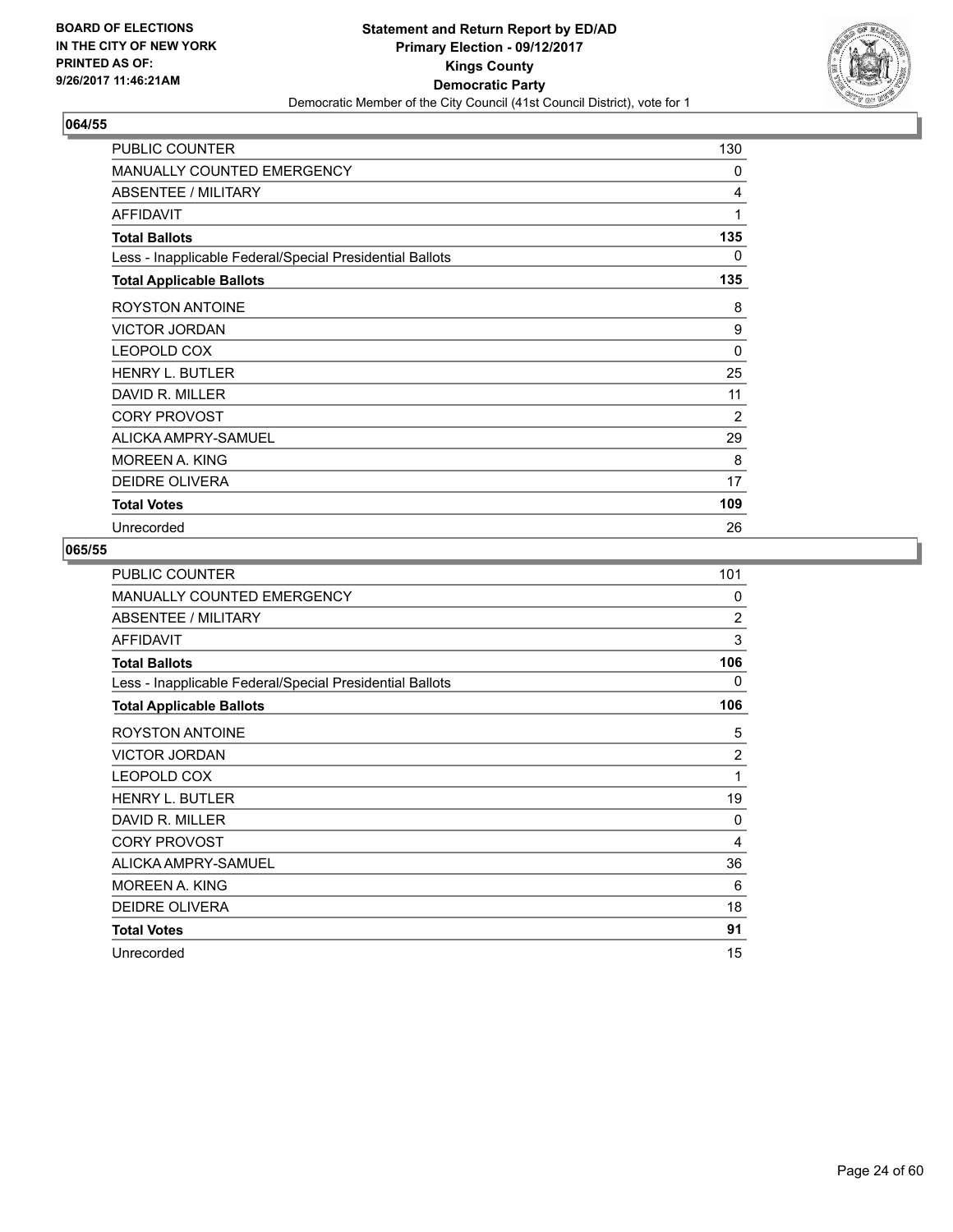BOARD OF ELECTIONS
IN THE CITY OF NEW YORK
PRINTED AS OF:
9/26/2017 11:46:21AM

**Statement and Return Report by ED/AD**
**Primary Election - 09/12/2017**
**Kings County**
**Democratic Party**
Democratic Member of the City Council (41st Council District), vote for 1

## 064/55

| | |
|---|---|
| PUBLIC COUNTER | 130 |
| MANUALLY COUNTED EMERGENCY | 0 |
| ABSENTEE / MILITARY | 4 |
| AFFIDAVIT | 1 |
| **Total Ballots** | **135** |
| Less - Inapplicable Federal/Special Presidential Ballots | 0 |
| **Total Applicable Ballots** | **135** |
| ROYSTON ANTOINE | 8 |
| VICTOR JORDAN | 9 |
| LEOPOLD COX | 0 |
| HENRY L. BUTLER | 25 |
| DAVID R. MILLER | 11 |
| CORY PROVOST | 2 |
| ALICKA AMPRY-SAMUEL | 29 |
| MOREEN A. KING | 8 |
| DEIDRE OLIVERA | 17 |
| **Total Votes** | **109** |
| Unrecorded | 26 |

## 065/55

| | |
|---|---|
| PUBLIC COUNTER | 101 |
| MANUALLY COUNTED EMERGENCY | 0 |
| ABSENTEE / MILITARY | 2 |
| AFFIDAVIT | 3 |
| **Total Ballots** | **106** |
| Less - Inapplicable Federal/Special Presidential Ballots | 0 |
| **Total Applicable Ballots** | **106** |
| ROYSTON ANTOINE | 5 |
| VICTOR JORDAN | 2 |
| LEOPOLD COX | 1 |
| HENRY L. BUTLER | 19 |
| DAVID R. MILLER | 0 |
| CORY PROVOST | 4 |
| ALICKA AMPRY-SAMUEL | 36 |
| MOREEN A. KING | 6 |
| DEIDRE OLIVERA | 18 |
| **Total Votes** | **91** |
| Unrecorded | 15 |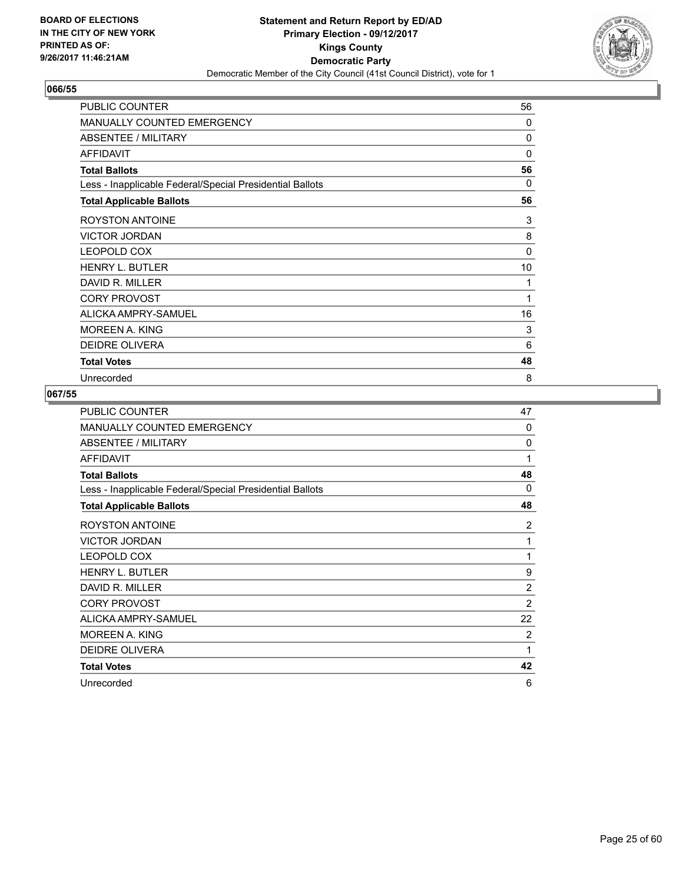**BOARD OF ELECTIONS IN THE CITY OF NEW YORK PRINTED AS OF: 9/26/2017 11:46:21AM**

**Statement and Return Report by ED/AD**
**Primary Election - 09/12/2017**
**Kings County**
**Democratic Party**
Democratic Member of the City Council (41st Council District), vote for 1

### 066/55

| | |
|---|---|
| PUBLIC COUNTER | 56 |
| MANUALLY COUNTED EMERGENCY | 0 |
| ABSENTEE / MILITARY | 0 |
| AFFIDAVIT | 0 |
| **Total Ballots** | **56** |
| Less - Inapplicable Federal/Special Presidential Ballots | 0 |
| **Total Applicable Ballots** | **56** |
| ROYSTON ANTOINE | 3 |
| VICTOR JORDAN | 8 |
| LEOPOLD COX | 0 |
| HENRY L. BUTLER | 10 |
| DAVID R. MILLER | 1 |
| CORY PROVOST | 1 |
| ALICKA AMPRY-SAMUEL | 16 |
| MOREEN A. KING | 3 |
| DEIDRE OLIVERA | 6 |
| **Total Votes** | **48** |
| Unrecorded | 8 |

### 067/55

| | |
|---|---|
| PUBLIC COUNTER | 47 |
| MANUALLY COUNTED EMERGENCY | 0 |
| ABSENTEE / MILITARY | 0 |
| AFFIDAVIT | 1 |
| **Total Ballots** | **48** |
| Less - Inapplicable Federal/Special Presidential Ballots | 0 |
| **Total Applicable Ballots** | **48** |
| ROYSTON ANTOINE | 2 |
| VICTOR JORDAN | 1 |
| LEOPOLD COX | 1 |
| HENRY L. BUTLER | 9 |
| DAVID R. MILLER | 2 |
| CORY PROVOST | 2 |
| ALICKA AMPRY-SAMUEL | 22 |
| MOREEN A. KING | 2 |
| DEIDRE OLIVERA | 1 |
| **Total Votes** | **42** |
| Unrecorded | 6 |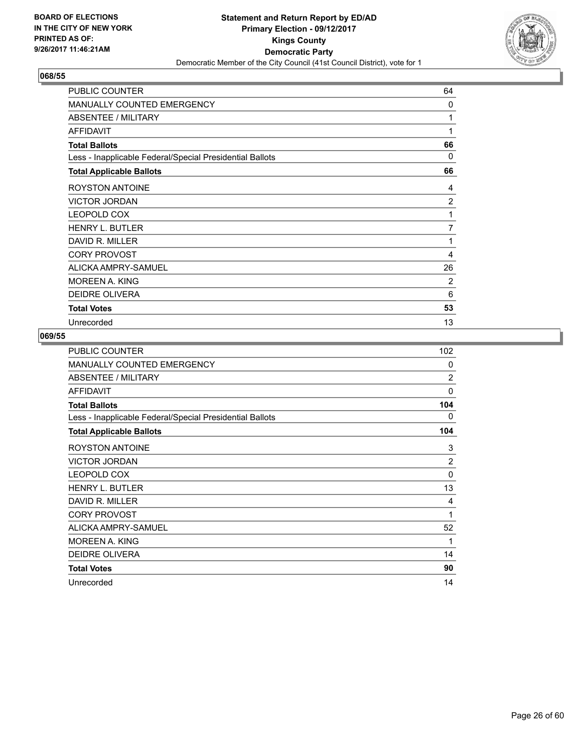**BOARD OF ELECTIONS IN THE CITY OF NEW YORK PRINTED AS OF: 9/26/2017 11:46:21AM**

**Statement and Return Report by ED/AD Primary Election - 09/12/2017 Kings County Democratic Party**

Democratic Member of the City Council (41st Council District), vote for 1

## 068/55

| | |
|---|---|
| PUBLIC COUNTER | 64 |
| MANUALLY COUNTED EMERGENCY | 0 |
| ABSENTEE / MILITARY | 1 |
| AFFIDAVIT | 1 |
| **Total Ballots** | **66** |
| Less - Inapplicable Federal/Special Presidential Ballots | 0 |
| **Total Applicable Ballots** | **66** |
| ROYSTON ANTOINE | 4 |
| VICTOR JORDAN | 2 |
| LEOPOLD COX | 1 |
| HENRY L. BUTLER | 7 |
| DAVID R. MILLER | 1 |
| CORY PROVOST | 4 |
| ALICKA AMPRY-SAMUEL | 26 |
| MOREEN A. KING | 2 |
| DEIDRE OLIVERA | 6 |
| **Total Votes** | **53** |
| Unrecorded | 13 |

## 069/55

| | |
|---|---|
| PUBLIC COUNTER | 102 |
| MANUALLY COUNTED EMERGENCY | 0 |
| ABSENTEE / MILITARY | 2 |
| AFFIDAVIT | 0 |
| **Total Ballots** | **104** |
| Less - Inapplicable Federal/Special Presidential Ballots | 0 |
| **Total Applicable Ballots** | **104** |
| ROYSTON ANTOINE | 3 |
| VICTOR JORDAN | 2 |
| LEOPOLD COX | 0 |
| HENRY L. BUTLER | 13 |
| DAVID R. MILLER | 4 |
| CORY PROVOST | 1 |
| ALICKA AMPRY-SAMUEL | 52 |
| MOREEN A. KING | 1 |
| DEIDRE OLIVERA | 14 |
| **Total Votes** | **90** |
| Unrecorded | 14 |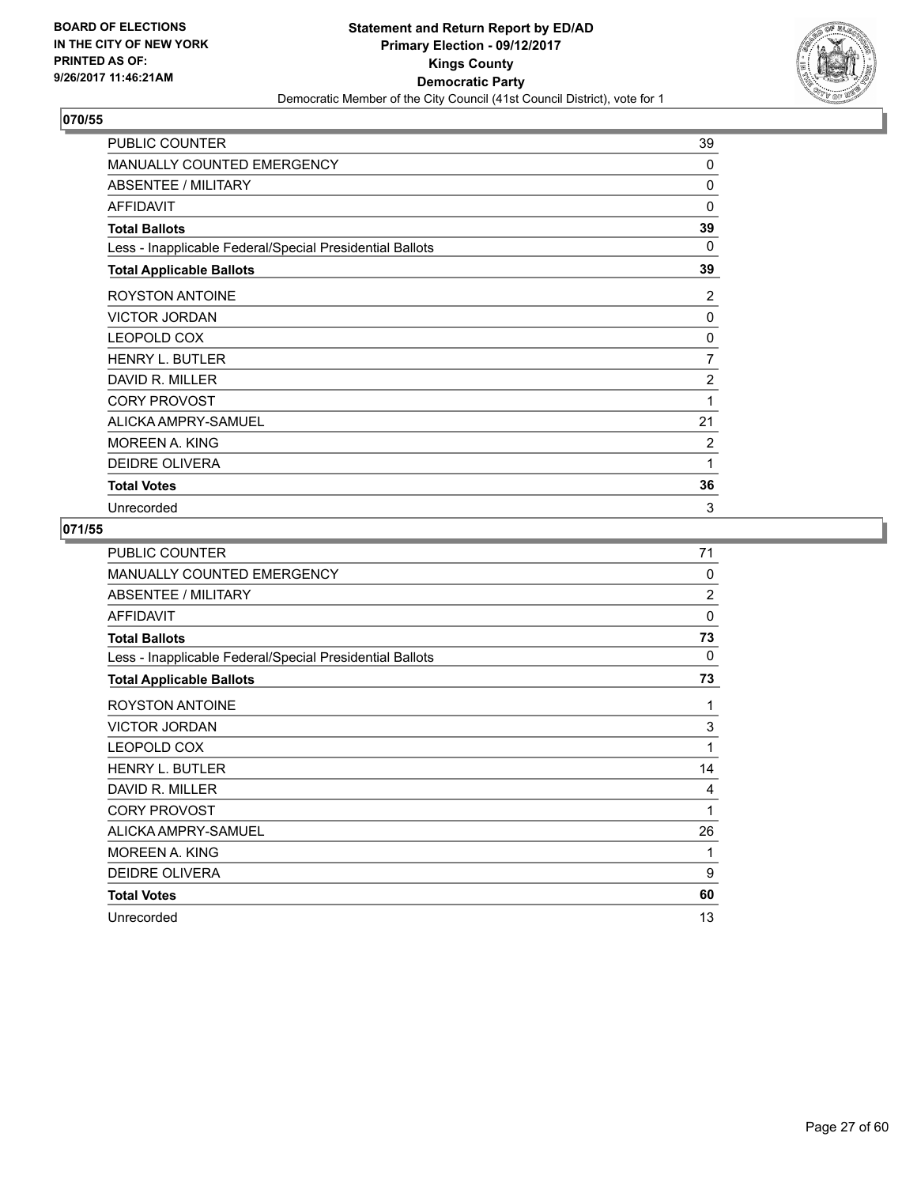**Statement and Return Report by ED/AD**
**Primary Election - 09/12/2017**
**Kings County**
**Democratic Party**
Democratic Member of the City Council (41st Council District), vote for 1

BOARD OF ELECTIONS
IN THE CITY OF NEW YORK
PRINTED AS OF:
9/26/2017 11:46:21AM

### 070/55

| | |
|---|---|
| PUBLIC COUNTER | 39 |
| MANUALLY COUNTED EMERGENCY | 0 |
| ABSENTEE / MILITARY | 0 |
| AFFIDAVIT | 0 |
| **Total Ballots** | **39** |
| Less - Inapplicable Federal/Special Presidential Ballots | 0 |
| **Total Applicable Ballots** | **39** |
| ROYSTON ANTOINE | 2 |
| VICTOR JORDAN | 0 |
| LEOPOLD COX | 0 |
| HENRY L. BUTLER | 7 |
| DAVID R. MILLER | 2 |
| CORY PROVOST | 1 |
| ALICKA AMPRY-SAMUEL | 21 |
| MOREEN A. KING | 2 |
| DEIDRE OLIVERA | 1 |
| **Total Votes** | **36** |
| Unrecorded | 3 |

### 071/55

| | |
|---|---|
| PUBLIC COUNTER | 71 |
| MANUALLY COUNTED EMERGENCY | 0 |
| ABSENTEE / MILITARY | 2 |
| AFFIDAVIT | 0 |
| **Total Ballots** | **73** |
| Less - Inapplicable Federal/Special Presidential Ballots | 0 |
| **Total Applicable Ballots** | **73** |
| ROYSTON ANTOINE | 1 |
| VICTOR JORDAN | 3 |
| LEOPOLD COX | 1 |
| HENRY L. BUTLER | 14 |
| DAVID R. MILLER | 4 |
| CORY PROVOST | 1 |
| ALICKA AMPRY-SAMUEL | 26 |
| MOREEN A. KING | 1 |
| DEIDRE OLIVERA | 9 |
| **Total Votes** | **60** |
| Unrecorded | 13 |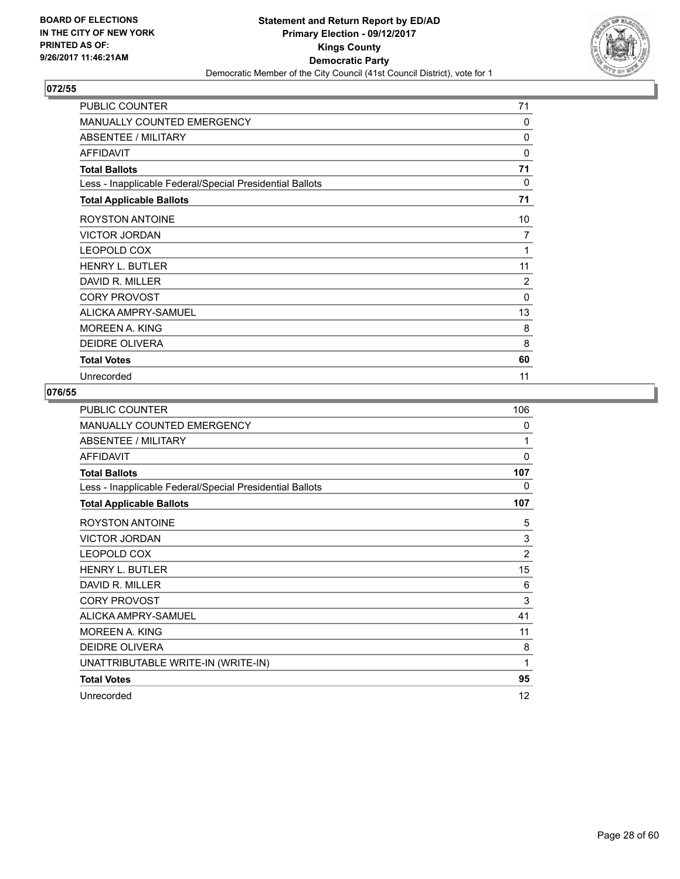BOARD OF ELECTIONS
IN THE CITY OF NEW YORK
PRINTED AS OF:
9/26/2017 11:46:21AM

**Statement and Return Report by ED/AD**
**Primary Election - 09/12/2017**
**Kings County**
**Democratic Party**
Democratic Member of the City Council (41st Council District), vote for 1

### 072/55

| | |
|---|---|
| PUBLIC COUNTER | 71 |
| MANUALLY COUNTED EMERGENCY | 0 |
| ABSENTEE / MILITARY | 0 |
| AFFIDAVIT | 0 |
| **Total Ballots** | **71** |
| Less - Inapplicable Federal/Special Presidential Ballots | 0 |
| **Total Applicable Ballots** | **71** |
| ROYSTON ANTOINE | 10 |
| VICTOR JORDAN | 7 |
| LEOPOLD COX | 1 |
| HENRY L. BUTLER | 11 |
| DAVID R. MILLER | 2 |
| CORY PROVOST | 0 |
| ALICKA AMPRY-SAMUEL | 13 |
| MOREEN A. KING | 8 |
| DEIDRE OLIVERA | 8 |
| **Total Votes** | **60** |
| Unrecorded | 11 |

### 076/55

| | |
|---|---|
| PUBLIC COUNTER | 106 |
| MANUALLY COUNTED EMERGENCY | 0 |
| ABSENTEE / MILITARY | 1 |
| AFFIDAVIT | 0 |
| **Total Ballots** | **107** |
| Less - Inapplicable Federal/Special Presidential Ballots | 0 |
| **Total Applicable Ballots** | **107** |
| ROYSTON ANTOINE | 5 |
| VICTOR JORDAN | 3 |
| LEOPOLD COX | 2 |
| HENRY L. BUTLER | 15 |
| DAVID R. MILLER | 6 |
| CORY PROVOST | 3 |
| ALICKA AMPRY-SAMUEL | 41 |
| MOREEN A. KING | 11 |
| DEIDRE OLIVERA | 8 |
| UNATTRIBUTABLE WRITE-IN (WRITE-IN) | 1 |
| **Total Votes** | **95** |
| Unrecorded | 12 |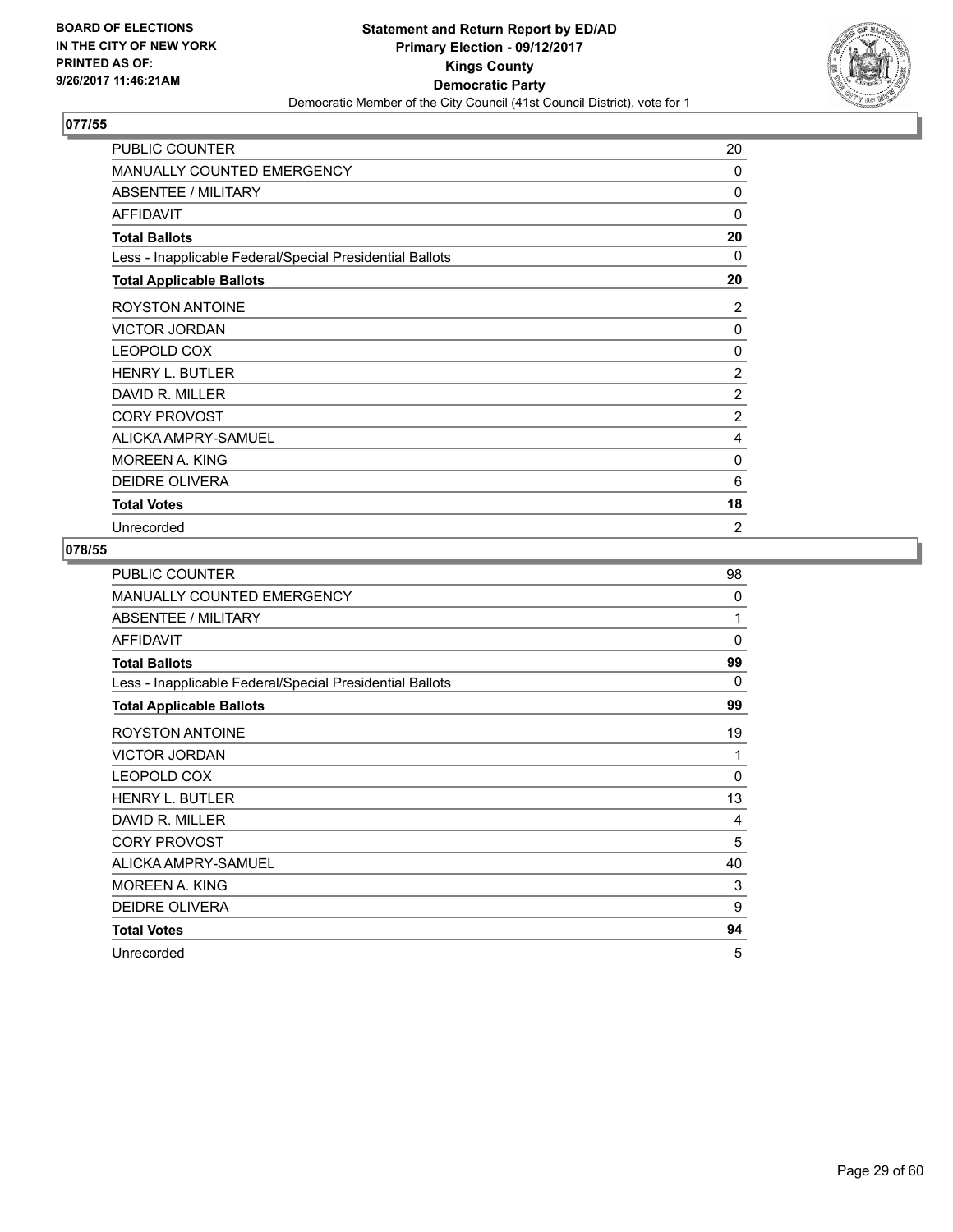**BOARD OF ELECTIONS IN THE CITY OF NEW YORK PRINTED AS OF: 9/26/2017 11:46:21AM**

**Statement and Return Report by ED/AD**
**Primary Election - 09/12/2017**
**Kings County**
**Democratic Party**
Democratic Member of the City Council (41st Council District), vote for 1

## 077/55

| | |
|---|---|
| PUBLIC COUNTER | 20 |
| MANUALLY COUNTED EMERGENCY | 0 |
| ABSENTEE / MILITARY | 0 |
| AFFIDAVIT | 0 |
| **Total Ballots** | **20** |
| Less - Inapplicable Federal/Special Presidential Ballots | 0 |
| **Total Applicable Ballots** | **20** |
| ROYSTON ANTOINE | 2 |
| VICTOR JORDAN | 0 |
| LEOPOLD COX | 0 |
| HENRY L. BUTLER | 2 |
| DAVID R. MILLER | 2 |
| CORY PROVOST | 2 |
| ALICKA AMPRY-SAMUEL | 4 |
| MOREEN A. KING | 0 |
| DEIDRE OLIVERA | 6 |
| **Total Votes** | **18** |
| Unrecorded | 2 |

## 078/55

| | |
|---|---|
| PUBLIC COUNTER | 98 |
| MANUALLY COUNTED EMERGENCY | 0 |
| ABSENTEE / MILITARY | 1 |
| AFFIDAVIT | 0 |
| **Total Ballots** | **99** |
| Less - Inapplicable Federal/Special Presidential Ballots | 0 |
| **Total Applicable Ballots** | **99** |
| ROYSTON ANTOINE | 19 |
| VICTOR JORDAN | 1 |
| LEOPOLD COX | 0 |
| HENRY L. BUTLER | 13 |
| DAVID R. MILLER | 4 |
| CORY PROVOST | 5 |
| ALICKA AMPRY-SAMUEL | 40 |
| MOREEN A. KING | 3 |
| DEIDRE OLIVERA | 9 |
| **Total Votes** | **94** |
| Unrecorded | 5 |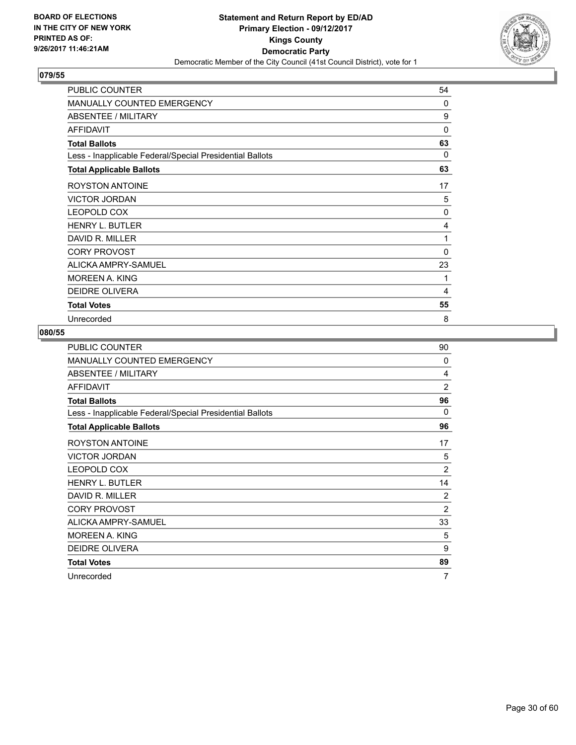**BOARD OF ELECTIONS IN THE CITY OF NEW YORK PRINTED AS OF: 9/26/2017 11:46:21AM**

**Statement and Return Report by ED/AD Primary Election - 09/12/2017 Kings County Democratic Party**

Democratic Member of the City Council (41st Council District), vote for 1

## 079/55

| | |
|---|---|
| PUBLIC COUNTER | 54 |
| MANUALLY COUNTED EMERGENCY | 0 |
| ABSENTEE / MILITARY | 9 |
| AFFIDAVIT | 0 |
| **Total Ballots** | **63** |
| Less - Inapplicable Federal/Special Presidential Ballots | 0 |
| **Total Applicable Ballots** | **63** |
| ROYSTON ANTOINE | 17 |
| VICTOR JORDAN | 5 |
| LEOPOLD COX | 0 |
| HENRY L. BUTLER | 4 |
| DAVID R. MILLER | 1 |
| CORY PROVOST | 0 |
| ALICKA AMPRY-SAMUEL | 23 |
| MOREEN A. KING | 1 |
| DEIDRE OLIVERA | 4 |
| **Total Votes** | **55** |
| Unrecorded | 8 |

## 080/55

| | |
|---|---|
| PUBLIC COUNTER | 90 |
| MANUALLY COUNTED EMERGENCY | 0 |
| ABSENTEE / MILITARY | 4 |
| AFFIDAVIT | 2 |
| **Total Ballots** | **96** |
| Less - Inapplicable Federal/Special Presidential Ballots | 0 |
| **Total Applicable Ballots** | **96** |
| ROYSTON ANTOINE | 17 |
| VICTOR JORDAN | 5 |
| LEOPOLD COX | 2 |
| HENRY L. BUTLER | 14 |
| DAVID R. MILLER | 2 |
| CORY PROVOST | 2 |
| ALICKA AMPRY-SAMUEL | 33 |
| MOREEN A. KING | 5 |
| DEIDRE OLIVERA | 9 |
| **Total Votes** | **89** |
| Unrecorded | 7 |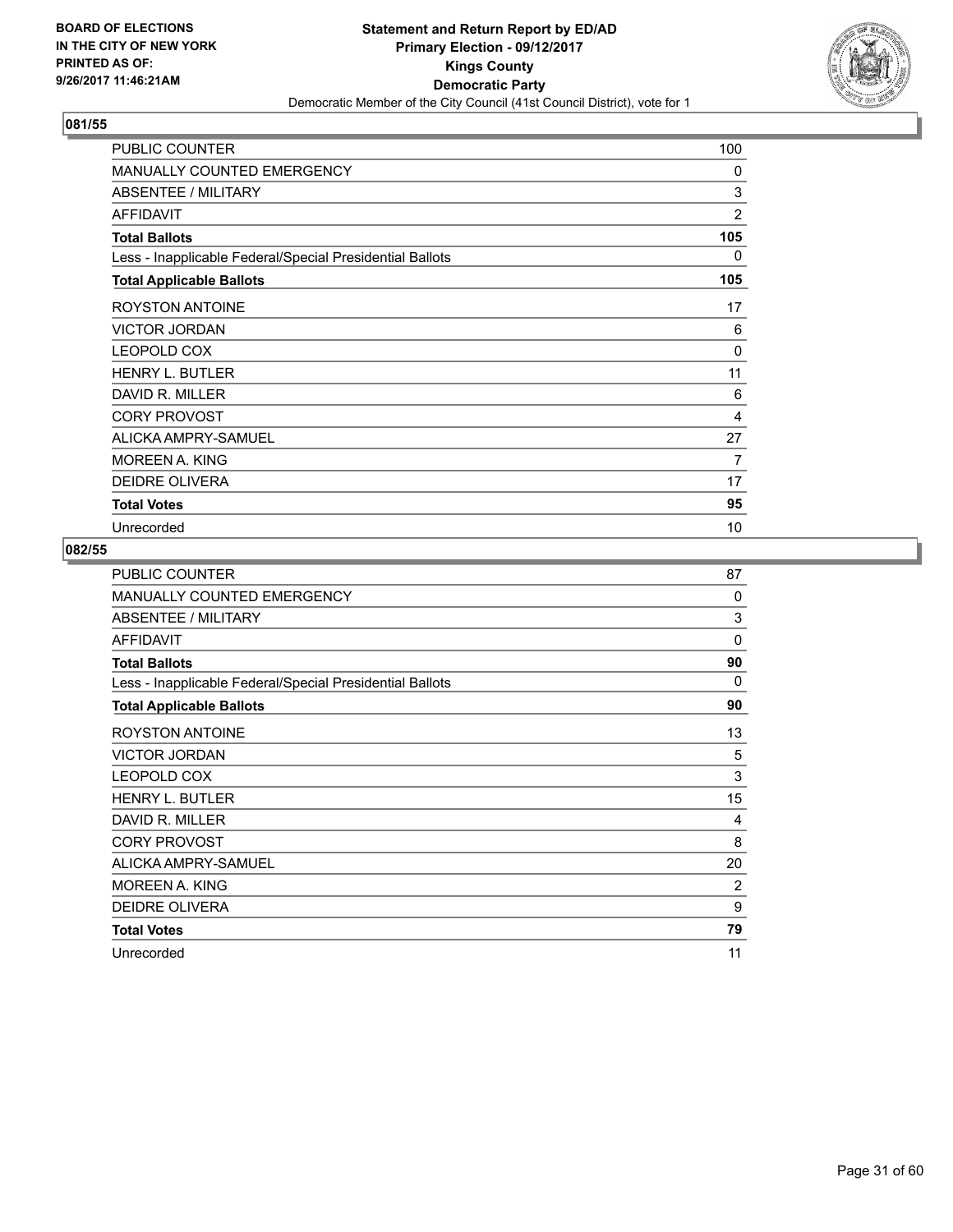BOARD OF ELECTIONS
IN THE CITY OF NEW YORK
PRINTED AS OF:
9/26/2017 11:46:21AM

**Statement and Return Report by ED/AD**
**Primary Election - 09/12/2017**
**Kings County**
**Democratic Party**
Democratic Member of the City Council (41st Council District), vote for 1

### 081/55

| | |
|---|---|
| PUBLIC COUNTER | 100 |
| MANUALLY COUNTED EMERGENCY | 0 |
| ABSENTEE / MILITARY | 3 |
| AFFIDAVIT | 2 |
| **Total Ballots** | **105** |
| Less - Inapplicable Federal/Special Presidential Ballots | 0 |
| **Total Applicable Ballots** | **105** |
| ROYSTON ANTOINE | 17 |
| VICTOR JORDAN | 6 |
| LEOPOLD COX | 0 |
| HENRY L. BUTLER | 11 |
| DAVID R. MILLER | 6 |
| CORY PROVOST | 4 |
| ALICKA AMPRY-SAMUEL | 27 |
| MOREEN A. KING | 7 |
| DEIDRE OLIVERA | 17 |
| **Total Votes** | **95** |
| Unrecorded | 10 |

### 082/55

| | |
|---|---|
| PUBLIC COUNTER | 87 |
| MANUALLY COUNTED EMERGENCY | 0 |
| ABSENTEE / MILITARY | 3 |
| AFFIDAVIT | 0 |
| **Total Ballots** | **90** |
| Less - Inapplicable Federal/Special Presidential Ballots | 0 |
| **Total Applicable Ballots** | **90** |
| ROYSTON ANTOINE | 13 |
| VICTOR JORDAN | 5 |
| LEOPOLD COX | 3 |
| HENRY L. BUTLER | 15 |
| DAVID R. MILLER | 4 |
| CORY PROVOST | 8 |
| ALICKA AMPRY-SAMUEL | 20 |
| MOREEN A. KING | 2 |
| DEIDRE OLIVERA | 9 |
| **Total Votes** | **79** |
| Unrecorded | 11 |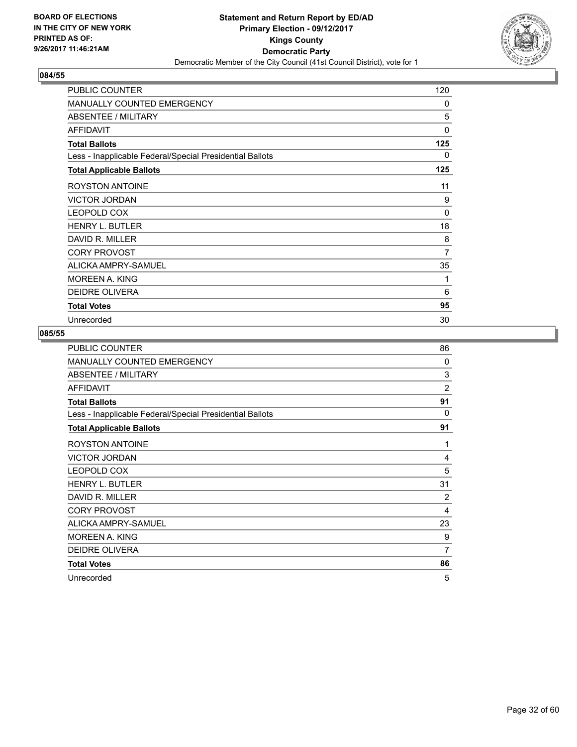**BOARD OF ELECTIONS IN THE CITY OF NEW YORK PRINTED AS OF: 9/26/2017 11:46:21AM**

# Statement and Return Report by ED/AD
## Primary Election - 09/12/2017
## Kings County
## Democratic Party
### Democratic Member of the City Council (41st Council District), vote for 1

### 084/55

| | |
|---|---|
| PUBLIC COUNTER | 120 |
| MANUALLY COUNTED EMERGENCY | 0 |
| ABSENTEE / MILITARY | 5 |
| AFFIDAVIT | 0 |
| **Total Ballots** | **125** |
| Less - Inapplicable Federal/Special Presidential Ballots | 0 |
| **Total Applicable Ballots** | **125** |
| ROYSTON ANTOINE | 11 |
| VICTOR JORDAN | 9 |
| LEOPOLD COX | 0 |
| HENRY L. BUTLER | 18 |
| DAVID R. MILLER | 8 |
| CORY PROVOST | 7 |
| ALICKA AMPRY-SAMUEL | 35 |
| MOREEN A. KING | 1 |
| DEIDRE OLIVERA | 6 |
| **Total Votes** | **95** |
| Unrecorded | 30 |

### 085/55

| | |
|---|---|
| PUBLIC COUNTER | 86 |
| MANUALLY COUNTED EMERGENCY | 0 |
| ABSENTEE / MILITARY | 3 |
| AFFIDAVIT | 2 |
| **Total Ballots** | **91** |
| Less - Inapplicable Federal/Special Presidential Ballots | 0 |
| **Total Applicable Ballots** | **91** |
| ROYSTON ANTOINE | 1 |
| VICTOR JORDAN | 4 |
| LEOPOLD COX | 5 |
| HENRY L. BUTLER | 31 |
| DAVID R. MILLER | 2 |
| CORY PROVOST | 4 |
| ALICKA AMPRY-SAMUEL | 23 |
| MOREEN A. KING | 9 |
| DEIDRE OLIVERA | 7 |
| **Total Votes** | **86** |
| Unrecorded | 5 |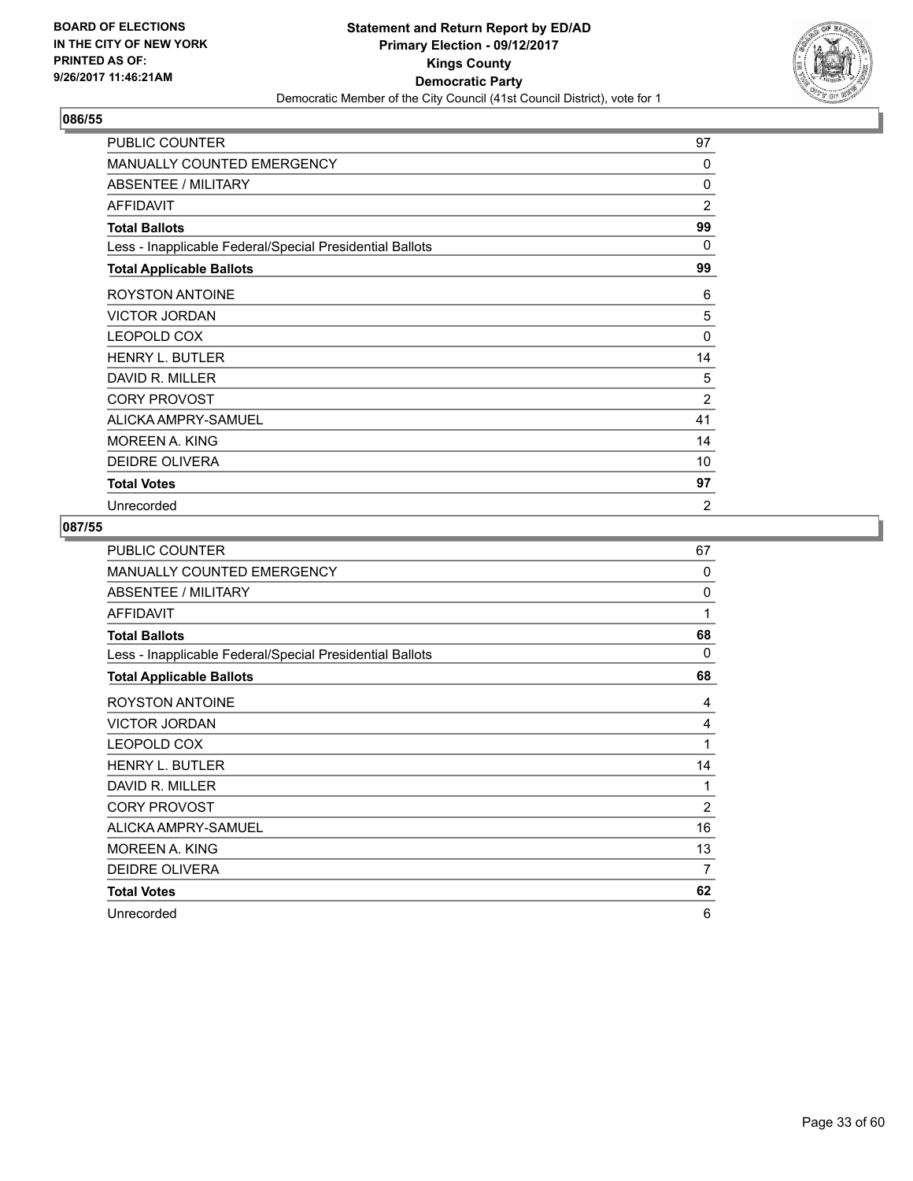BOARD OF ELECTIONS
IN THE CITY OF NEW YORK
PRINTED AS OF:
9/26/2017 11:46:21AM

**Statement and Return Report by ED/AD**
**Primary Election - 09/12/2017**
**Kings County**
**Democratic Party**
Democratic Member of the City Council (41st Council District), vote for 1

## 086/55

| | |
|---|---|
| PUBLIC COUNTER | 97 |
| MANUALLY COUNTED EMERGENCY | 0 |
| ABSENTEE / MILITARY | 0 |
| AFFIDAVIT | 2 |
| **Total Ballots** | **99** |
| Less - Inapplicable Federal/Special Presidential Ballots | 0 |
| **Total Applicable Ballots** | **99** |
| ROYSTON ANTOINE | 6 |
| VICTOR JORDAN | 5 |
| LEOPOLD COX | 0 |
| HENRY L. BUTLER | 14 |
| DAVID R. MILLER | 5 |
| CORY PROVOST | 2 |
| ALICKA AMPRY-SAMUEL | 41 |
| MOREEN A. KING | 14 |
| DEIDRE OLIVERA | 10 |
| **Total Votes** | **97** |
| Unrecorded | 2 |

## 087/55

| | |
|---|---|
| PUBLIC COUNTER | 67 |
| MANUALLY COUNTED EMERGENCY | 0 |
| ABSENTEE / MILITARY | 0 |
| AFFIDAVIT | 1 |
| **Total Ballots** | **68** |
| Less - Inapplicable Federal/Special Presidential Ballots | 0 |
| **Total Applicable Ballots** | **68** |
| ROYSTON ANTOINE | 4 |
| VICTOR JORDAN | 4 |
| LEOPOLD COX | 1 |
| HENRY L. BUTLER | 14 |
| DAVID R. MILLER | 1 |
| CORY PROVOST | 2 |
| ALICKA AMPRY-SAMUEL | 16 |
| MOREEN A. KING | 13 |
| DEIDRE OLIVERA | 7 |
| **Total Votes** | **62** |
| Unrecorded | 6 |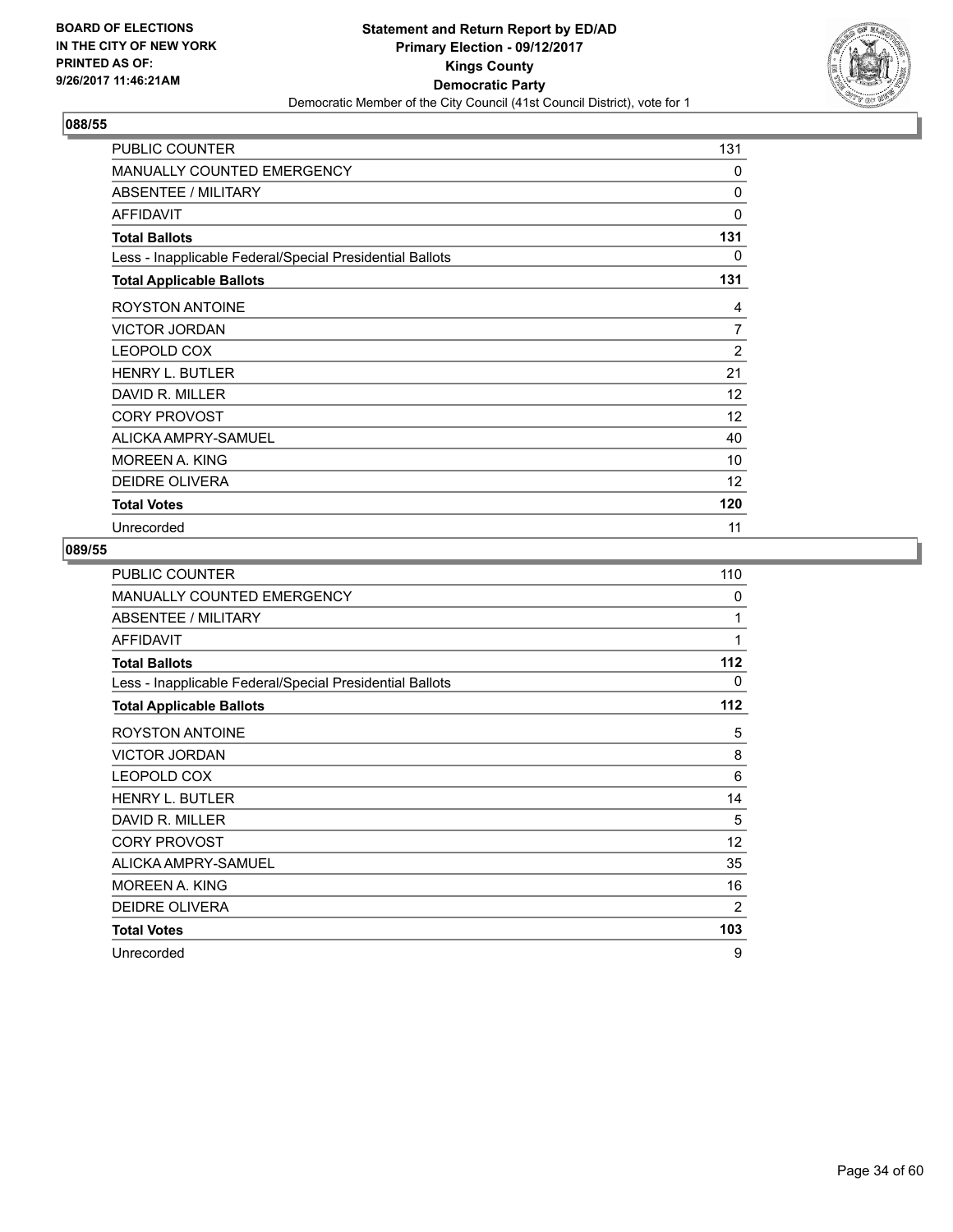**BOARD OF ELECTIONS IN THE CITY OF NEW YORK PRINTED AS OF: 9/26/2017 11:46:21AM**

**Statement and Return Report by ED/AD**
**Primary Election - 09/12/2017**
**Kings County**
**Democratic Party**
Democratic Member of the City Council (41st Council District), vote for 1

## 088/55

| | |
|---|---|
| PUBLIC COUNTER | 131 |
| MANUALLY COUNTED EMERGENCY | 0 |
| ABSENTEE / MILITARY | 0 |
| AFFIDAVIT | 0 |
| **Total Ballots** | **131** |
| Less - Inapplicable Federal/Special Presidential Ballots | 0 |
| **Total Applicable Ballots** | **131** |
| ROYSTON ANTOINE | 4 |
| VICTOR JORDAN | 7 |
| LEOPOLD COX | 2 |
| HENRY L. BUTLER | 21 |
| DAVID R. MILLER | 12 |
| CORY PROVOST | 12 |
| ALICKA AMPRY-SAMUEL | 40 |
| MOREEN A. KING | 10 |
| DEIDRE OLIVERA | 12 |
| **Total Votes** | **120** |
| Unrecorded | 11 |

## 089/55

| | |
|---|---|
| PUBLIC COUNTER | 110 |
| MANUALLY COUNTED EMERGENCY | 0 |
| ABSENTEE / MILITARY | 1 |
| AFFIDAVIT | 1 |
| **Total Ballots** | **112** |
| Less - Inapplicable Federal/Special Presidential Ballots | 0 |
| **Total Applicable Ballots** | **112** |
| ROYSTON ANTOINE | 5 |
| VICTOR JORDAN | 8 |
| LEOPOLD COX | 6 |
| HENRY L. BUTLER | 14 |
| DAVID R. MILLER | 5 |
| CORY PROVOST | 12 |
| ALICKA AMPRY-SAMUEL | 35 |
| MOREEN A. KING | 16 |
| DEIDRE OLIVERA | 2 |
| **Total Votes** | **103** |
| Unrecorded | 9 |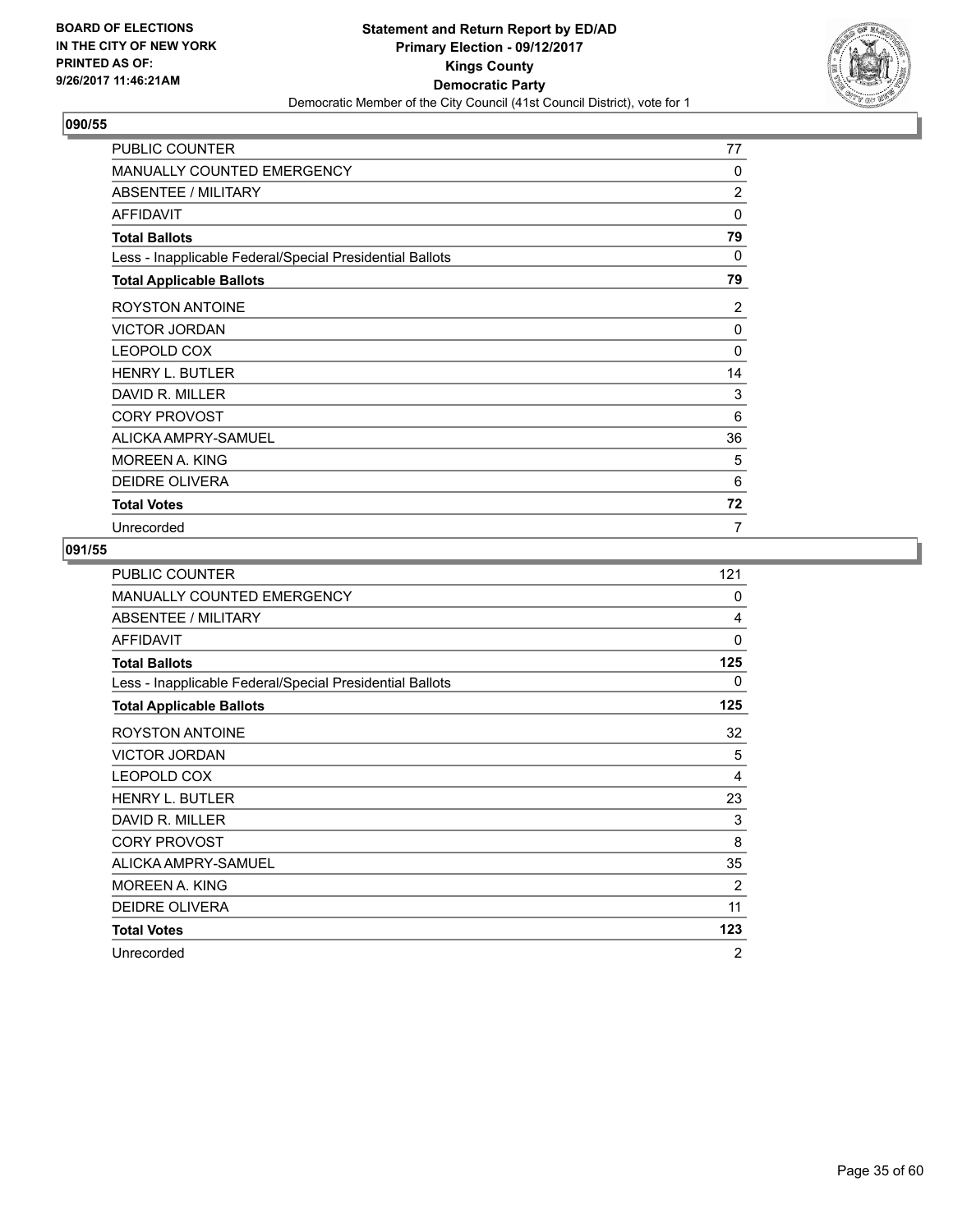BOARD OF ELECTIONS
IN THE CITY OF NEW YORK
PRINTED AS OF:
9/26/2017 11:46:21AM

**Statement and Return Report by ED/AD**
**Primary Election - 09/12/2017**
**Kings County**
**Democratic Party**
Democratic Member of the City Council (41st Council District), vote for 1

### 090/55

| | |
|---|---|
| PUBLIC COUNTER | 77 |
| MANUALLY COUNTED EMERGENCY | 0 |
| ABSENTEE / MILITARY | 2 |
| AFFIDAVIT | 0 |
| **Total Ballots** | **79** |
| Less - Inapplicable Federal/Special Presidential Ballots | 0 |
| **Total Applicable Ballots** | **79** |
| ROYSTON ANTOINE | 2 |
| VICTOR JORDAN | 0 |
| LEOPOLD COX | 0 |
| HENRY L. BUTLER | 14 |
| DAVID R. MILLER | 3 |
| CORY PROVOST | 6 |
| ALICKA AMPRY-SAMUEL | 36 |
| MOREEN A. KING | 5 |
| DEIDRE OLIVERA | 6 |
| **Total Votes** | **72** |
| Unrecorded | 7 |

### 091/55

| | |
|---|---|
| PUBLIC COUNTER | 121 |
| MANUALLY COUNTED EMERGENCY | 0 |
| ABSENTEE / MILITARY | 4 |
| AFFIDAVIT | 0 |
| **Total Ballots** | **125** |
| Less - Inapplicable Federal/Special Presidential Ballots | 0 |
| **Total Applicable Ballots** | **125** |
| ROYSTON ANTOINE | 32 |
| VICTOR JORDAN | 5 |
| LEOPOLD COX | 4 |
| HENRY L. BUTLER | 23 |
| DAVID R. MILLER | 3 |
| CORY PROVOST | 8 |
| ALICKA AMPRY-SAMUEL | 35 |
| MOREEN A. KING | 2 |
| DEIDRE OLIVERA | 11 |
| **Total Votes** | **123** |
| Unrecorded | 2 |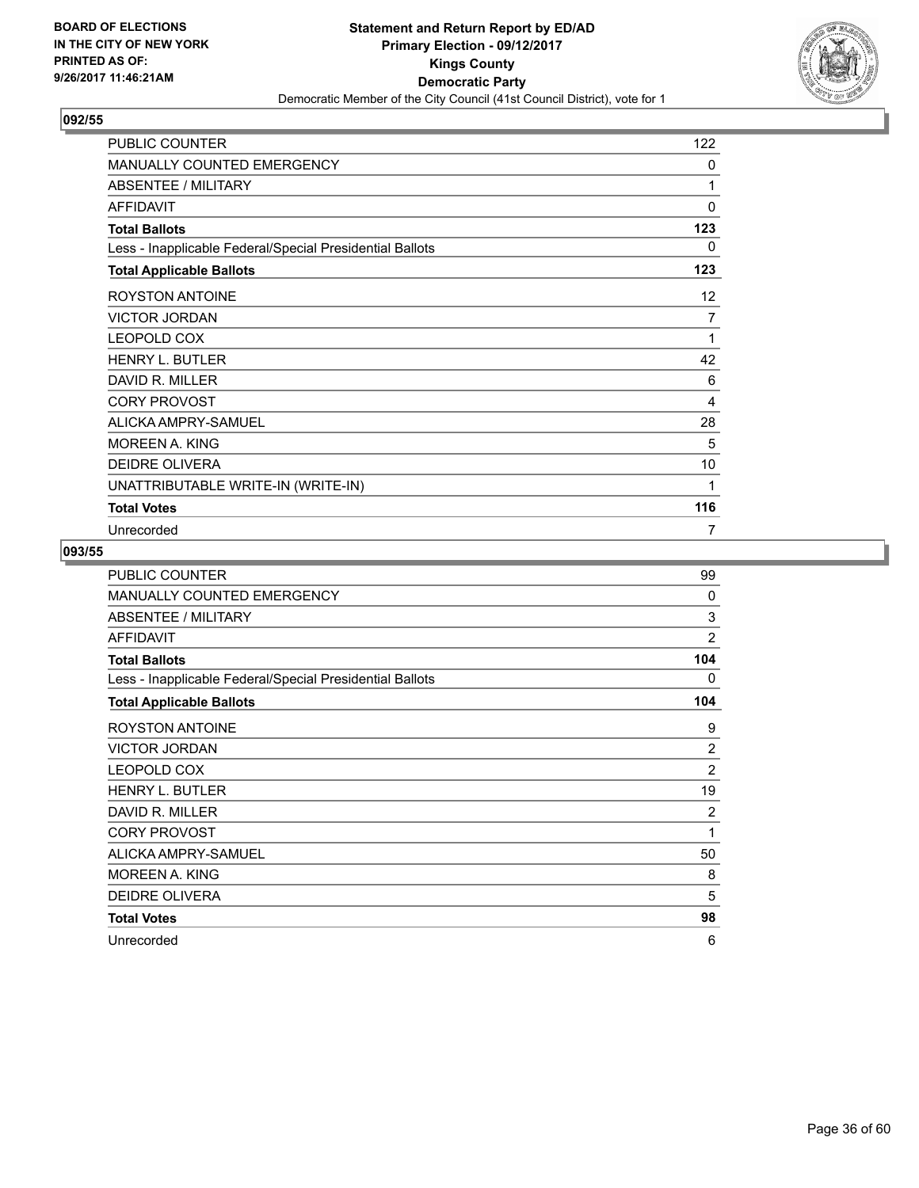BOARD OF ELECTIONS
IN THE CITY OF NEW YORK
PRINTED AS OF:
9/26/2017 11:46:21AM

**Statement and Return Report by ED/AD**
**Primary Election - 09/12/2017**
**Kings County**
**Democratic Party**
Democratic Member of the City Council (41st Council District), vote for 1

## 092/55

| | |
|---|---|
| PUBLIC COUNTER | 122 |
| MANUALLY COUNTED EMERGENCY | 0 |
| ABSENTEE / MILITARY | 1 |
| AFFIDAVIT | 0 |
| **Total Ballots** | **123** |
| Less - Inapplicable Federal/Special Presidential Ballots | 0 |
| **Total Applicable Ballots** | **123** |
| ROYSTON ANTOINE | 12 |
| VICTOR JORDAN | 7 |
| LEOPOLD COX | 1 |
| HENRY L. BUTLER | 42 |
| DAVID R. MILLER | 6 |
| CORY PROVOST | 4 |
| ALICKA AMPRY-SAMUEL | 28 |
| MOREEN A. KING | 5 |
| DEIDRE OLIVERA | 10 |
| UNATTRIBUTABLE WRITE-IN (WRITE-IN) | 1 |
| **Total Votes** | **116** |
| Unrecorded | 7 |

## 093/55

| | |
|---|---|
| PUBLIC COUNTER | 99 |
| MANUALLY COUNTED EMERGENCY | 0 |
| ABSENTEE / MILITARY | 3 |
| AFFIDAVIT | 2 |
| **Total Ballots** | **104** |
| Less - Inapplicable Federal/Special Presidential Ballots | 0 |
| **Total Applicable Ballots** | **104** |
| ROYSTON ANTOINE | 9 |
| VICTOR JORDAN | 2 |
| LEOPOLD COX | 2 |
| HENRY L. BUTLER | 19 |
| DAVID R. MILLER | 2 |
| CORY PROVOST | 1 |
| ALICKA AMPRY-SAMUEL | 50 |
| MOREEN A. KING | 8 |
| DEIDRE OLIVERA | 5 |
| **Total Votes** | **98** |
| Unrecorded | 6 |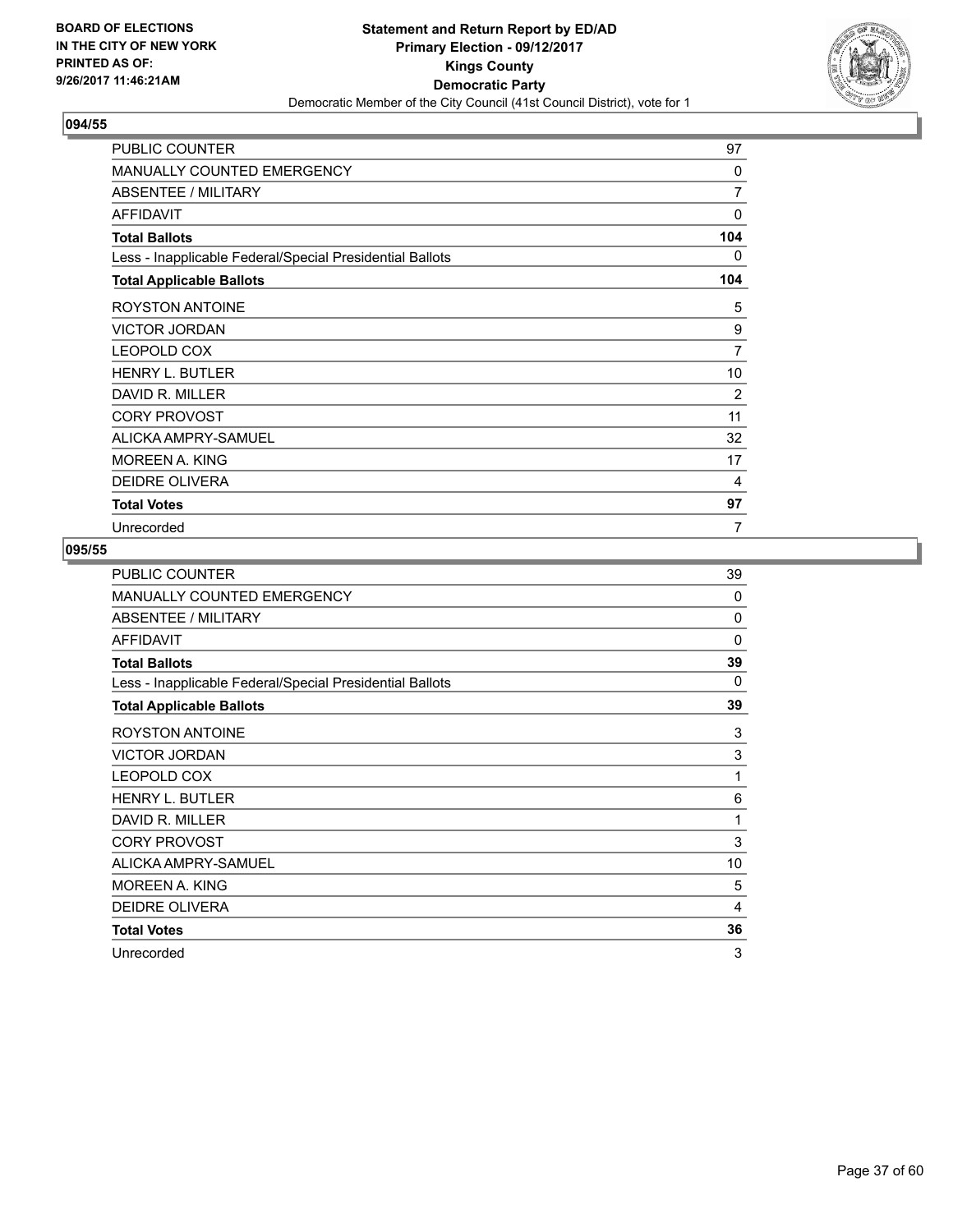BOARD OF ELECTIONS
IN THE CITY OF NEW YORK
PRINTED AS OF:
9/26/2017 11:46:21AM

**Statement and Return Report by ED/AD**
**Primary Election - 09/12/2017**
**Kings County**
**Democratic Party**
Democratic Member of the City Council (41st Council District), vote for 1

## 094/55

| | |
|---|---|
| PUBLIC COUNTER | 97 |
| MANUALLY COUNTED EMERGENCY | 0 |
| ABSENTEE / MILITARY | 7 |
| AFFIDAVIT | 0 |
| **Total Ballots** | **104** |
| Less - Inapplicable Federal/Special Presidential Ballots | 0 |
| **Total Applicable Ballots** | **104** |
| ROYSTON ANTOINE | 5 |
| VICTOR JORDAN | 9 |
| LEOPOLD COX | 7 |
| HENRY L. BUTLER | 10 |
| DAVID R. MILLER | 2 |
| CORY PROVOST | 11 |
| ALICKA AMPRY-SAMUEL | 32 |
| MOREEN A. KING | 17 |
| DEIDRE OLIVERA | 4 |
| **Total Votes** | **97** |
| Unrecorded | 7 |

## 095/55

| | |
|---|---|
| PUBLIC COUNTER | 39 |
| MANUALLY COUNTED EMERGENCY | 0 |
| ABSENTEE / MILITARY | 0 |
| AFFIDAVIT | 0 |
| **Total Ballots** | **39** |
| Less - Inapplicable Federal/Special Presidential Ballots | 0 |
| **Total Applicable Ballots** | **39** |
| ROYSTON ANTOINE | 3 |
| VICTOR JORDAN | 3 |
| LEOPOLD COX | 1 |
| HENRY L. BUTLER | 6 |
| DAVID R. MILLER | 1 |
| CORY PROVOST | 3 |
| ALICKA AMPRY-SAMUEL | 10 |
| MOREEN A. KING | 5 |
| DEIDRE OLIVERA | 4 |
| **Total Votes** | **36** |
| Unrecorded | 3 |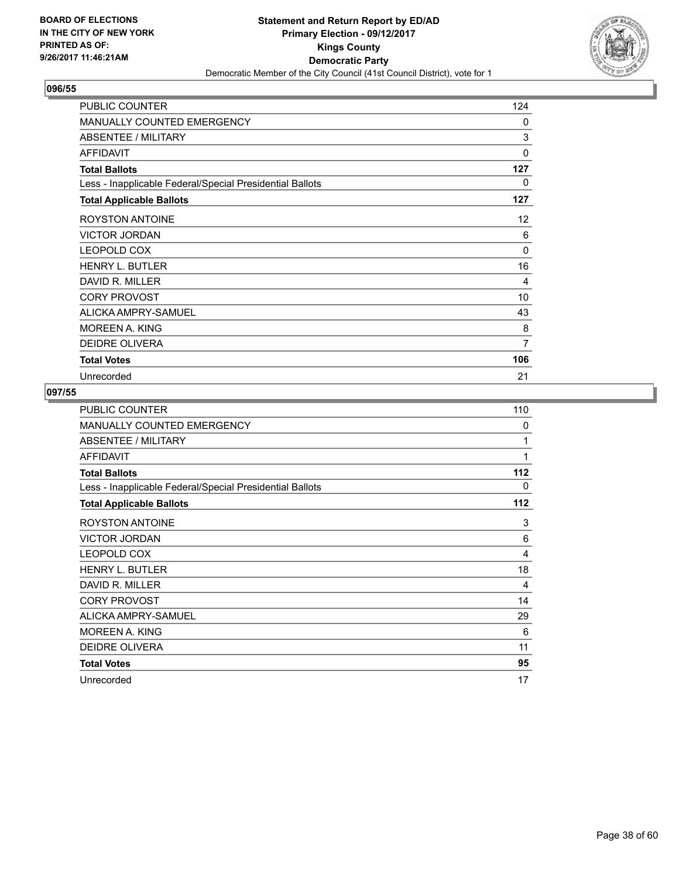BOARD OF ELECTIONS
IN THE CITY OF NEW YORK
PRINTED AS OF:
9/26/2017 11:46:21AM

**Statement and Return Report by ED/AD**
**Primary Election - 09/12/2017**
**Kings County**
**Democratic Party**
Democratic Member of the City Council (41st Council District), vote for 1

## 096/55

| | |
|---|---|
| PUBLIC COUNTER | 124 |
| MANUALLY COUNTED EMERGENCY | 0 |
| ABSENTEE / MILITARY | 3 |
| AFFIDAVIT | 0 |
| **Total Ballots** | **127** |
| Less - Inapplicable Federal/Special Presidential Ballots | 0 |
| **Total Applicable Ballots** | **127** |
| ROYSTON ANTOINE | 12 |
| VICTOR JORDAN | 6 |
| LEOPOLD COX | 0 |
| HENRY L. BUTLER | 16 |
| DAVID R. MILLER | 4 |
| CORY PROVOST | 10 |
| ALICKA AMPRY-SAMUEL | 43 |
| MOREEN A. KING | 8 |
| DEIDRE OLIVERA | 7 |
| **Total Votes** | **106** |
| Unrecorded | 21 |

## 097/55

| | |
|---|---|
| PUBLIC COUNTER | 110 |
| MANUALLY COUNTED EMERGENCY | 0 |
| ABSENTEE / MILITARY | 1 |
| AFFIDAVIT | 1 |
| **Total Ballots** | **112** |
| Less - Inapplicable Federal/Special Presidential Ballots | 0 |
| **Total Applicable Ballots** | **112** |
| ROYSTON ANTOINE | 3 |
| VICTOR JORDAN | 6 |
| LEOPOLD COX | 4 |
| HENRY L. BUTLER | 18 |
| DAVID R. MILLER | 4 |
| CORY PROVOST | 14 |
| ALICKA AMPRY-SAMUEL | 29 |
| MOREEN A. KING | 6 |
| DEIDRE OLIVERA | 11 |
| **Total Votes** | **95** |
| Unrecorded | 17 |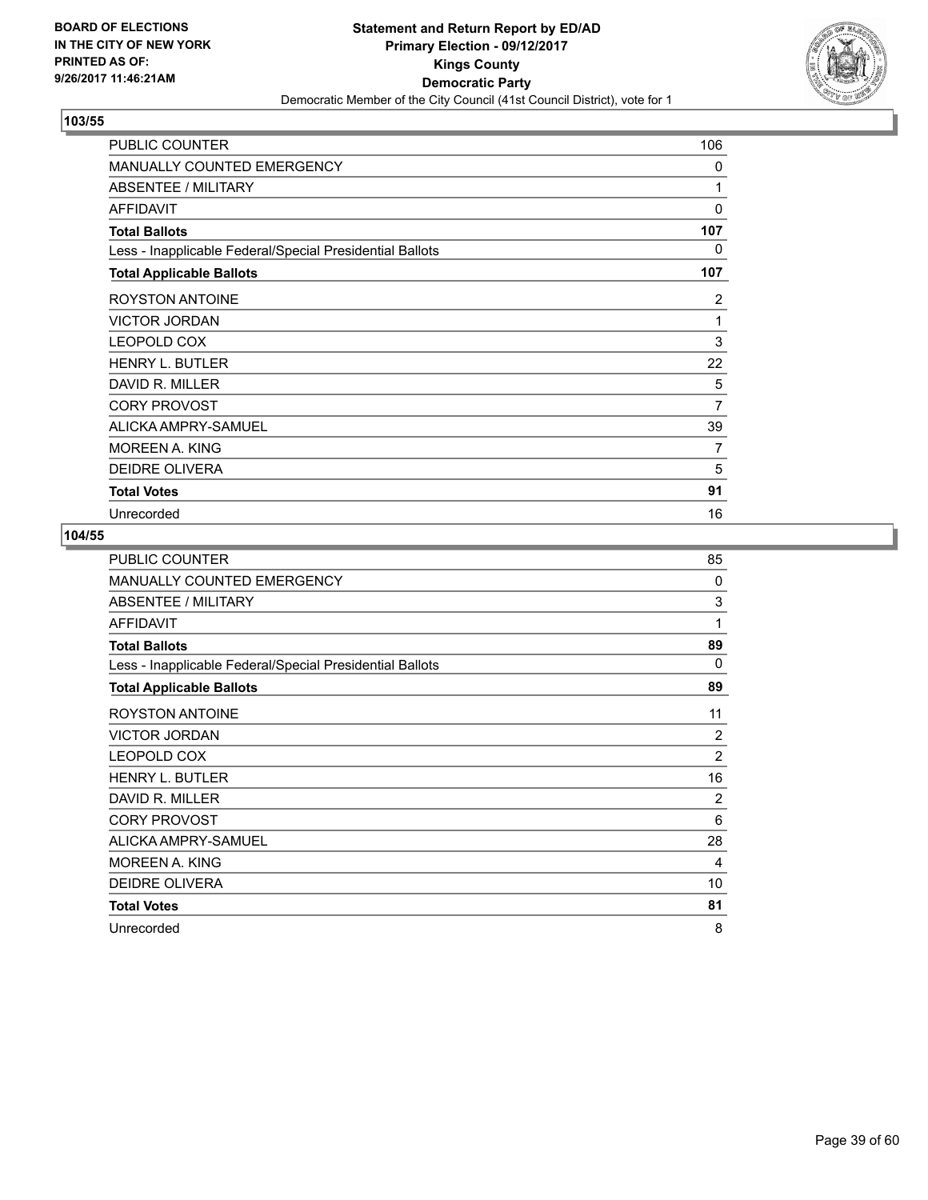**BOARD OF ELECTIONS IN THE CITY OF NEW YORK PRINTED AS OF: 9/26/2017 11:46:21AM**

**Statement and Return Report by ED/AD**
**Primary Election - 09/12/2017**
**Kings County**
**Democratic Party**
Democratic Member of the City Council (41st Council District), vote for 1

## 103/55

| | |
|---|---|
| PUBLIC COUNTER | 106 |
| MANUALLY COUNTED EMERGENCY | 0 |
| ABSENTEE / MILITARY | 1 |
| AFFIDAVIT | 0 |
| **Total Ballots** | **107** |
| Less - Inapplicable Federal/Special Presidential Ballots | 0 |
| **Total Applicable Ballots** | **107** |
| ROYSTON ANTOINE | 2 |
| VICTOR JORDAN | 1 |
| LEOPOLD COX | 3 |
| HENRY L. BUTLER | 22 |
| DAVID R. MILLER | 5 |
| CORY PROVOST | 7 |
| ALICKA AMPRY-SAMUEL | 39 |
| MOREEN A. KING | 7 |
| DEIDRE OLIVERA | 5 |
| **Total Votes** | **91** |
| Unrecorded | 16 |

## 104/55

| | |
|---|---|
| PUBLIC COUNTER | 85 |
| MANUALLY COUNTED EMERGENCY | 0 |
| ABSENTEE / MILITARY | 3 |
| AFFIDAVIT | 1 |
| **Total Ballots** | **89** |
| Less - Inapplicable Federal/Special Presidential Ballots | 0 |
| **Total Applicable Ballots** | **89** |
| ROYSTON ANTOINE | 11 |
| VICTOR JORDAN | 2 |
| LEOPOLD COX | 2 |
| HENRY L. BUTLER | 16 |
| DAVID R. MILLER | 2 |
| CORY PROVOST | 6 |
| ALICKA AMPRY-SAMUEL | 28 |
| MOREEN A. KING | 4 |
| DEIDRE OLIVERA | 10 |
| **Total Votes** | **81** |
| Unrecorded | 8 |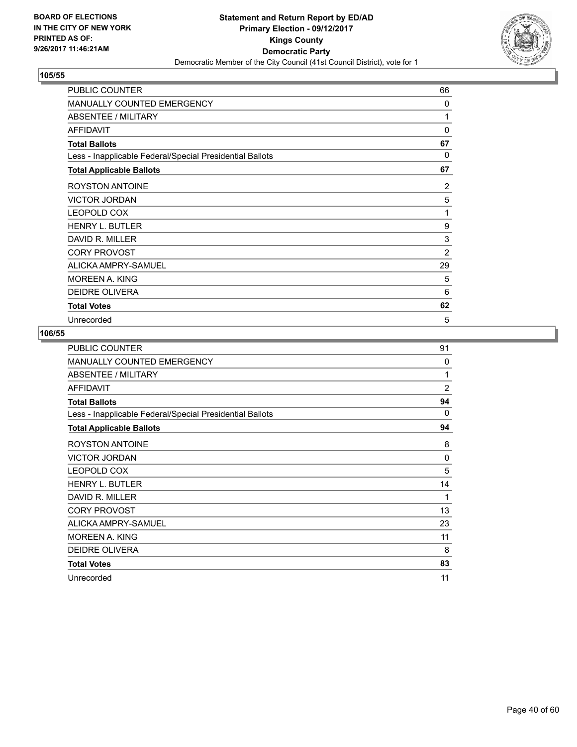**BOARD OF ELECTIONS IN THE CITY OF NEW YORK PRINTED AS OF: 9/26/2017 11:46:21AM**

**Statement and Return Report by ED/AD**
**Primary Election - 09/12/2017**
**Kings County**
**Democratic Party**
Democratic Member of the City Council (41st Council District), vote for 1

## 105/55

| | |
|---|---|
| PUBLIC COUNTER | 66 |
| MANUALLY COUNTED EMERGENCY | 0 |
| ABSENTEE / MILITARY | 1 |
| AFFIDAVIT | 0 |
| **Total Ballots** | **67** |
| Less - Inapplicable Federal/Special Presidential Ballots | 0 |
| **Total Applicable Ballots** | **67** |
| ROYSTON ANTOINE | 2 |
| VICTOR JORDAN | 5 |
| LEOPOLD COX | 1 |
| HENRY L. BUTLER | 9 |
| DAVID R. MILLER | 3 |
| CORY PROVOST | 2 |
| ALICKA AMPRY-SAMUEL | 29 |
| MOREEN A. KING | 5 |
| DEIDRE OLIVERA | 6 |
| **Total Votes** | **62** |
| Unrecorded | 5 |

## 106/55

| | |
|---|---|
| PUBLIC COUNTER | 91 |
| MANUALLY COUNTED EMERGENCY | 0 |
| ABSENTEE / MILITARY | 1 |
| AFFIDAVIT | 2 |
| **Total Ballots** | **94** |
| Less - Inapplicable Federal/Special Presidential Ballots | 0 |
| **Total Applicable Ballots** | **94** |
| ROYSTON ANTOINE | 8 |
| VICTOR JORDAN | 0 |
| LEOPOLD COX | 5 |
| HENRY L. BUTLER | 14 |
| DAVID R. MILLER | 1 |
| CORY PROVOST | 13 |
| ALICKA AMPRY-SAMUEL | 23 |
| MOREEN A. KING | 11 |
| DEIDRE OLIVERA | 8 |
| **Total Votes** | **83** |
| Unrecorded | 11 |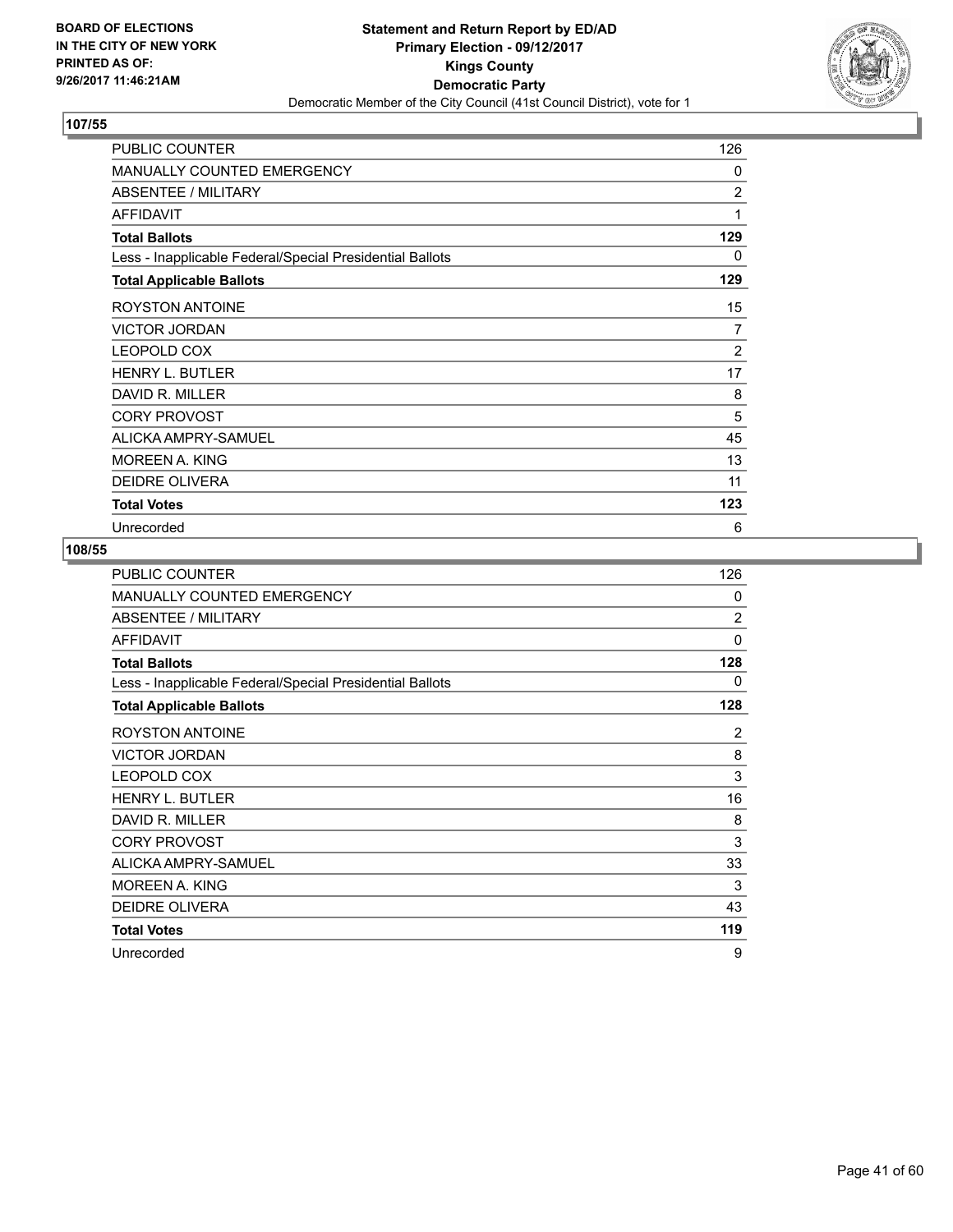BOARD OF ELECTIONS
IN THE CITY OF NEW YORK
PRINTED AS OF:
9/26/2017 11:46:21AM

**Statement and Return Report by ED/AD**
**Primary Election - 09/12/2017**
**Kings County**
**Democratic Party**
Democratic Member of the City Council (41st Council District), vote for 1

### 107/55

| | |
|---|---|
| PUBLIC COUNTER | 126 |
| MANUALLY COUNTED EMERGENCY | 0 |
| ABSENTEE / MILITARY | 2 |
| AFFIDAVIT | 1 |
| **Total Ballots** | **129** |
| Less - Inapplicable Federal/Special Presidential Ballots | 0 |
| **Total Applicable Ballots** | **129** |
| ROYSTON ANTOINE | 15 |
| VICTOR JORDAN | 7 |
| LEOPOLD COX | 2 |
| HENRY L. BUTLER | 17 |
| DAVID R. MILLER | 8 |
| CORY PROVOST | 5 |
| ALICKA AMPRY-SAMUEL | 45 |
| MOREEN A. KING | 13 |
| DEIDRE OLIVERA | 11 |
| **Total Votes** | **123** |
| Unrecorded | 6 |

### 108/55

| | |
|---|---|
| PUBLIC COUNTER | 126 |
| MANUALLY COUNTED EMERGENCY | 0 |
| ABSENTEE / MILITARY | 2 |
| AFFIDAVIT | 0 |
| **Total Ballots** | **128** |
| Less - Inapplicable Federal/Special Presidential Ballots | 0 |
| **Total Applicable Ballots** | **128** |
| ROYSTON ANTOINE | 2 |
| VICTOR JORDAN | 8 |
| LEOPOLD COX | 3 |
| HENRY L. BUTLER | 16 |
| DAVID R. MILLER | 8 |
| CORY PROVOST | 3 |
| ALICKA AMPRY-SAMUEL | 33 |
| MOREEN A. KING | 3 |
| DEIDRE OLIVERA | 43 |
| **Total Votes** | **119** |
| Unrecorded | 9 |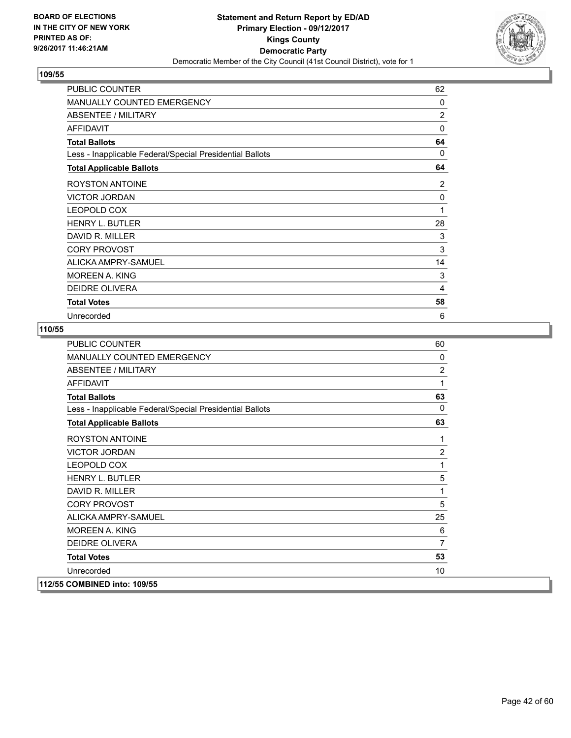**BOARD OF ELECTIONS IN THE CITY OF NEW YORK PRINTED AS OF: 9/26/2017 11:46:21AM**

**Statement and Return Report by ED/AD**
**Primary Election - 09/12/2017**
**Kings County**
**Democratic Party**
Democratic Member of the City Council (41st Council District), vote for 1

## 109/55

| | |
|---|---|
| PUBLIC COUNTER | 62 |
| MANUALLY COUNTED EMERGENCY | 0 |
| ABSENTEE / MILITARY | 2 |
| AFFIDAVIT | 0 |
| **Total Ballots** | **64** |
| Less - Inapplicable Federal/Special Presidential Ballots | 0 |
| **Total Applicable Ballots** | **64** |
| ROYSTON ANTOINE | 2 |
| VICTOR JORDAN | 0 |
| LEOPOLD COX | 1 |
| HENRY L. BUTLER | 28 |
| DAVID R. MILLER | 3 |
| CORY PROVOST | 3 |
| ALICKA AMPRY-SAMUEL | 14 |
| MOREEN A. KING | 3 |
| DEIDRE OLIVERA | 4 |
| **Total Votes** | **58** |
| Unrecorded | 6 |

## 110/55

| | |
|---|---|
| PUBLIC COUNTER | 60 |
| MANUALLY COUNTED EMERGENCY | 0 |
| ABSENTEE / MILITARY | 2 |
| AFFIDAVIT | 1 |
| **Total Ballots** | **63** |
| Less - Inapplicable Federal/Special Presidential Ballots | 0 |
| **Total Applicable Ballots** | **63** |
| ROYSTON ANTOINE | 1 |
| VICTOR JORDAN | 2 |
| LEOPOLD COX | 1 |
| HENRY L. BUTLER | 5 |
| DAVID R. MILLER | 1 |
| CORY PROVOST | 5 |
| ALICKA AMPRY-SAMUEL | 25 |
| MOREEN A. KING | 6 |
| DEIDRE OLIVERA | 7 |
| **Total Votes** | **53** |
| Unrecorded | 10 |

**112/55 COMBINED into: 109/55**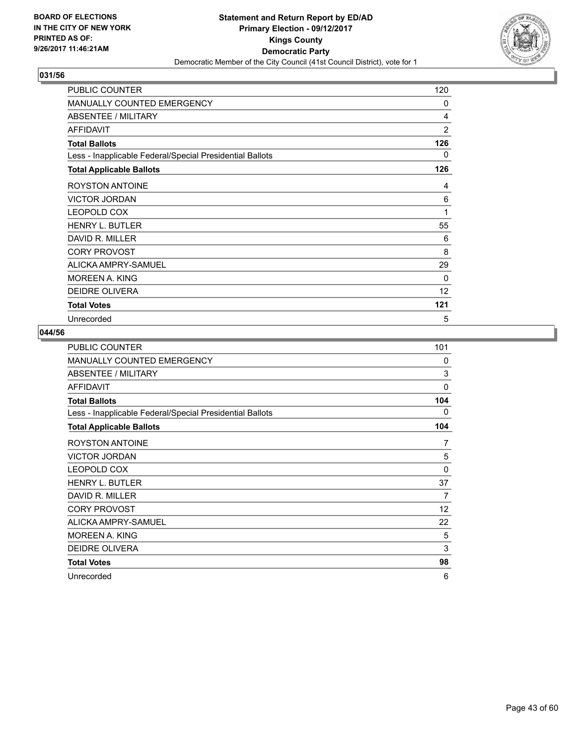BOARD OF ELECTIONS
IN THE CITY OF NEW YORK
PRINTED AS OF:
9/26/2017 11:46:21AM

**Statement and Return Report by ED/AD**
**Primary Election - 09/12/2017**
**Kings County**
**Democratic Party**
Democratic Member of the City Council (41st Council District), vote for 1

## 031/56

| | |
|---|---|
| PUBLIC COUNTER | 120 |
| MANUALLY COUNTED EMERGENCY | 0 |
| ABSENTEE / MILITARY | 4 |
| AFFIDAVIT | 2 |
| **Total Ballots** | **126** |
| Less - Inapplicable Federal/Special Presidential Ballots | 0 |
| **Total Applicable Ballots** | **126** |
| ROYSTON ANTOINE | 4 |
| VICTOR JORDAN | 6 |
| LEOPOLD COX | 1 |
| HENRY L. BUTLER | 55 |
| DAVID R. MILLER | 6 |
| CORY PROVOST | 8 |
| ALICKA AMPRY-SAMUEL | 29 |
| MOREEN A. KING | 0 |
| DEIDRE OLIVERA | 12 |
| **Total Votes** | **121** |
| Unrecorded | 5 |

## 044/56

| | |
|---|---|
| PUBLIC COUNTER | 101 |
| MANUALLY COUNTED EMERGENCY | 0 |
| ABSENTEE / MILITARY | 3 |
| AFFIDAVIT | 0 |
| **Total Ballots** | **104** |
| Less - Inapplicable Federal/Special Presidential Ballots | 0 |
| **Total Applicable Ballots** | **104** |
| ROYSTON ANTOINE | 7 |
| VICTOR JORDAN | 5 |
| LEOPOLD COX | 0 |
| HENRY L. BUTLER | 37 |
| DAVID R. MILLER | 7 |
| CORY PROVOST | 12 |
| ALICKA AMPRY-SAMUEL | 22 |
| MOREEN A. KING | 5 |
| DEIDRE OLIVERA | 3 |
| **Total Votes** | **98** |
| Unrecorded | 6 |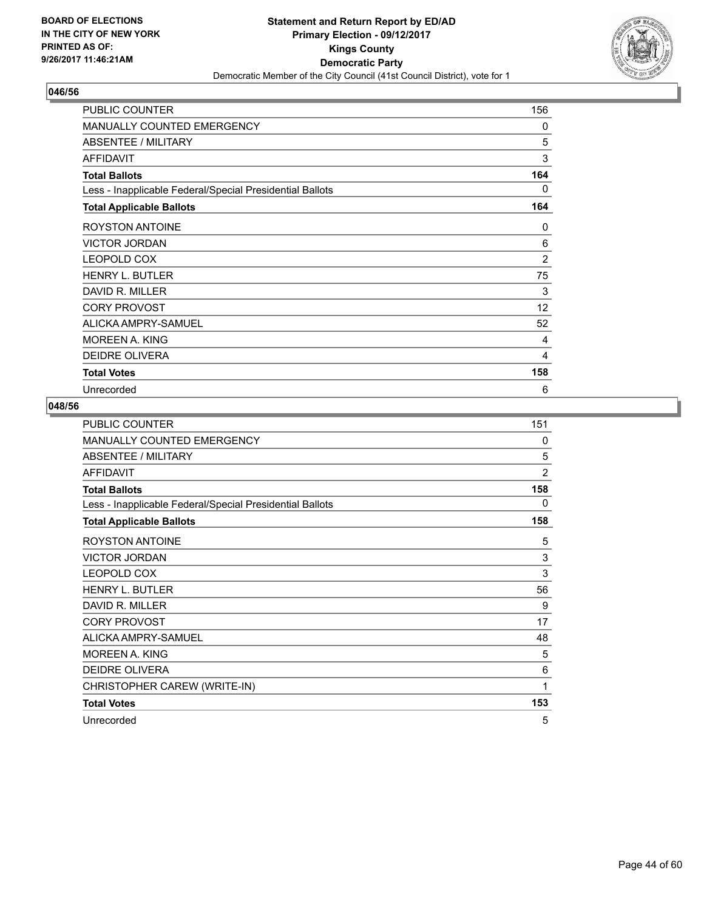**Statement and Return Report by ED/AD**
**Primary Election - 09/12/2017**
**Kings County**
**Democratic Party**
Democratic Member of the City Council (41st Council District), vote for 1

BOARD OF ELECTIONS IN THE CITY OF NEW YORK
PRINTED AS OF: 9/26/2017 11:46:21AM

## 046/56

| | |
|---|---|
| PUBLIC COUNTER | 156 |
| MANUALLY COUNTED EMERGENCY | 0 |
| ABSENTEE / MILITARY | 5 |
| AFFIDAVIT | 3 |
| **Total Ballots** | **164** |
| Less - Inapplicable Federal/Special Presidential Ballots | 0 |
| **Total Applicable Ballots** | **164** |
| ROYSTON ANTOINE | 0 |
| VICTOR JORDAN | 6 |
| LEOPOLD COX | 2 |
| HENRY L. BUTLER | 75 |
| DAVID R. MILLER | 3 |
| CORY PROVOST | 12 |
| ALICKA AMPRY-SAMUEL | 52 |
| MOREEN A. KING | 4 |
| DEIDRE OLIVERA | 4 |
| **Total Votes** | **158** |
| Unrecorded | 6 |

## 048/56

| | |
|---|---|
| PUBLIC COUNTER | 151 |
| MANUALLY COUNTED EMERGENCY | 0 |
| ABSENTEE / MILITARY | 5 |
| AFFIDAVIT | 2 |
| **Total Ballots** | **158** |
| Less - Inapplicable Federal/Special Presidential Ballots | 0 |
| **Total Applicable Ballots** | **158** |
| ROYSTON ANTOINE | 5 |
| VICTOR JORDAN | 3 |
| LEOPOLD COX | 3 |
| HENRY L. BUTLER | 56 |
| DAVID R. MILLER | 9 |
| CORY PROVOST | 17 |
| ALICKA AMPRY-SAMUEL | 48 |
| MOREEN A. KING | 5 |
| DEIDRE OLIVERA | 6 |
| CHRISTOPHER CAREW (WRITE-IN) | 1 |
| **Total Votes** | **153** |
| Unrecorded | 5 |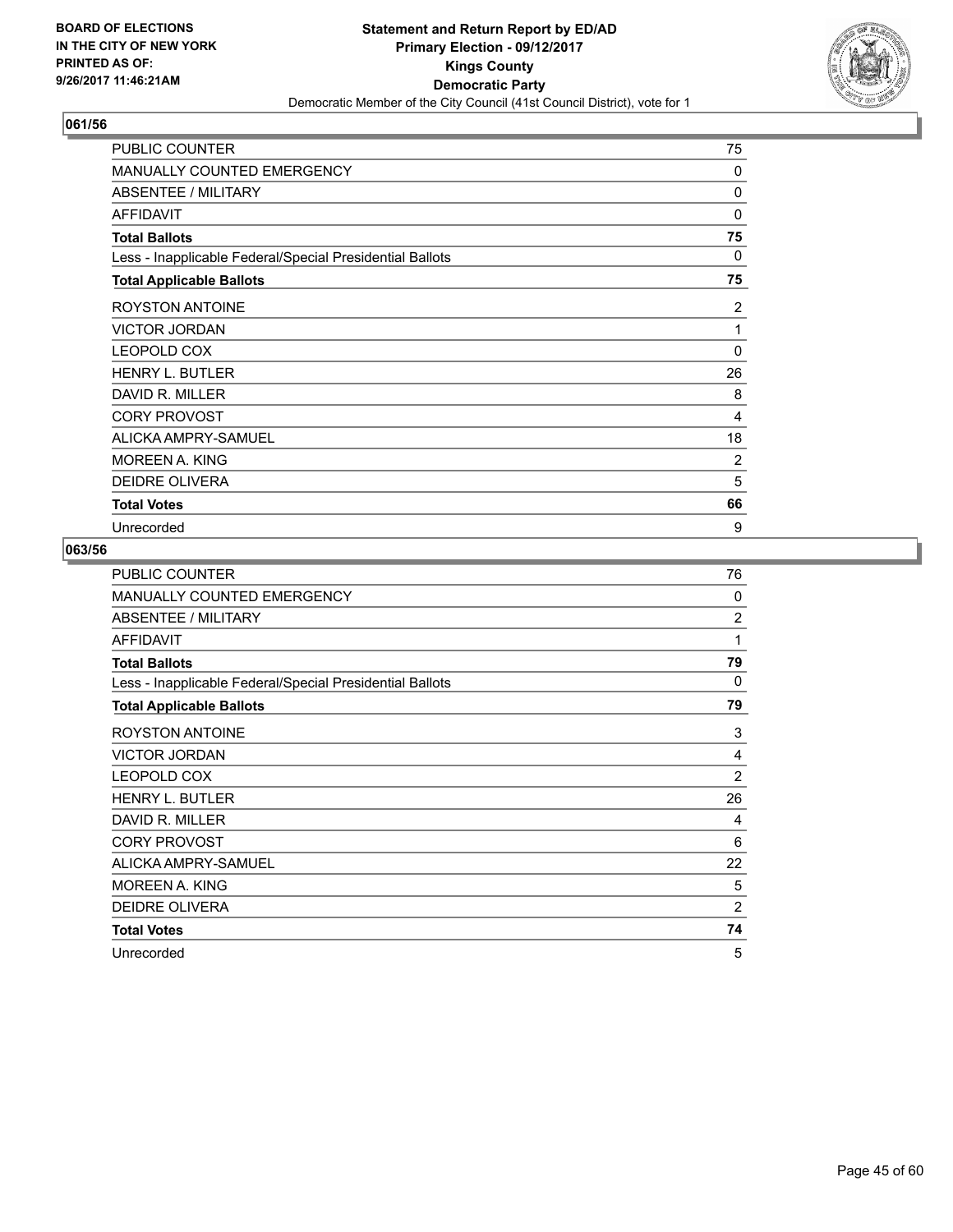**BOARD OF ELECTIONS IN THE CITY OF NEW YORK PRINTED AS OF: 9/26/2017 11:46:21AM**

**Statement and Return Report by ED/AD Primary Election - 09/12/2017 Kings County Democratic Party**

Democratic Member of the City Council (41st Council District), vote for 1

### 061/56

| | |
|---|---|
| PUBLIC COUNTER | 75 |
| MANUALLY COUNTED EMERGENCY | 0 |
| ABSENTEE / MILITARY | 0 |
| AFFIDAVIT | 0 |
| **Total Ballots** | **75** |
| Less - Inapplicable Federal/Special Presidential Ballots | 0 |
| **Total Applicable Ballots** | **75** |
| ROYSTON ANTOINE | 2 |
| VICTOR JORDAN | 1 |
| LEOPOLD COX | 0 |
| HENRY L. BUTLER | 26 |
| DAVID R. MILLER | 8 |
| CORY PROVOST | 4 |
| ALICKA AMPRY-SAMUEL | 18 |
| MOREEN A. KING | 2 |
| DEIDRE OLIVERA | 5 |
| **Total Votes** | **66** |
| Unrecorded | 9 |

### 063/56

| | |
|---|---|
| PUBLIC COUNTER | 76 |
| MANUALLY COUNTED EMERGENCY | 0 |
| ABSENTEE / MILITARY | 2 |
| AFFIDAVIT | 1 |
| **Total Ballots** | **79** |
| Less - Inapplicable Federal/Special Presidential Ballots | 0 |
| **Total Applicable Ballots** | **79** |
| ROYSTON ANTOINE | 3 |
| VICTOR JORDAN | 4 |
| LEOPOLD COX | 2 |
| HENRY L. BUTLER | 26 |
| DAVID R. MILLER | 4 |
| CORY PROVOST | 6 |
| ALICKA AMPRY-SAMUEL | 22 |
| MOREEN A. KING | 5 |
| DEIDRE OLIVERA | 2 |
| **Total Votes** | **74** |
| Unrecorded | 5 |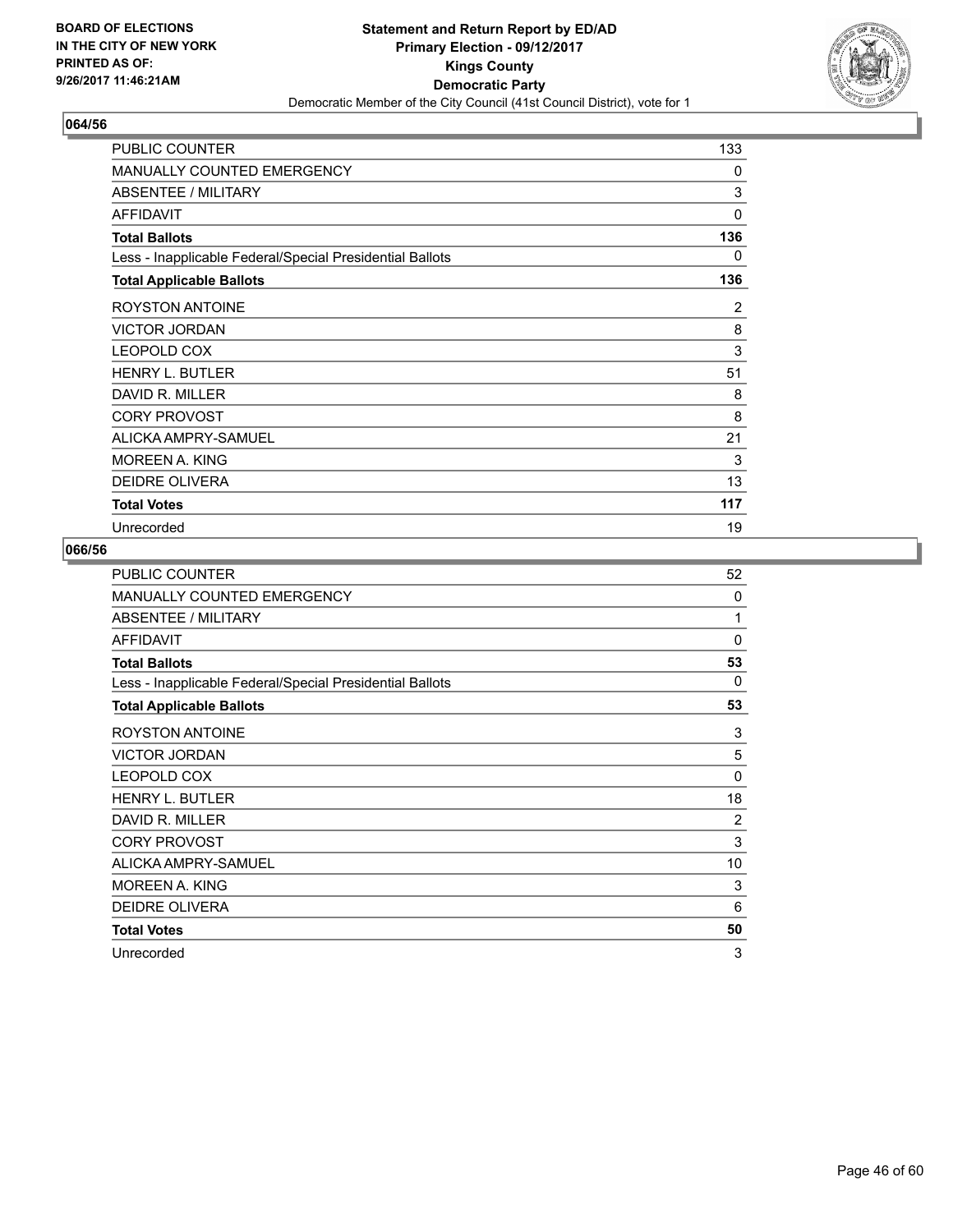**BOARD OF ELECTIONS IN THE CITY OF NEW YORK PRINTED AS OF: 9/26/2017 11:46:21AM**

**Statement and Return Report by ED/AD**
**Primary Election - 09/12/2017**
**Kings County**
**Democratic Party**
Democratic Member of the City Council (41st Council District), vote for 1

## 064/56

| | |
|---|---|
| PUBLIC COUNTER | 133 |
| MANUALLY COUNTED EMERGENCY | 0 |
| ABSENTEE / MILITARY | 3 |
| AFFIDAVIT | 0 |
| **Total Ballots** | **136** |
| Less - Inapplicable Federal/Special Presidential Ballots | 0 |
| **Total Applicable Ballots** | **136** |
| ROYSTON ANTOINE | 2 |
| VICTOR JORDAN | 8 |
| LEOPOLD COX | 3 |
| HENRY L. BUTLER | 51 |
| DAVID R. MILLER | 8 |
| CORY PROVOST | 8 |
| ALICKA AMPRY-SAMUEL | 21 |
| MOREEN A. KING | 3 |
| DEIDRE OLIVERA | 13 |
| **Total Votes** | **117** |
| Unrecorded | 19 |

## 066/56

| | |
|---|---|
| PUBLIC COUNTER | 52 |
| MANUALLY COUNTED EMERGENCY | 0 |
| ABSENTEE / MILITARY | 1 |
| AFFIDAVIT | 0 |
| **Total Ballots** | **53** |
| Less - Inapplicable Federal/Special Presidential Ballots | 0 |
| **Total Applicable Ballots** | **53** |
| ROYSTON ANTOINE | 3 |
| VICTOR JORDAN | 5 |
| LEOPOLD COX | 0 |
| HENRY L. BUTLER | 18 |
| DAVID R. MILLER | 2 |
| CORY PROVOST | 3 |
| ALICKA AMPRY-SAMUEL | 10 |
| MOREEN A. KING | 3 |
| DEIDRE OLIVERA | 6 |
| **Total Votes** | **50** |
| Unrecorded | 3 |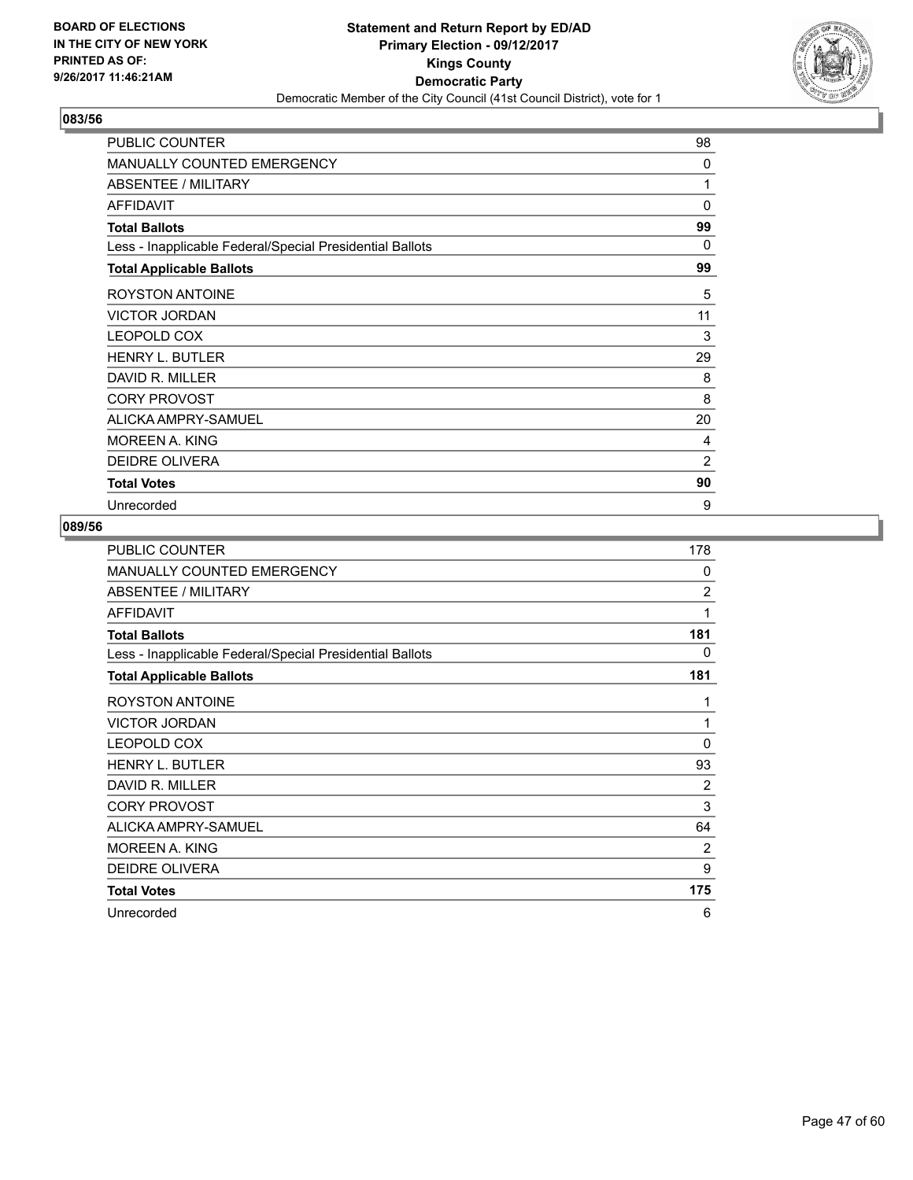BOARD OF ELECTIONS
IN THE CITY OF NEW YORK
PRINTED AS OF:
9/26/2017 11:46:21AM

**Statement and Return Report by ED/AD**
**Primary Election - 09/12/2017**
**Kings County**
**Democratic Party**
Democratic Member of the City Council (41st Council District), vote for 1

### 083/56

| | |
|---|---|
| PUBLIC COUNTER | 98 |
| MANUALLY COUNTED EMERGENCY | 0 |
| ABSENTEE / MILITARY | 1 |
| AFFIDAVIT | 0 |
| **Total Ballots** | **99** |
| Less - Inapplicable Federal/Special Presidential Ballots | 0 |
| **Total Applicable Ballots** | **99** |
| ROYSTON ANTOINE | 5 |
| VICTOR JORDAN | 11 |
| LEOPOLD COX | 3 |
| HENRY L. BUTLER | 29 |
| DAVID R. MILLER | 8 |
| CORY PROVOST | 8 |
| ALICKA AMPRY-SAMUEL | 20 |
| MOREEN A. KING | 4 |
| DEIDRE OLIVERA | 2 |
| **Total Votes** | **90** |
| Unrecorded | 9 |

### 089/56

| | |
|---|---|
| PUBLIC COUNTER | 178 |
| MANUALLY COUNTED EMERGENCY | 0 |
| ABSENTEE / MILITARY | 2 |
| AFFIDAVIT | 1 |
| **Total Ballots** | **181** |
| Less - Inapplicable Federal/Special Presidential Ballots | 0 |
| **Total Applicable Ballots** | **181** |
| ROYSTON ANTOINE | 1 |
| VICTOR JORDAN | 1 |
| LEOPOLD COX | 0 |
| HENRY L. BUTLER | 93 |
| DAVID R. MILLER | 2 |
| CORY PROVOST | 3 |
| ALICKA AMPRY-SAMUEL | 64 |
| MOREEN A. KING | 2 |
| DEIDRE OLIVERA | 9 |
| **Total Votes** | **175** |
| Unrecorded | 6 |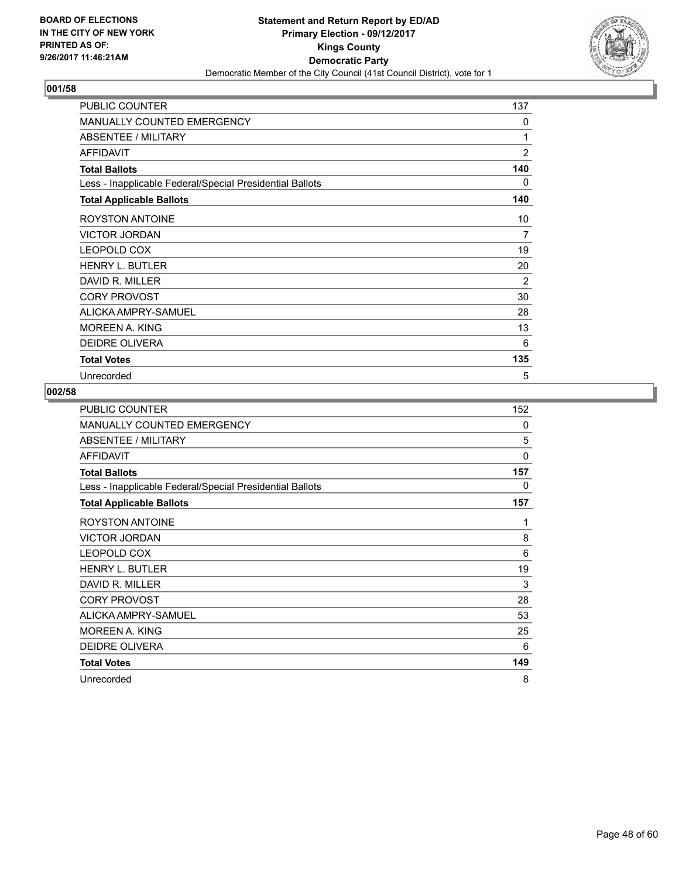**BOARD OF ELECTIONS IN THE CITY OF NEW YORK PRINTED AS OF: 9/26/2017 11:46:21AM**

**Statement and Return Report by ED/AD**
**Primary Election - 09/12/2017**
**Kings County**
**Democratic Party**
Democratic Member of the City Council (41st Council District), vote for 1

### 001/58

| | |
|---|---|
| PUBLIC COUNTER | 137 |
| MANUALLY COUNTED EMERGENCY | 0 |
| ABSENTEE / MILITARY | 1 |
| AFFIDAVIT | 2 |
| **Total Ballots** | **140** |
| Less - Inapplicable Federal/Special Presidential Ballots | 0 |
| **Total Applicable Ballots** | **140** |
| ROYSTON ANTOINE | 10 |
| VICTOR JORDAN | 7 |
| LEOPOLD COX | 19 |
| HENRY L. BUTLER | 20 |
| DAVID R. MILLER | 2 |
| CORY PROVOST | 30 |
| ALICKA AMPRY-SAMUEL | 28 |
| MOREEN A. KING | 13 |
| DEIDRE OLIVERA | 6 |
| **Total Votes** | **135** |
| Unrecorded | 5 |

### 002/58

| | |
|---|---|
| PUBLIC COUNTER | 152 |
| MANUALLY COUNTED EMERGENCY | 0 |
| ABSENTEE / MILITARY | 5 |
| AFFIDAVIT | 0 |
| **Total Ballots** | **157** |
| Less - Inapplicable Federal/Special Presidential Ballots | 0 |
| **Total Applicable Ballots** | **157** |
| ROYSTON ANTOINE | 1 |
| VICTOR JORDAN | 8 |
| LEOPOLD COX | 6 |
| HENRY L. BUTLER | 19 |
| DAVID R. MILLER | 3 |
| CORY PROVOST | 28 |
| ALICKA AMPRY-SAMUEL | 53 |
| MOREEN A. KING | 25 |
| DEIDRE OLIVERA | 6 |
| **Total Votes** | **149** |
| Unrecorded | 8 |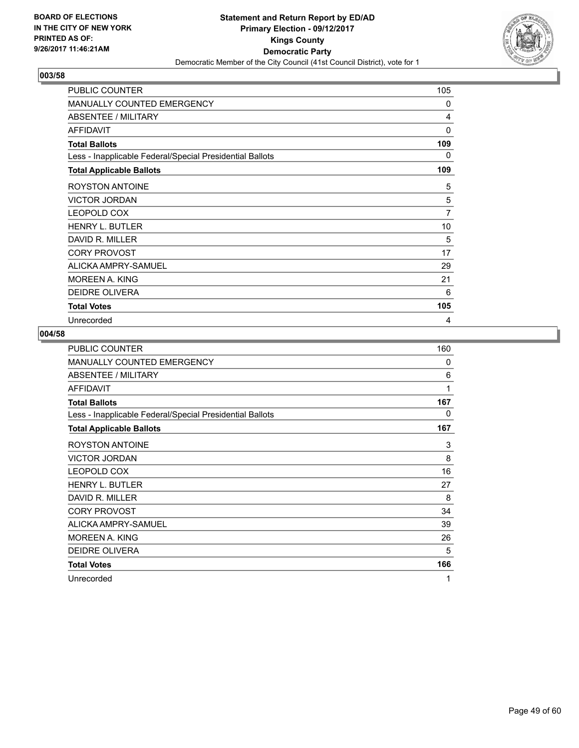**BOARD OF ELECTIONS IN THE CITY OF NEW YORK PRINTED AS OF: 9/26/2017 11:46:21AM**

**Statement and Return Report by ED/AD**
**Primary Election - 09/12/2017**
**Kings County**
**Democratic Party**
Democratic Member of the City Council (41st Council District), vote for 1

## 003/58

| | |
|---|---|
| PUBLIC COUNTER | 105 |
| MANUALLY COUNTED EMERGENCY | 0 |
| ABSENTEE / MILITARY | 4 |
| AFFIDAVIT | 0 |
| **Total Ballots** | **109** |
| Less - Inapplicable Federal/Special Presidential Ballots | 0 |
| **Total Applicable Ballots** | **109** |
| ROYSTON ANTOINE | 5 |
| VICTOR JORDAN | 5 |
| LEOPOLD COX | 7 |
| HENRY L. BUTLER | 10 |
| DAVID R. MILLER | 5 |
| CORY PROVOST | 17 |
| ALICKA AMPRY-SAMUEL | 29 |
| MOREEN A. KING | 21 |
| DEIDRE OLIVERA | 6 |
| **Total Votes** | **105** |
| Unrecorded | 4 |

## 004/58

| | |
|---|---|
| PUBLIC COUNTER | 160 |
| MANUALLY COUNTED EMERGENCY | 0 |
| ABSENTEE / MILITARY | 6 |
| AFFIDAVIT | 1 |
| **Total Ballots** | **167** |
| Less - Inapplicable Federal/Special Presidential Ballots | 0 |
| **Total Applicable Ballots** | **167** |
| ROYSTON ANTOINE | 3 |
| VICTOR JORDAN | 8 |
| LEOPOLD COX | 16 |
| HENRY L. BUTLER | 27 |
| DAVID R. MILLER | 8 |
| CORY PROVOST | 34 |
| ALICKA AMPRY-SAMUEL | 39 |
| MOREEN A. KING | 26 |
| DEIDRE OLIVERA | 5 |
| **Total Votes** | **166** |
| Unrecorded | 1 |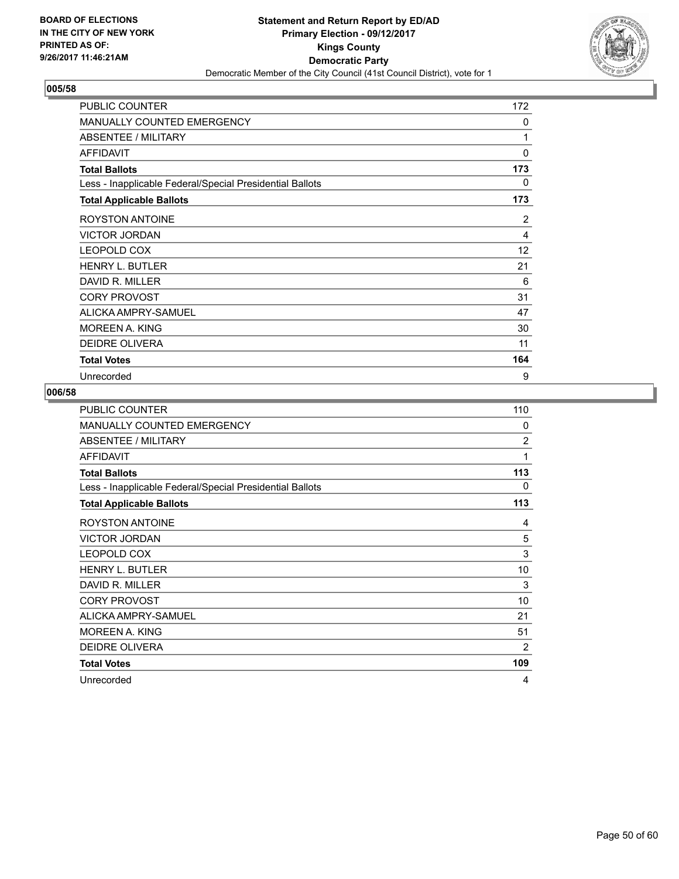BOARD OF ELECTIONS
IN THE CITY OF NEW YORK
PRINTED AS OF:
9/26/2017 11:46:21AM

**Statement and Return Report by ED/AD**
**Primary Election - 09/12/2017**
**Kings County**
**Democratic Party**
Democratic Member of the City Council (41st Council District), vote for 1

## 005/58

| | |
|---|---|
| PUBLIC COUNTER | 172 |
| MANUALLY COUNTED EMERGENCY | 0 |
| ABSENTEE / MILITARY | 1 |
| AFFIDAVIT | 0 |
| **Total Ballots** | **173** |
| Less - Inapplicable Federal/Special Presidential Ballots | 0 |
| **Total Applicable Ballots** | **173** |
| ROYSTON ANTOINE | 2 |
| VICTOR JORDAN | 4 |
| LEOPOLD COX | 12 |
| HENRY L. BUTLER | 21 |
| DAVID R. MILLER | 6 |
| CORY PROVOST | 31 |
| ALICKA AMPRY-SAMUEL | 47 |
| MOREEN A. KING | 30 |
| DEIDRE OLIVERA | 11 |
| **Total Votes** | **164** |
| Unrecorded | 9 |

## 006/58

| | |
|---|---|
| PUBLIC COUNTER | 110 |
| MANUALLY COUNTED EMERGENCY | 0 |
| ABSENTEE / MILITARY | 2 |
| AFFIDAVIT | 1 |
| **Total Ballots** | **113** |
| Less - Inapplicable Federal/Special Presidential Ballots | 0 |
| **Total Applicable Ballots** | **113** |
| ROYSTON ANTOINE | 4 |
| VICTOR JORDAN | 5 |
| LEOPOLD COX | 3 |
| HENRY L. BUTLER | 10 |
| DAVID R. MILLER | 3 |
| CORY PROVOST | 10 |
| ALICKA AMPRY-SAMUEL | 21 |
| MOREEN A. KING | 51 |
| DEIDRE OLIVERA | 2 |
| **Total Votes** | **109** |
| Unrecorded | 4 |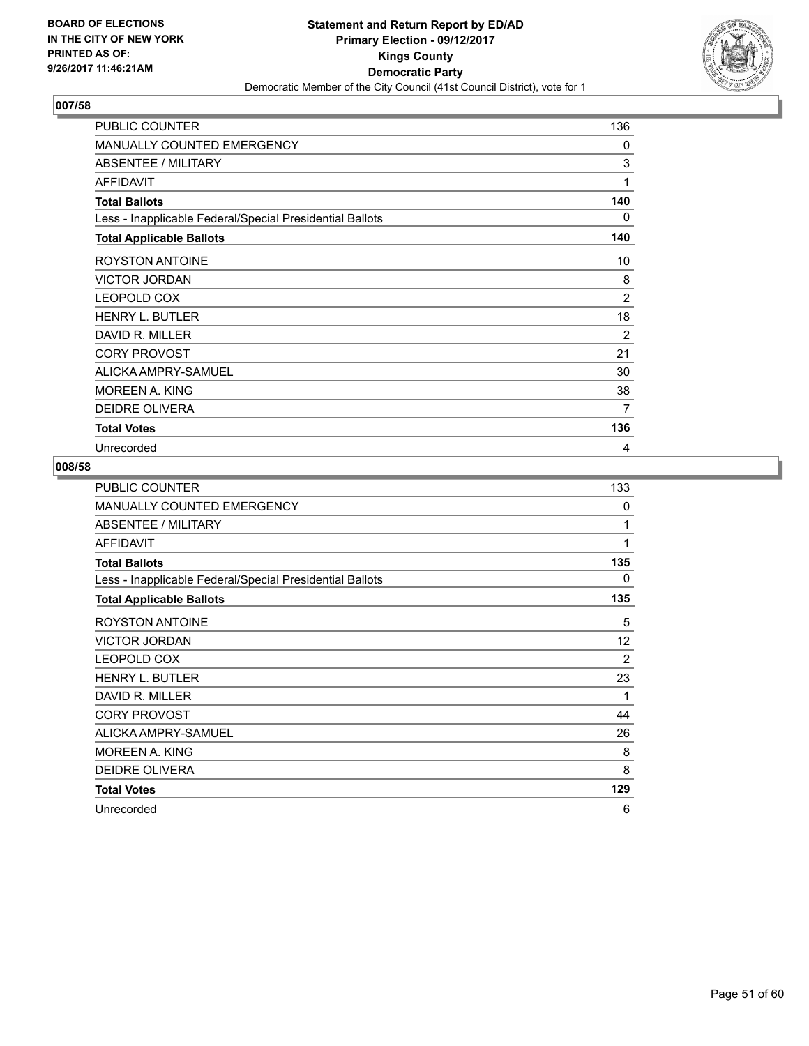**BOARD OF ELECTIONS IN THE CITY OF NEW YORK PRINTED AS OF: 9/26/2017 11:46:21AM**

**Statement and Return Report by ED/AD**
**Primary Election - 09/12/2017**
**Kings County**
**Democratic Party**
Democratic Member of the City Council (41st Council District), vote for 1

## 007/58

| | |
|---|---|
| PUBLIC COUNTER | 136 |
| MANUALLY COUNTED EMERGENCY | 0 |
| ABSENTEE / MILITARY | 3 |
| AFFIDAVIT | 1 |
| **Total Ballots** | **140** |
| Less - Inapplicable Federal/Special Presidential Ballots | 0 |
| **Total Applicable Ballots** | **140** |
| ROYSTON ANTOINE | 10 |
| VICTOR JORDAN | 8 |
| LEOPOLD COX | 2 |
| HENRY L. BUTLER | 18 |
| DAVID R. MILLER | 2 |
| CORY PROVOST | 21 |
| ALICKA AMPRY-SAMUEL | 30 |
| MOREEN A. KING | 38 |
| DEIDRE OLIVERA | 7 |
| **Total Votes** | **136** |
| Unrecorded | 4 |

## 008/58

| | |
|---|---|
| PUBLIC COUNTER | 133 |
| MANUALLY COUNTED EMERGENCY | 0 |
| ABSENTEE / MILITARY | 1 |
| AFFIDAVIT | 1 |
| **Total Ballots** | **135** |
| Less - Inapplicable Federal/Special Presidential Ballots | 0 |
| **Total Applicable Ballots** | **135** |
| ROYSTON ANTOINE | 5 |
| VICTOR JORDAN | 12 |
| LEOPOLD COX | 2 |
| HENRY L. BUTLER | 23 |
| DAVID R. MILLER | 1 |
| CORY PROVOST | 44 |
| ALICKA AMPRY-SAMUEL | 26 |
| MOREEN A. KING | 8 |
| DEIDRE OLIVERA | 8 |
| **Total Votes** | **129** |
| Unrecorded | 6 |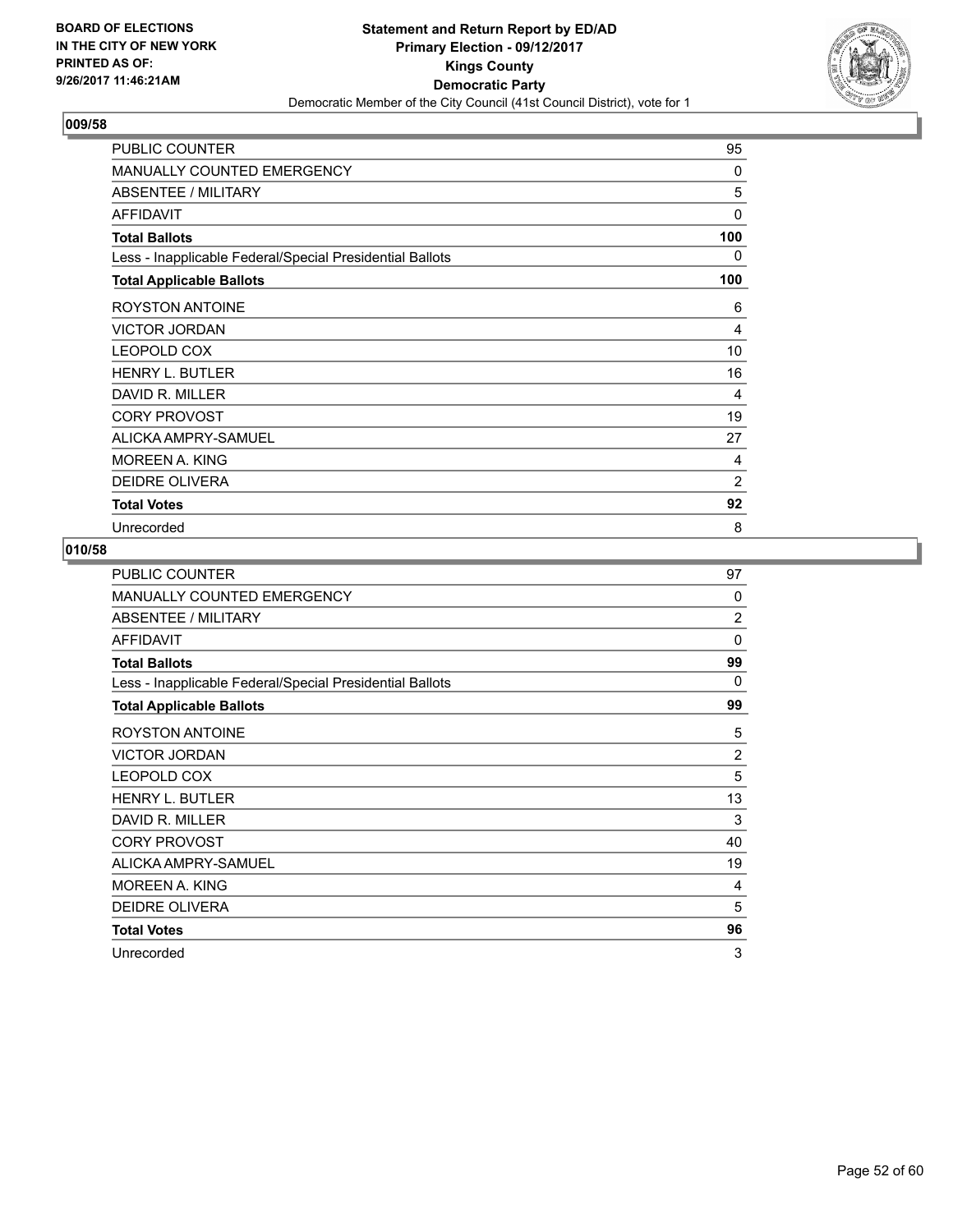BOARD OF ELECTIONS
IN THE CITY OF NEW YORK
PRINTED AS OF:
9/26/2017 11:46:21AM

**Statement and Return Report by ED/AD**
**Primary Election - 09/12/2017**
**Kings County**
**Democratic Party**
Democratic Member of the City Council (41st Council District), vote for 1

## 009/58

| | |
|---|---|
| PUBLIC COUNTER | 95 |
| MANUALLY COUNTED EMERGENCY | 0 |
| ABSENTEE / MILITARY | 5 |
| AFFIDAVIT | 0 |
| **Total Ballots** | **100** |
| Less - Inapplicable Federal/Special Presidential Ballots | 0 |
| **Total Applicable Ballots** | **100** |
| ROYSTON ANTOINE | 6 |
| VICTOR JORDAN | 4 |
| LEOPOLD COX | 10 |
| HENRY L. BUTLER | 16 |
| DAVID R. MILLER | 4 |
| CORY PROVOST | 19 |
| ALICKA AMPRY-SAMUEL | 27 |
| MOREEN A. KING | 4 |
| DEIDRE OLIVERA | 2 |
| **Total Votes** | **92** |
| Unrecorded | 8 |

## 010/58

| | |
|---|---|
| PUBLIC COUNTER | 97 |
| MANUALLY COUNTED EMERGENCY | 0 |
| ABSENTEE / MILITARY | 2 |
| AFFIDAVIT | 0 |
| **Total Ballots** | **99** |
| Less - Inapplicable Federal/Special Presidential Ballots | 0 |
| **Total Applicable Ballots** | **99** |
| ROYSTON ANTOINE | 5 |
| VICTOR JORDAN | 2 |
| LEOPOLD COX | 5 |
| HENRY L. BUTLER | 13 |
| DAVID R. MILLER | 3 |
| CORY PROVOST | 40 |
| ALICKA AMPRY-SAMUEL | 19 |
| MOREEN A. KING | 4 |
| DEIDRE OLIVERA | 5 |
| **Total Votes** | **96** |
| Unrecorded | 3 |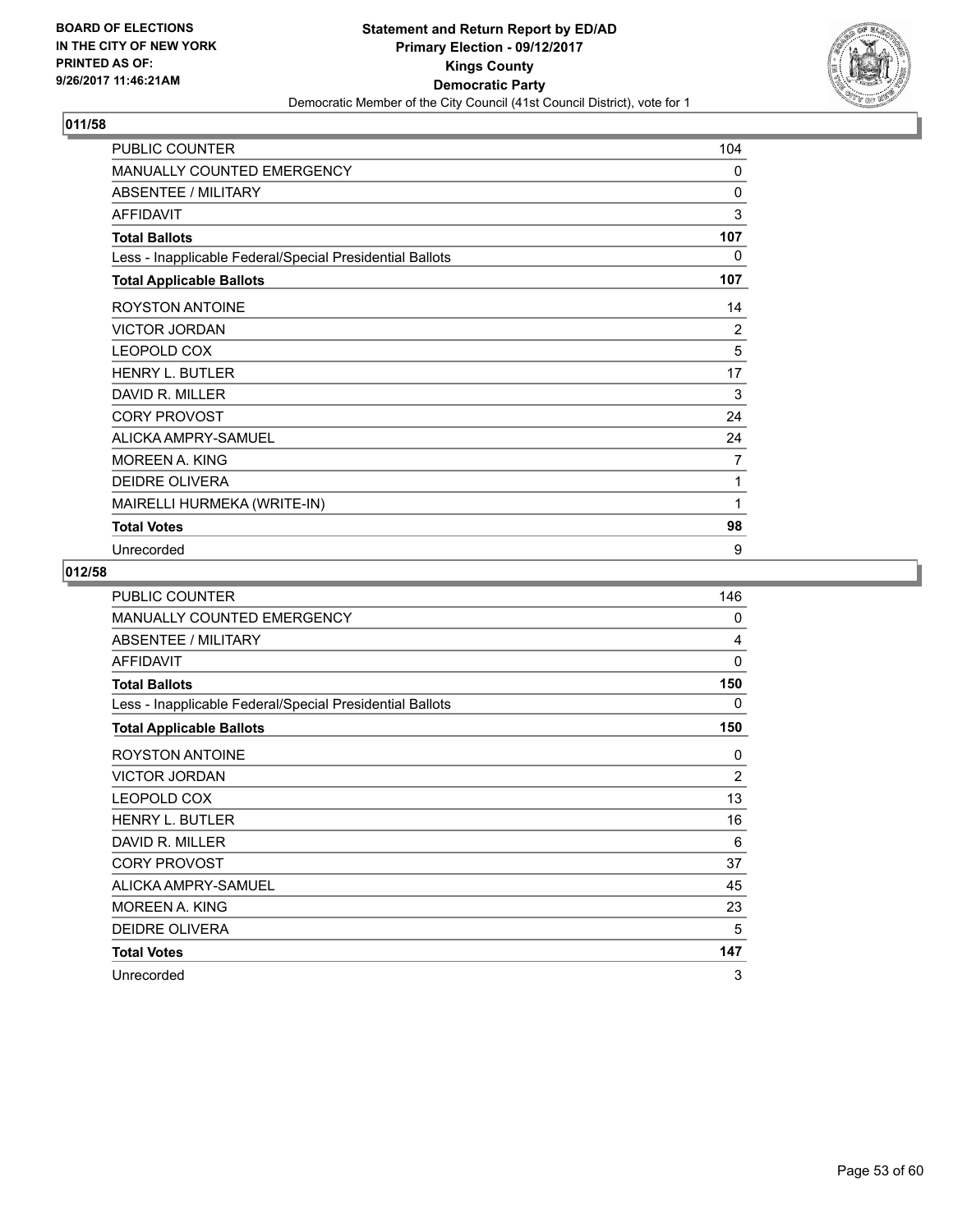BOARD OF ELECTIONS
IN THE CITY OF NEW YORK
PRINTED AS OF:
9/26/2017 11:46:21AM

**Statement and Return Report by ED/AD**
**Primary Election - 09/12/2017**
**Kings County**
**Democratic Party**
Democratic Member of the City Council (41st Council District), vote for 1

## 011/58

| | |
|---|---|
| PUBLIC COUNTER | 104 |
| MANUALLY COUNTED EMERGENCY | 0 |
| ABSENTEE / MILITARY | 0 |
| AFFIDAVIT | 3 |
| **Total Ballots** | **107** |
| Less - Inapplicable Federal/Special Presidential Ballots | 0 |
| **Total Applicable Ballots** | **107** |
| ROYSTON ANTOINE | 14 |
| VICTOR JORDAN | 2 |
| LEOPOLD COX | 5 |
| HENRY L. BUTLER | 17 |
| DAVID R. MILLER | 3 |
| CORY PROVOST | 24 |
| ALICKA AMPRY-SAMUEL | 24 |
| MOREEN A. KING | 7 |
| DEIDRE OLIVERA | 1 |
| MAIRELLI HURMEKA (WRITE-IN) | 1 |
| **Total Votes** | **98** |
| Unrecorded | 9 |

## 012/58

| | |
|---|---|
| PUBLIC COUNTER | 146 |
| MANUALLY COUNTED EMERGENCY | 0 |
| ABSENTEE / MILITARY | 4 |
| AFFIDAVIT | 0 |
| **Total Ballots** | **150** |
| Less - Inapplicable Federal/Special Presidential Ballots | 0 |
| **Total Applicable Ballots** | **150** |
| ROYSTON ANTOINE | 0 |
| VICTOR JORDAN | 2 |
| LEOPOLD COX | 13 |
| HENRY L. BUTLER | 16 |
| DAVID R. MILLER | 6 |
| CORY PROVOST | 37 |
| ALICKA AMPRY-SAMUEL | 45 |
| MOREEN A. KING | 23 |
| DEIDRE OLIVERA | 5 |
| **Total Votes** | **147** |
| Unrecorded | 3 |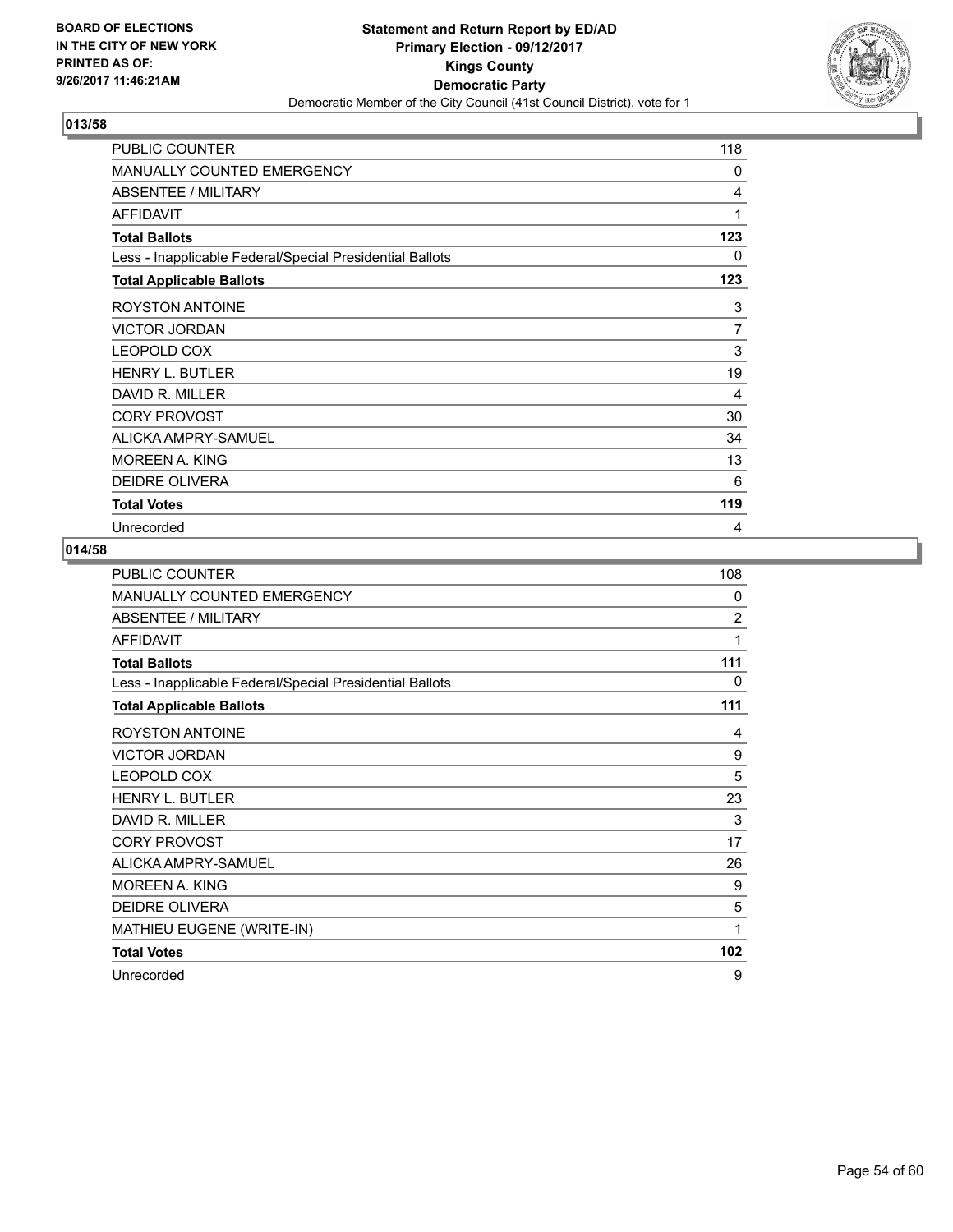**BOARD OF ELECTIONS IN THE CITY OF NEW YORK PRINTED AS OF: 9/26/2017 11:46:21AM**

**Statement and Return Report by ED/AD**
**Primary Election - 09/12/2017**
**Kings County**
**Democratic Party**
Democratic Member of the City Council (41st Council District), vote for 1

## 013/58

| | |
|---|---|
| PUBLIC COUNTER | 118 |
| MANUALLY COUNTED EMERGENCY | 0 |
| ABSENTEE / MILITARY | 4 |
| AFFIDAVIT | 1 |
| **Total Ballots** | **123** |
| Less - Inapplicable Federal/Special Presidential Ballots | 0 |
| **Total Applicable Ballots** | **123** |
| ROYSTON ANTOINE | 3 |
| VICTOR JORDAN | 7 |
| LEOPOLD COX | 3 |
| HENRY L. BUTLER | 19 |
| DAVID R. MILLER | 4 |
| CORY PROVOST | 30 |
| ALICKA AMPRY-SAMUEL | 34 |
| MOREEN A. KING | 13 |
| DEIDRE OLIVERA | 6 |
| **Total Votes** | **119** |
| Unrecorded | 4 |

## 014/58

| | |
|---|---|
| PUBLIC COUNTER | 108 |
| MANUALLY COUNTED EMERGENCY | 0 |
| ABSENTEE / MILITARY | 2 |
| AFFIDAVIT | 1 |
| **Total Ballots** | **111** |
| Less - Inapplicable Federal/Special Presidential Ballots | 0 |
| **Total Applicable Ballots** | **111** |
| ROYSTON ANTOINE | 4 |
| VICTOR JORDAN | 9 |
| LEOPOLD COX | 5 |
| HENRY L. BUTLER | 23 |
| DAVID R. MILLER | 3 |
| CORY PROVOST | 17 |
| ALICKA AMPRY-SAMUEL | 26 |
| MOREEN A. KING | 9 |
| DEIDRE OLIVERA | 5 |
| MATHIEU EUGENE (WRITE-IN) | 1 |
| **Total Votes** | **102** |
| Unrecorded | 9 |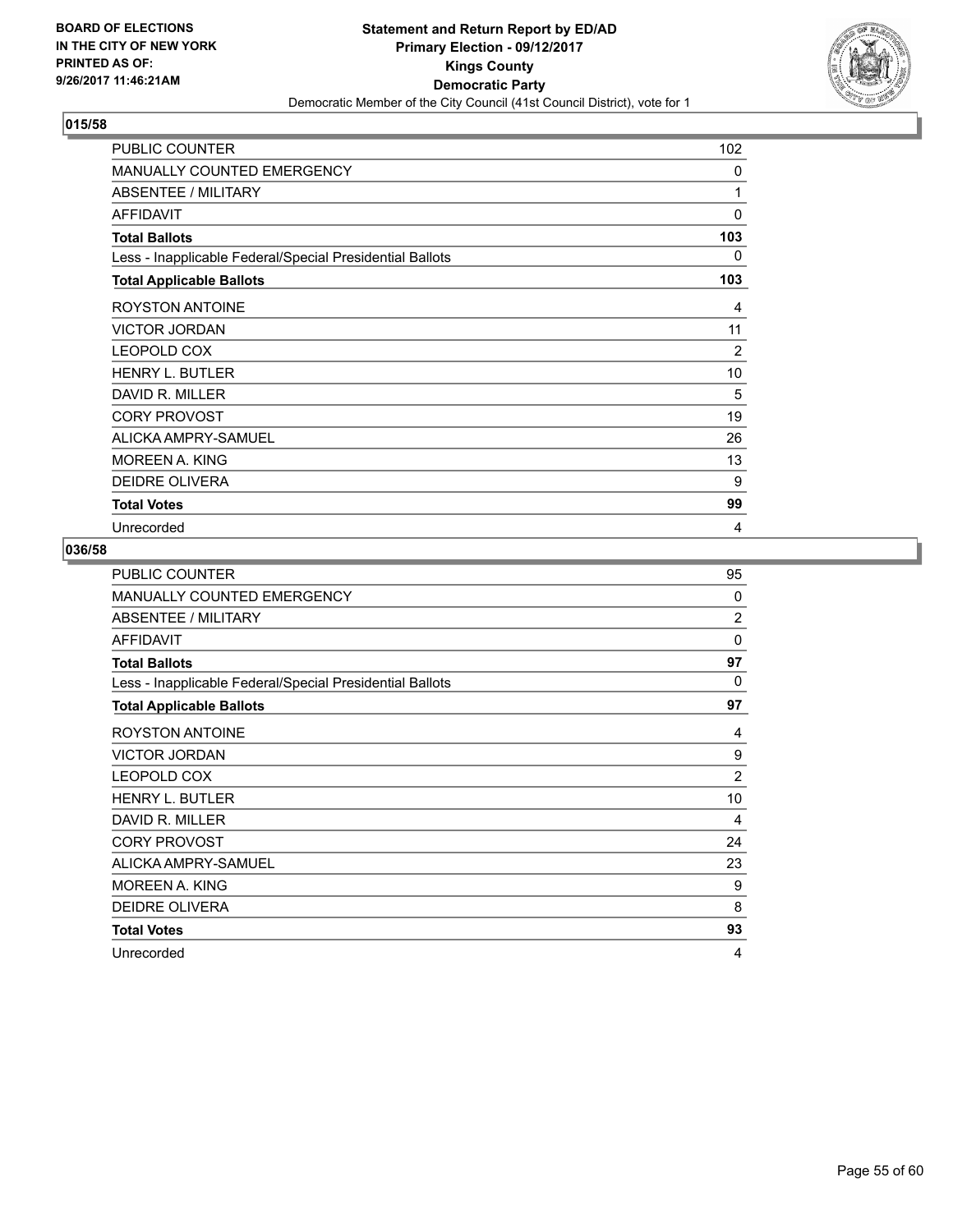## 015/58

| | |
|---|---|
| PUBLIC COUNTER | 102 |
| MANUALLY COUNTED EMERGENCY | 0 |
| ABSENTEE / MILITARY | 1 |
| AFFIDAVIT | 0 |
| **Total Ballots** | **103** |
| Less - Inapplicable Federal/Special Presidential Ballots | 0 |
| **Total Applicable Ballots** | **103** |
| ROYSTON ANTOINE | 4 |
| VICTOR JORDAN | 11 |
| LEOPOLD COX | 2 |
| HENRY L. BUTLER | 10 |
| DAVID R. MILLER | 5 |
| CORY PROVOST | 19 |
| ALICKA AMPRY-SAMUEL | 26 |
| MOREEN A. KING | 13 |
| DEIDRE OLIVERA | 9 |
| **Total Votes** | **99** |
| Unrecorded | 4 |

## 036/58

| | |
|---|---|
| PUBLIC COUNTER | 95 |
| MANUALLY COUNTED EMERGENCY | 0 |
| ABSENTEE / MILITARY | 2 |
| AFFIDAVIT | 0 |
| **Total Ballots** | **97** |
| Less - Inapplicable Federal/Special Presidential Ballots | 0 |
| **Total Applicable Ballots** | **97** |
| ROYSTON ANTOINE | 4 |
| VICTOR JORDAN | 9 |
| LEOPOLD COX | 2 |
| HENRY L. BUTLER | 10 |
| DAVID R. MILLER | 4 |
| CORY PROVOST | 24 |
| ALICKA AMPRY-SAMUEL | 23 |
| MOREEN A. KING | 9 |
| DEIDRE OLIVERA | 8 |
| **Total Votes** | **93** |
| Unrecorded | 4 |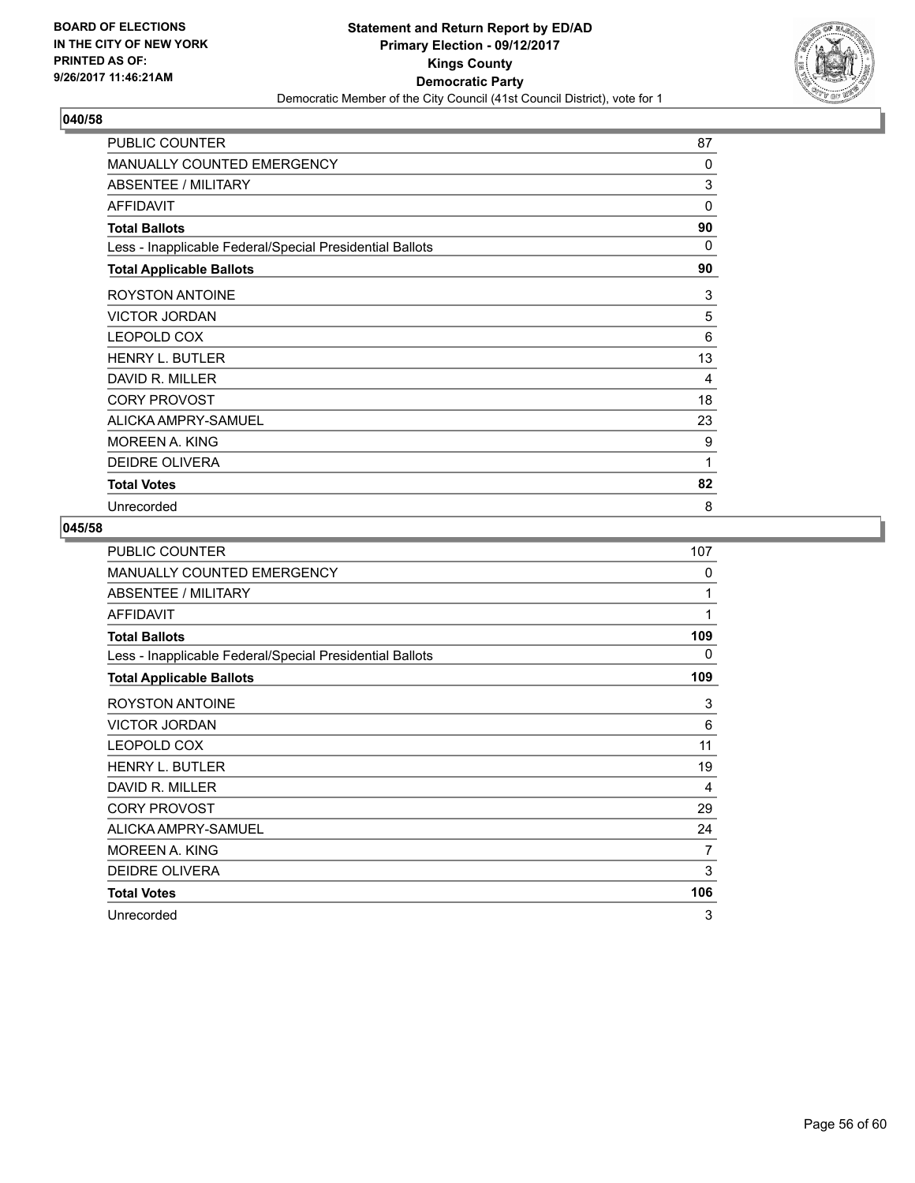**BOARD OF ELECTIONS IN THE CITY OF NEW YORK PRINTED AS OF: 9/26/2017 11:46:21AM**

**Statement and Return Report by ED/AD**
**Primary Election - 09/12/2017**
**Kings County**
**Democratic Party**
Democratic Member of the City Council (41st Council District), vote for 1

## 040/58

| | |
|---|---|
| PUBLIC COUNTER | 87 |
| MANUALLY COUNTED EMERGENCY | 0 |
| ABSENTEE / MILITARY | 3 |
| AFFIDAVIT | 0 |
| **Total Ballots** | **90** |
| Less - Inapplicable Federal/Special Presidential Ballots | 0 |
| **Total Applicable Ballots** | **90** |
| ROYSTON ANTOINE | 3 |
| VICTOR JORDAN | 5 |
| LEOPOLD COX | 6 |
| HENRY L. BUTLER | 13 |
| DAVID R. MILLER | 4 |
| CORY PROVOST | 18 |
| ALICKA AMPRY-SAMUEL | 23 |
| MOREEN A. KING | 9 |
| DEIDRE OLIVERA | 1 |
| **Total Votes** | **82** |
| Unrecorded | 8 |

## 045/58

| | |
|---|---|
| PUBLIC COUNTER | 107 |
| MANUALLY COUNTED EMERGENCY | 0 |
| ABSENTEE / MILITARY | 1 |
| AFFIDAVIT | 1 |
| **Total Ballots** | **109** |
| Less - Inapplicable Federal/Special Presidential Ballots | 0 |
| **Total Applicable Ballots** | **109** |
| ROYSTON ANTOINE | 3 |
| VICTOR JORDAN | 6 |
| LEOPOLD COX | 11 |
| HENRY L. BUTLER | 19 |
| DAVID R. MILLER | 4 |
| CORY PROVOST | 29 |
| ALICKA AMPRY-SAMUEL | 24 |
| MOREEN A. KING | 7 |
| DEIDRE OLIVERA | 3 |
| **Total Votes** | **106** |
| Unrecorded | 3 |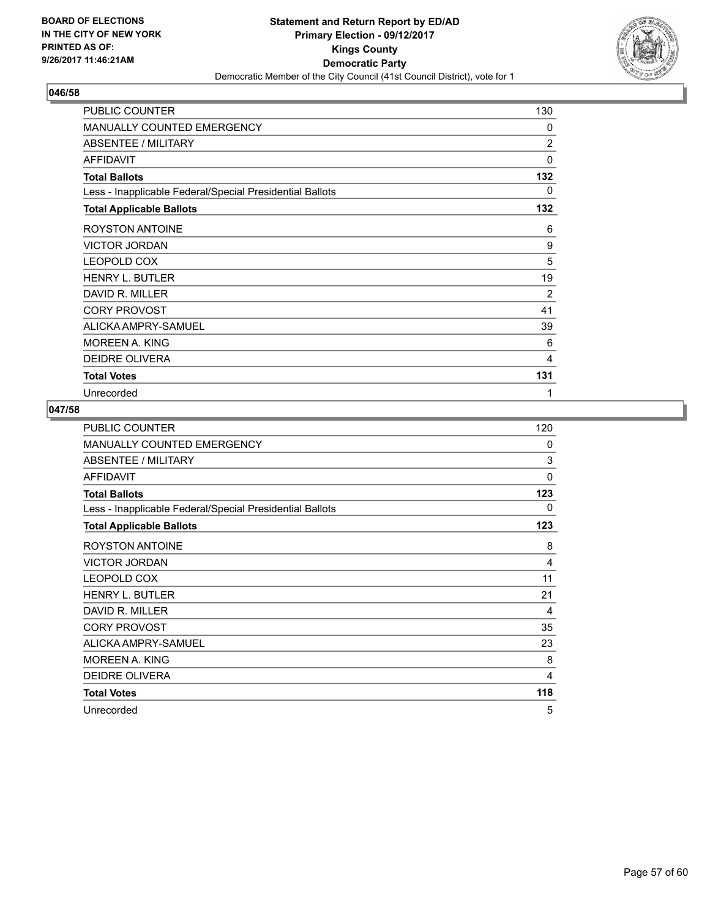**BOARD OF ELECTIONS IN THE CITY OF NEW YORK PRINTED AS OF: 9/26/2017 11:46:21AM**

**Statement and Return Report by ED/AD**
**Primary Election - 09/12/2017**
**Kings County**
**Democratic Party**
Democratic Member of the City Council (41st Council District), vote for 1

### 046/58

| | |
|---|---|
| PUBLIC COUNTER | 130 |
| MANUALLY COUNTED EMERGENCY | 0 |
| ABSENTEE / MILITARY | 2 |
| AFFIDAVIT | 0 |
| **Total Ballots** | **132** |
| Less - Inapplicable Federal/Special Presidential Ballots | 0 |
| **Total Applicable Ballots** | **132** |
| ROYSTON ANTOINE | 6 |
| VICTOR JORDAN | 9 |
| LEOPOLD COX | 5 |
| HENRY L. BUTLER | 19 |
| DAVID R. MILLER | 2 |
| CORY PROVOST | 41 |
| ALICKA AMPRY-SAMUEL | 39 |
| MOREEN A. KING | 6 |
| DEIDRE OLIVERA | 4 |
| **Total Votes** | **131** |
| Unrecorded | 1 |

### 047/58

| | |
|---|---|
| PUBLIC COUNTER | 120 |
| MANUALLY COUNTED EMERGENCY | 0 |
| ABSENTEE / MILITARY | 3 |
| AFFIDAVIT | 0 |
| **Total Ballots** | **123** |
| Less - Inapplicable Federal/Special Presidential Ballots | 0 |
| **Total Applicable Ballots** | **123** |
| ROYSTON ANTOINE | 8 |
| VICTOR JORDAN | 4 |
| LEOPOLD COX | 11 |
| HENRY L. BUTLER | 21 |
| DAVID R. MILLER | 4 |
| CORY PROVOST | 35 |
| ALICKA AMPRY-SAMUEL | 23 |
| MOREEN A. KING | 8 |
| DEIDRE OLIVERA | 4 |
| **Total Votes** | **118** |
| Unrecorded | 5 |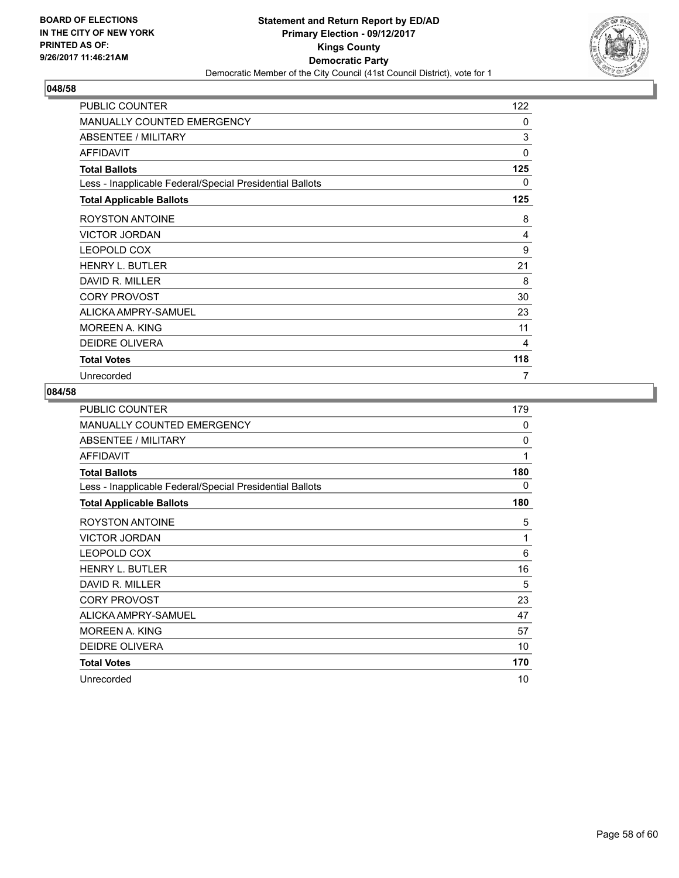BOARD OF ELECTIONS
IN THE CITY OF NEW YORK
PRINTED AS OF:
9/26/2017 11:46:21AM

**Statement and Return Report by ED/AD**
**Primary Election - 09/12/2017**
**Kings County**
**Democratic Party**
Democratic Member of the City Council (41st Council District), vote for 1

## 048/58

| | |
|---|---|
| PUBLIC COUNTER | 122 |
| MANUALLY COUNTED EMERGENCY | 0 |
| ABSENTEE / MILITARY | 3 |
| AFFIDAVIT | 0 |
| **Total Ballots** | **125** |
| Less - Inapplicable Federal/Special Presidential Ballots | 0 |
| **Total Applicable Ballots** | **125** |
| ROYSTON ANTOINE | 8 |
| VICTOR JORDAN | 4 |
| LEOPOLD COX | 9 |
| HENRY L. BUTLER | 21 |
| DAVID R. MILLER | 8 |
| CORY PROVOST | 30 |
| ALICKA AMPRY-SAMUEL | 23 |
| MOREEN A. KING | 11 |
| DEIDRE OLIVERA | 4 |
| **Total Votes** | **118** |
| Unrecorded | 7 |

## 084/58

| | |
|---|---|
| PUBLIC COUNTER | 179 |
| MANUALLY COUNTED EMERGENCY | 0 |
| ABSENTEE / MILITARY | 0 |
| AFFIDAVIT | 1 |
| **Total Ballots** | **180** |
| Less - Inapplicable Federal/Special Presidential Ballots | 0 |
| **Total Applicable Ballots** | **180** |
| ROYSTON ANTOINE | 5 |
| VICTOR JORDAN | 1 |
| LEOPOLD COX | 6 |
| HENRY L. BUTLER | 16 |
| DAVID R. MILLER | 5 |
| CORY PROVOST | 23 |
| ALICKA AMPRY-SAMUEL | 47 |
| MOREEN A. KING | 57 |
| DEIDRE OLIVERA | 10 |
| **Total Votes** | **170** |
| Unrecorded | 10 |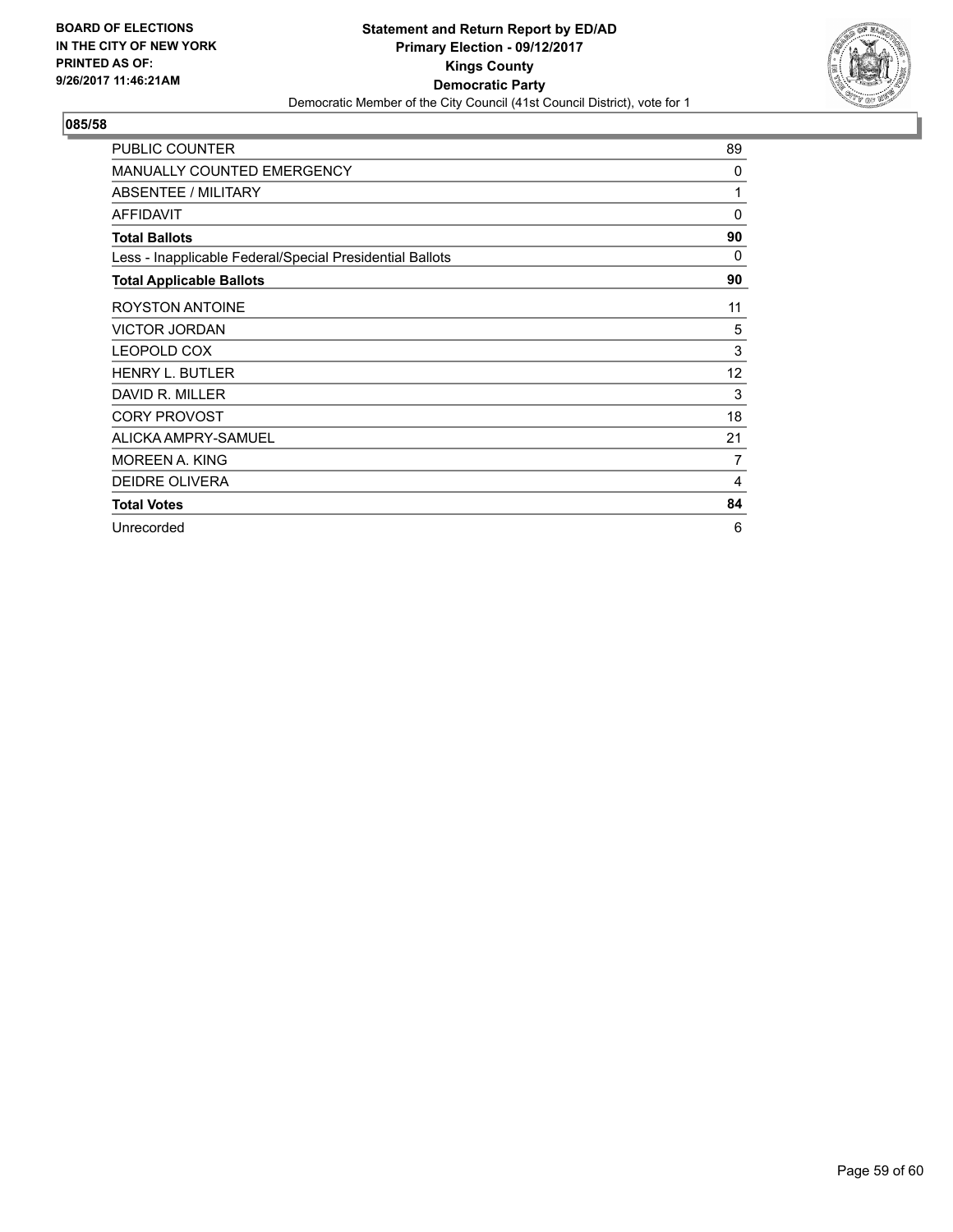**BOARD OF ELECTIONS IN THE CITY OF NEW YORK PRINTED AS OF: 9/26/2017 11:46:21AM**

**Statement and Return Report by ED/AD**
**Primary Election - 09/12/2017**
**Kings County**
**Democratic Party**
Democratic Member of the City Council (41st Council District), vote for 1

## 085/58

| | |
|---|---|
| PUBLIC COUNTER | 89 |
| MANUALLY COUNTED EMERGENCY | 0 |
| ABSENTEE / MILITARY | 1 |
| AFFIDAVIT | 0 |
| **Total Ballots** | **90** |
| Less - Inapplicable Federal/Special Presidential Ballots | 0 |
| **Total Applicable Ballots** | **90** |
| ROYSTON ANTOINE | 11 |
| VICTOR JORDAN | 5 |
| LEOPOLD COX | 3 |
| HENRY L. BUTLER | 12 |
| DAVID R. MILLER | 3 |
| CORY PROVOST | 18 |
| ALICKA AMPRY-SAMUEL | 21 |
| MOREEN A. KING | 7 |
| DEIDRE OLIVERA | 4 |
| **Total Votes** | **84** |
| Unrecorded | 6 |